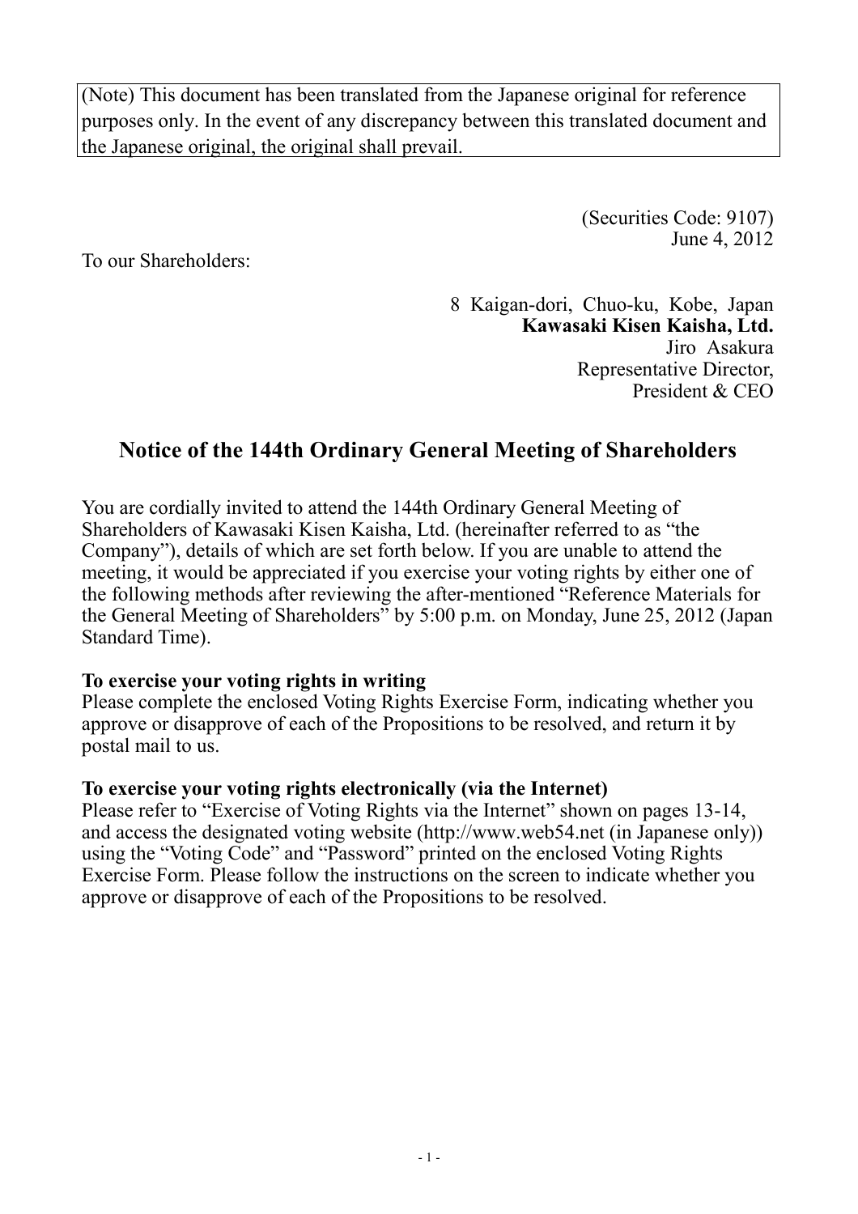(Note) This document has been translated from the Japanese original for reference purposes only. In the event of any discrepancy between this translated document and the Japanese original, the original shall prevail.

(Securities Code: 9107)
June 4, 2012

To our Shareholders:

8 Kaigan-dori, Chuo-ku, Kobe, Japan
**Kawasaki Kisen Kaisha, Ltd.**
Jiro Asakura
Representative Director,
President & CEO

# Notice of the 144th Ordinary General Meeting of Shareholders

You are cordially invited to attend the 144th Ordinary General Meeting of Shareholders of Kawasaki Kisen Kaisha, Ltd. (hereinafter referred to as "the Company"), details of which are set forth below. If you are unable to attend the meeting, it would be appreciated if you exercise your voting rights by either one of the following methods after reviewing the after-mentioned "Reference Materials for the General Meeting of Shareholders" by 5:00 p.m. on Monday, June 25, 2012 (Japan Standard Time).

**To exercise your voting rights in writing**
Please complete the enclosed Voting Rights Exercise Form, indicating whether you approve or disapprove of each of the Propositions to be resolved, and return it by postal mail to us.

**To exercise your voting rights electronically (via the Internet)**
Please refer to "Exercise of Voting Rights via the Internet" shown on pages 13-14, and access the designated voting website (http://www.web54.net (in Japanese only)) using the "Voting Code" and "Password" printed on the enclosed Voting Rights Exercise Form. Please follow the instructions on the screen to indicate whether you approve or disapprove of each of the Propositions to be resolved.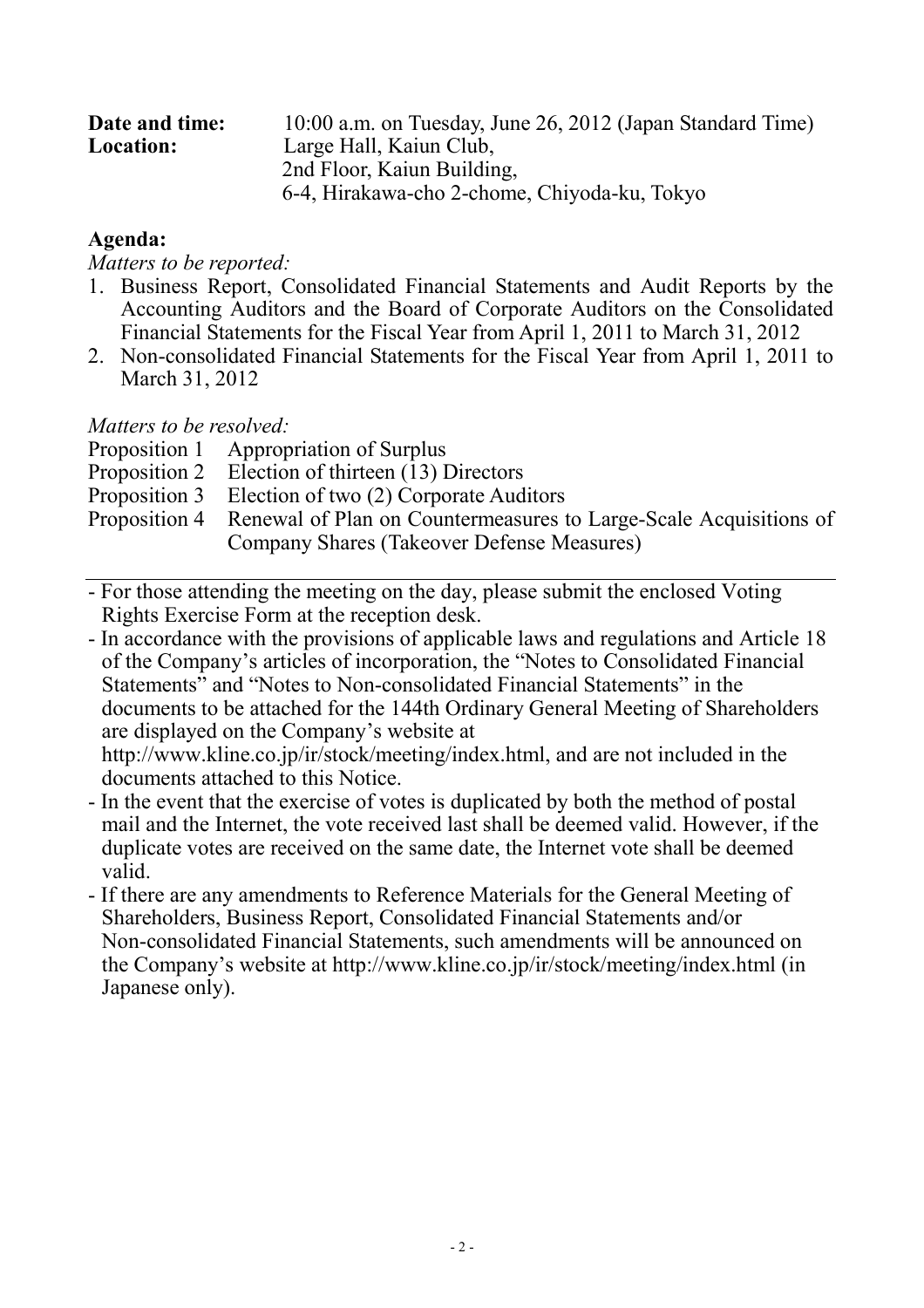**Date and time:** 10:00 a.m. on Tuesday, June 26, 2012 (Japan Standard Time)
**Location:** Large Hall, Kaiun Club,
2nd Floor, Kaiun Building,
6-4, Hirakawa-cho 2-chome, Chiyoda-ku, Tokyo

**Agenda:**

*Matters to be reported:*

1. Business Report, Consolidated Financial Statements and Audit Reports by the Accounting Auditors and the Board of Corporate Auditors on the Consolidated Financial Statements for the Fiscal Year from April 1, 2011 to March 31, 2012
2. Non-consolidated Financial Statements for the Fiscal Year from April 1, 2011 to March 31, 2012

*Matters to be resolved:*

Proposition 1 Appropriation of Surplus
Proposition 2 Election of thirteen (13) Directors
Proposition 3 Election of two (2) Corporate Auditors
Proposition 4 Renewal of Plan on Countermeasures to Large-Scale Acquisitions of Company Shares (Takeover Defense Measures)

---

- For those attending the meeting on the day, please submit the enclosed Voting Rights Exercise Form at the reception desk.
- In accordance with the provisions of applicable laws and regulations and Article 18 of the Company's articles of incorporation, the "Notes to Consolidated Financial Statements" and "Notes to Non-consolidated Financial Statements" in the documents to be attached for the 144th Ordinary General Meeting of Shareholders are displayed on the Company's website at http://www.kline.co.jp/ir/stock/meeting/index.html, and are not included in the documents attached to this Notice.
- In the event that the exercise of votes is duplicated by both the method of postal mail and the Internet, the vote received last shall be deemed valid. However, if the duplicate votes are received on the same date, the Internet vote shall be deemed valid.
- If there are any amendments to Reference Materials for the General Meeting of Shareholders, Business Report, Consolidated Financial Statements and/or Non-consolidated Financial Statements, such amendments will be announced on the Company's website at http://www.kline.co.jp/ir/stock/meeting/index.html (in Japanese only).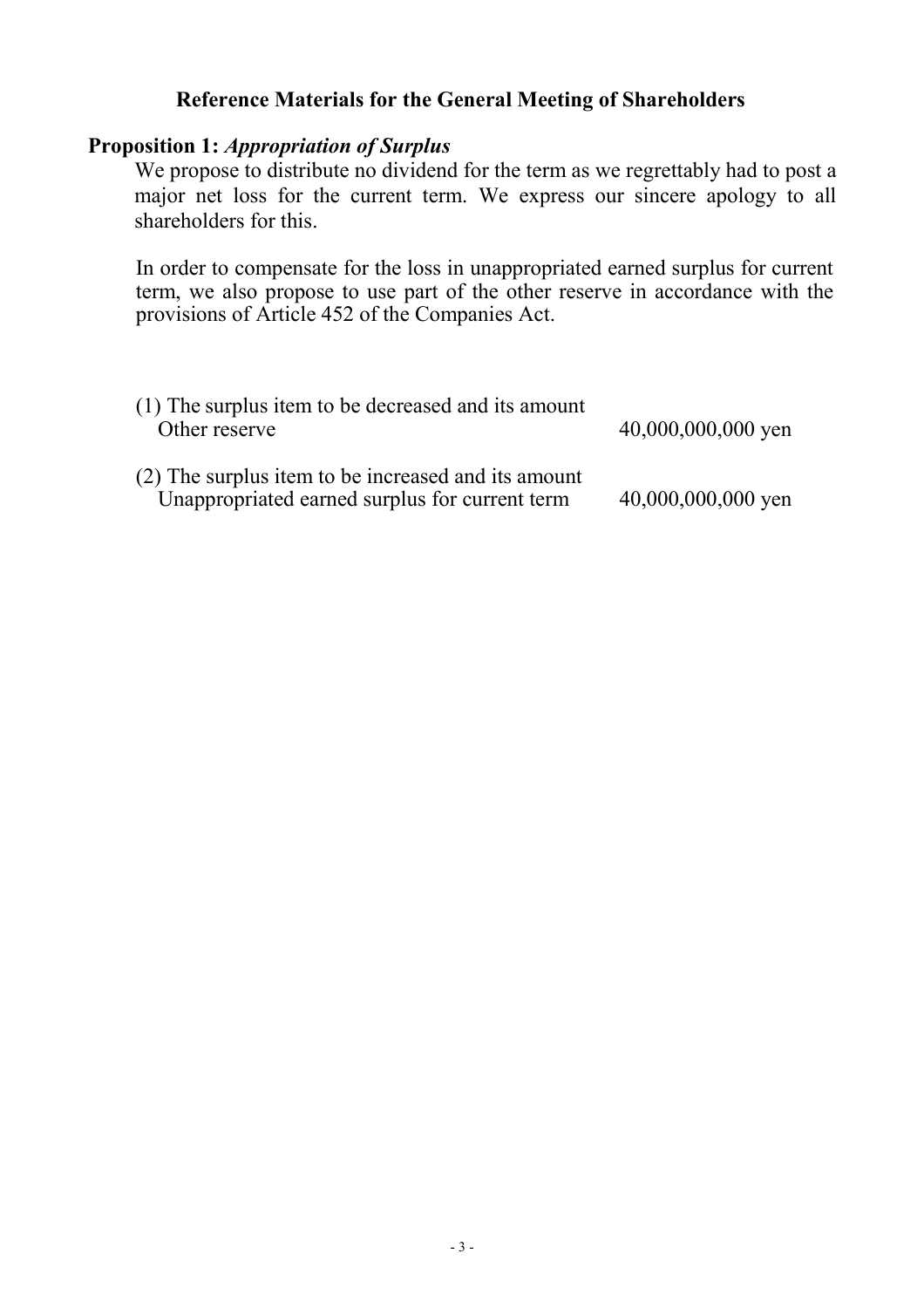## Reference Materials for the General Meeting of Shareholders

### Proposition 1: *Appropriation of Surplus*

We propose to distribute no dividend for the term as we regrettably had to post a major net loss for the current term. We express our sincere apology to all shareholders for this.

In order to compensate for the loss in unappropriated earned surplus for current term, we also propose to use part of the other reserve in accordance with the provisions of Article 452 of the Companies Act.

(1) The surplus item to be decreased and its amount
Other reserve 40,000,000,000 yen

(2) The surplus item to be increased and its amount
Unappropriated earned surplus for current term 40,000,000,000 yen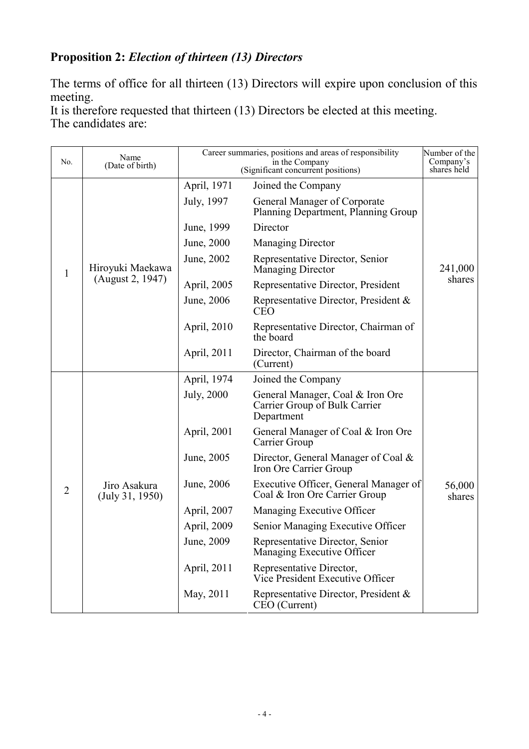**Proposition 2:** ***Election of thirteen (13) Directors***

The terms of office for all thirteen (13) Directors will expire upon conclusion of this meeting.
It is therefore requested that thirteen (13) Directors be elected at this meeting.
The candidates are:

| No. | Name (Date of birth) | Career summaries, positions and areas of responsibility in the Company (Significant concurrent positions) | | Number of the Company's shares held |
|---|---|---|---|---|
| 1 | Hiroyuki Maekawa (August 2, 1947) | April, 1971 | Joined the Company | 241,000 shares |
| | | July, 1997 | General Manager of Corporate Planning Department, Planning Group | |
| | | June, 1999 | Director | |
| | | June, 2000 | Managing Director | |
| | | June, 2002 | Representative Director, Senior Managing Director | |
| | | April, 2005 | Representative Director, President | |
| | | June, 2006 | Representative Director, President & CEO | |
| | | April, 2010 | Representative Director, Chairman of the board | |
| | | April, 2011 | Director, Chairman of the board (Current) | |
| 2 | Jiro Asakura (July 31, 1950) | April, 1974 | Joined the Company | 56,000 shares |
| | | July, 2000 | General Manager, Coal & Iron Ore Carrier Group of Bulk Carrier Department | |
| | | April, 2001 | General Manager of Coal & Iron Ore Carrier Group | |
| | | June, 2005 | Director, General Manager of Coal & Iron Ore Carrier Group | |
| | | June, 2006 | Executive Officer, General Manager of Coal & Iron Ore Carrier Group | |
| | | April, 2007 | Managing Executive Officer | |
| | | April, 2009 | Senior Managing Executive Officer | |
| | | June, 2009 | Representative Director, Senior Managing Executive Officer | |
| | | April, 2011 | Representative Director, Vice President Executive Officer | |
| | | May, 2011 | Representative Director, President & CEO (Current) | |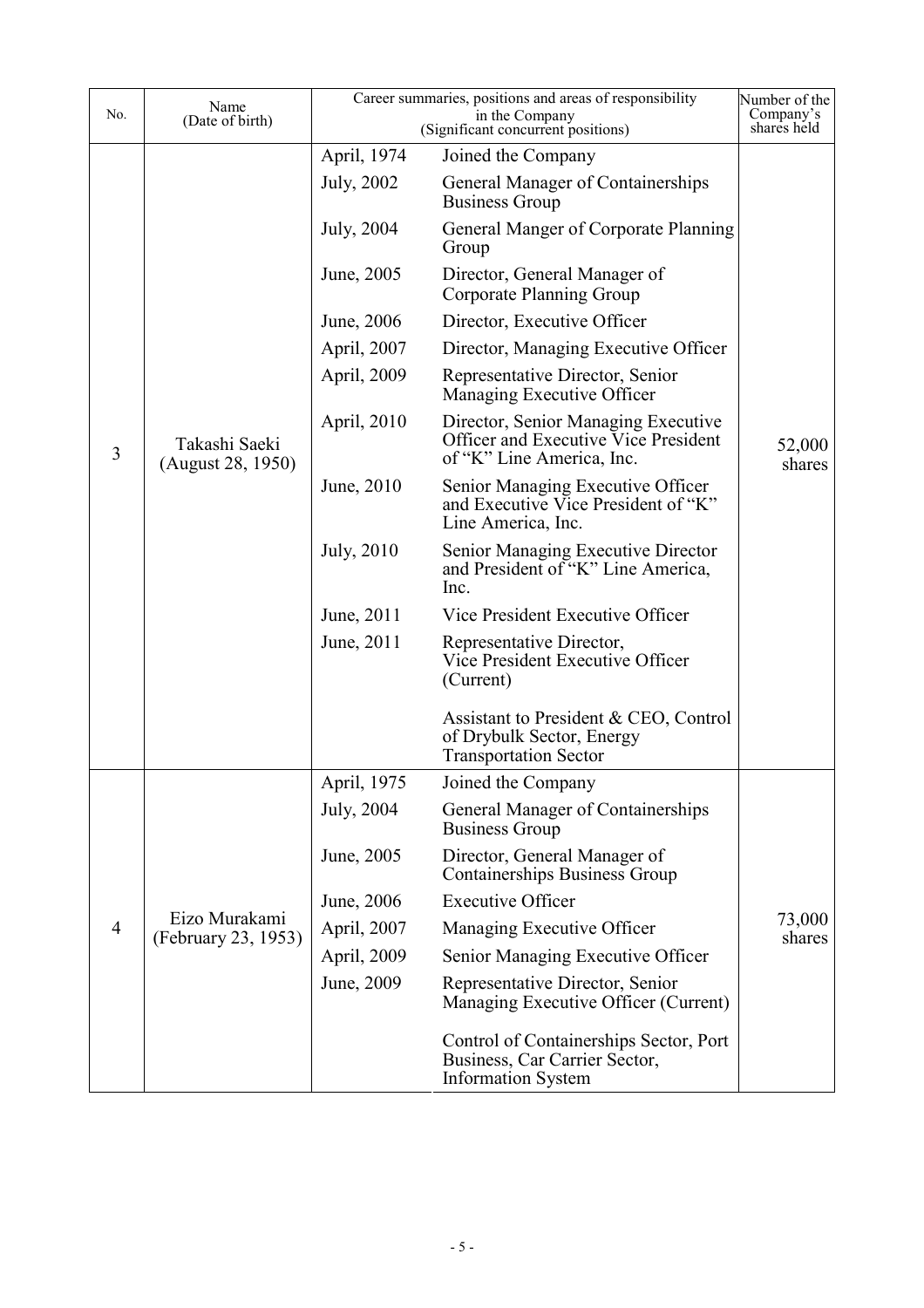| No. | Name (Date of birth) | Career summaries, positions and areas of responsibility in the Company (Significant concurrent positions) | | Number of the Company's shares held |
|---|---|---|---|---|
| 3 | Takashi Saeki (August 28, 1950) | April, 1974 | Joined the Company | 52,000 shares |
| | | July, 2002 | General Manager of Containerships Business Group | |
| | | July, 2004 | General Manger of Corporate Planning Group | |
| | | June, 2005 | Director, General Manager of Corporate Planning Group | |
| | | June, 2006 | Director, Executive Officer | |
| | | April, 2007 | Director, Managing Executive Officer | |
| | | April, 2009 | Representative Director, Senior Managing Executive Officer | |
| | | April, 2010 | Director, Senior Managing Executive Officer and Executive Vice President of "K" Line America, Inc. | |
| | | June, 2010 | Senior Managing Executive Officer and Executive Vice President of "K" Line America, Inc. | |
| | | July, 2010 | Senior Managing Executive Director and President of "K" Line America, Inc. | |
| | | June, 2011 | Vice President Executive Officer | |
| | | June, 2011 | Representative Director, Vice President Executive Officer (Current) | |
| | | | Assistant to President & CEO, Control of Drybulk Sector, Energy Transportation Sector | |
| 4 | Eizo Murakami (February 23, 1953) | April, 1975 | Joined the Company | 73,000 shares |
| | | July, 2004 | General Manager of Containerships Business Group | |
| | | June, 2005 | Director, General Manager of Containerships Business Group | |
| | | June, 2006 | Executive Officer | |
| | | April, 2007 | Managing Executive Officer | |
| | | April, 2009 | Senior Managing Executive Officer | |
| | | June, 2009 | Representative Director, Senior Managing Executive Officer (Current) | |
| | | | Control of Containerships Sector, Port Business, Car Carrier Sector, Information System | |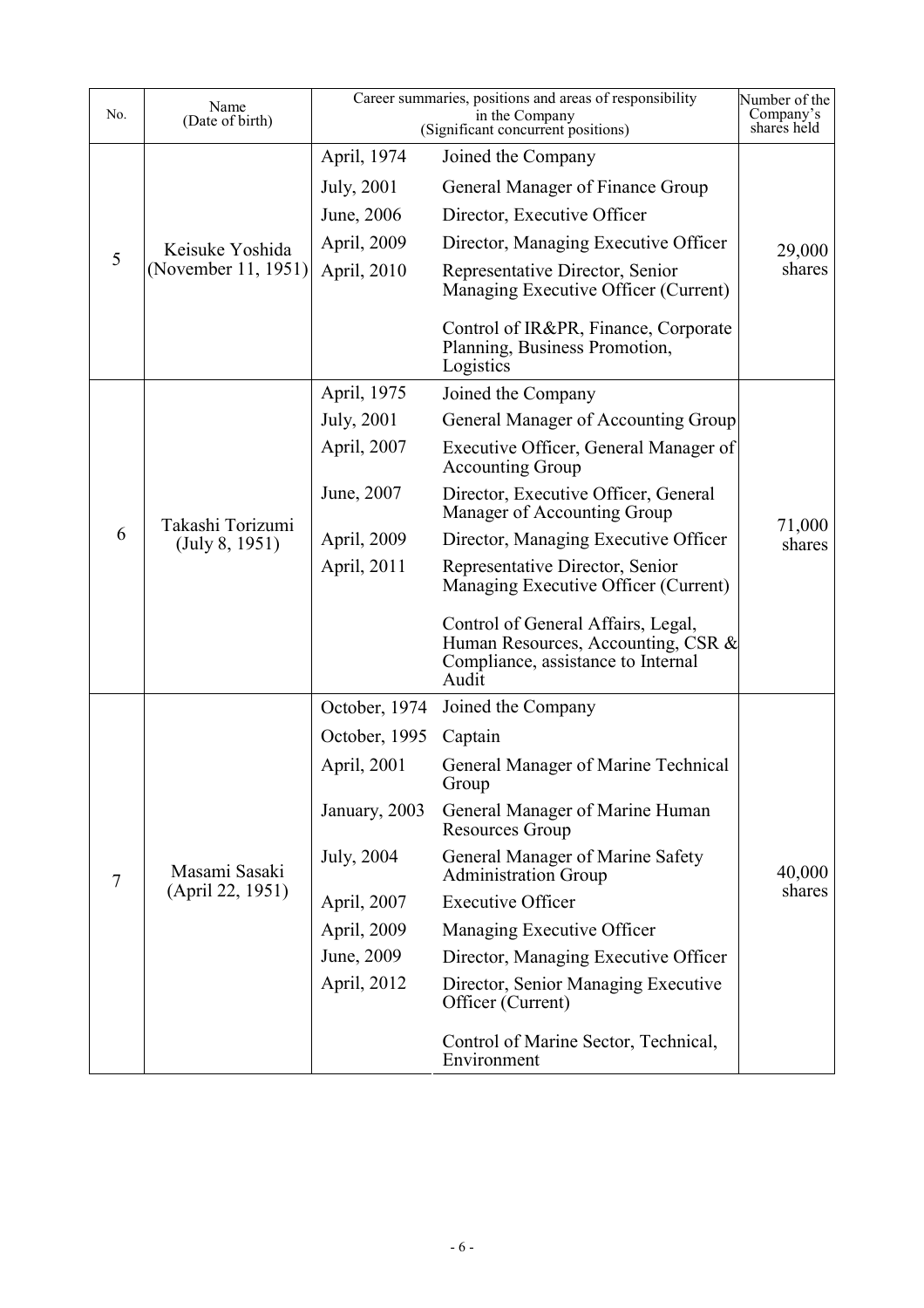| No. | Name (Date of birth) | Career summaries, positions and areas of responsibility in the Company (Significant concurrent positions) | | Number of the Company's shares held |
|---|---|---|---|---|
| 5 | Keisuke Yoshida (November 11, 1951) | April, 1974 | Joined the Company | 29,000 shares |
| | | July, 2001 | General Manager of Finance Group | |
| | | June, 2006 | Director, Executive Officer | |
| | | April, 2009 | Director, Managing Executive Officer | |
| | | April, 2010 | Representative Director, Senior Managing Executive Officer (Current) | |
| | | | Control of IR&PR, Finance, Corporate Planning, Business Promotion, Logistics | |
| 6 | Takashi Torizumi (July 8, 1951) | April, 1975 | Joined the Company | 71,000 shares |
| | | July, 2001 | General Manager of Accounting Group | |
| | | April, 2007 | Executive Officer, General Manager of Accounting Group | |
| | | June, 2007 | Director, Executive Officer, General Manager of Accounting Group | |
| | | April, 2009 | Director, Managing Executive Officer | |
| | | April, 2011 | Representative Director, Senior Managing Executive Officer (Current) | |
| | | | Control of General Affairs, Legal, Human Resources, Accounting, CSR & Compliance, assistance to Internal Audit | |
| 7 | Masami Sasaki (April 22, 1951) | October, 1974 | Joined the Company | 40,000 shares |
| | | October, 1995 | Captain | |
| | | April, 2001 | General Manager of Marine Technical Group | |
| | | January, 2003 | General Manager of Marine Human Resources Group | |
| | | July, 2004 | General Manager of Marine Safety Administration Group | |
| | | April, 2007 | Executive Officer | |
| | | April, 2009 | Managing Executive Officer | |
| | | June, 2009 | Director, Managing Executive Officer | |
| | | April, 2012 | Director, Senior Managing Executive Officer (Current) | |
| | | | Control of Marine Sector, Technical, Environment | |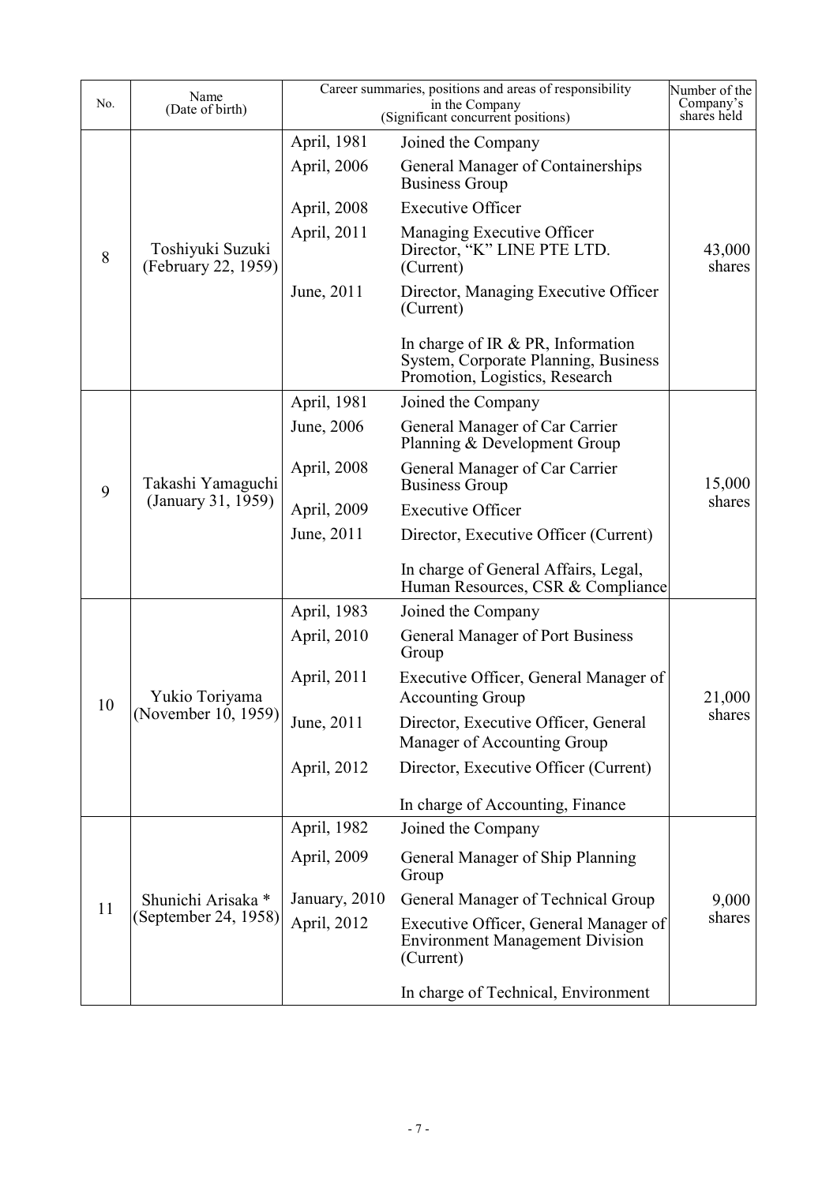| No. | Name (Date of birth) | Career summaries, positions and areas of responsibility in the Company (Significant concurrent positions) | | Number of the Company's shares held |
|---|---|---|---|---|
| 8 | Toshiyuki Suzuki (February 22, 1959) | April, 1981 | Joined the Company | 43,000 shares |
| | | April, 2006 | General Manager of Containerships Business Group | |
| | | April, 2008 | Executive Officer | |
| | | April, 2011 | Managing Executive Officer Director, "K" LINE PTE LTD. (Current) | |
| | | June, 2011 | Director, Managing Executive Officer (Current) | |
| | | | In charge of IR & PR, Information System, Corporate Planning, Business Promotion, Logistics, Research | |
| 9 | Takashi Yamaguchi (January 31, 1959) | April, 1981 | Joined the Company | 15,000 shares |
| | | June, 2006 | General Manager of Car Carrier Planning & Development Group | |
| | | April, 2008 | General Manager of Car Carrier Business Group | |
| | | April, 2009 | Executive Officer | |
| | | June, 2011 | Director, Executive Officer (Current) | |
| | | | In charge of General Affairs, Legal, Human Resources, CSR & Compliance | |
| 10 | Yukio Toriyama (November 10, 1959) | April, 1983 | Joined the Company | 21,000 shares |
| | | April, 2010 | General Manager of Port Business Group | |
| | | April, 2011 | Executive Officer, General Manager of Accounting Group | |
| | | June, 2011 | Director, Executive Officer, General Manager of Accounting Group | |
| | | April, 2012 | Director, Executive Officer (Current) | |
| | | | In charge of Accounting, Finance | |
| 11 | Shunichi Arisaka * (September 24, 1958) | April, 1982 | Joined the Company | 9,000 shares |
| | | April, 2009 | General Manager of Ship Planning Group | |
| | | January, 2010 | General Manager of Technical Group | |
| | | April, 2012 | Executive Officer, General Manager of Environment Management Division (Current) | |
| | | | In charge of Technical, Environment | |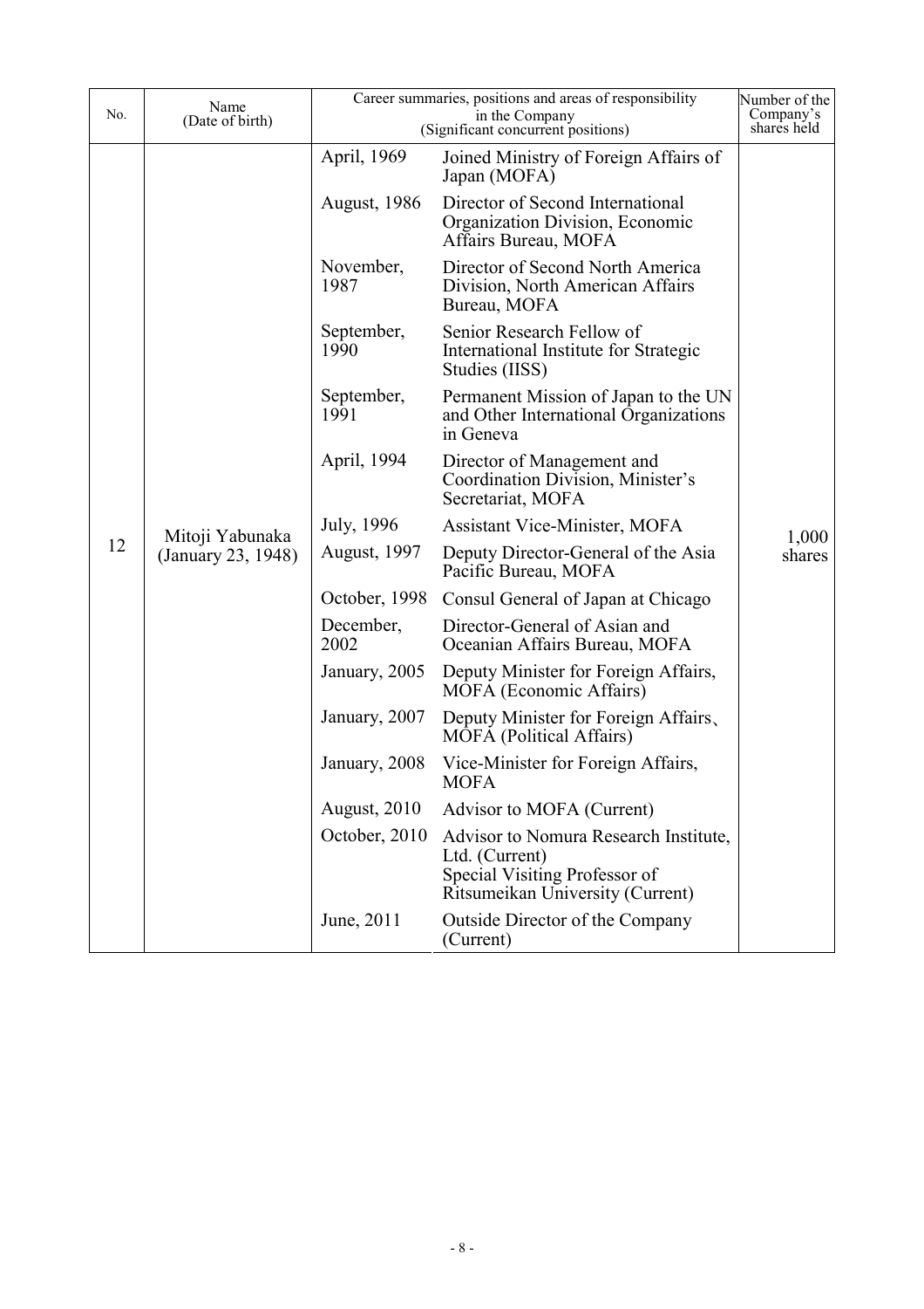| No. | Name (Date of birth) | Career summaries, positions and areas of responsibility in the Company (Significant concurrent positions) | | Number of the Company's shares held |
|---|---|---|---|---|
| 12 | Mitoji Yabunaka (January 23, 1948) | April, 1969 | Joined Ministry of Foreign Affairs of Japan (MOFA) | 1,000 shares |
| | | August, 1986 | Director of Second International Organization Division, Economic Affairs Bureau, MOFA | |
| | | November, 1987 | Director of Second North America Division, North American Affairs Bureau, MOFA | |
| | | September, 1990 | Senior Research Fellow of International Institute for Strategic Studies (IISS) | |
| | | September, 1991 | Permanent Mission of Japan to the UN and Other International Organizations in Geneva | |
| | | April, 1994 | Director of Management and Coordination Division, Minister's Secretariat, MOFA | |
| | | July, 1996 | Assistant Vice-Minister, MOFA | |
| | | August, 1997 | Deputy Director-General of the Asia Pacific Bureau, MOFA | |
| | | October, 1998 | Consul General of Japan at Chicago | |
| | | December, 2002 | Director-General of Asian and Oceanian Affairs Bureau, MOFA | |
| | | January, 2005 | Deputy Minister for Foreign Affairs, MOFA (Economic Affairs) | |
| | | January, 2007 | Deputy Minister for Foreign Affairs、MOFA (Political Affairs) | |
| | | January, 2008 | Vice-Minister for Foreign Affairs, MOFA | |
| | | August, 2010 | Advisor to MOFA (Current) | |
| | | October, 2010 | Advisor to Nomura Research Institute, Ltd. (Current)<br>Special Visiting Professor of Ritsumeikan University (Current) | |
| | | June, 2011 | Outside Director of the Company (Current) | |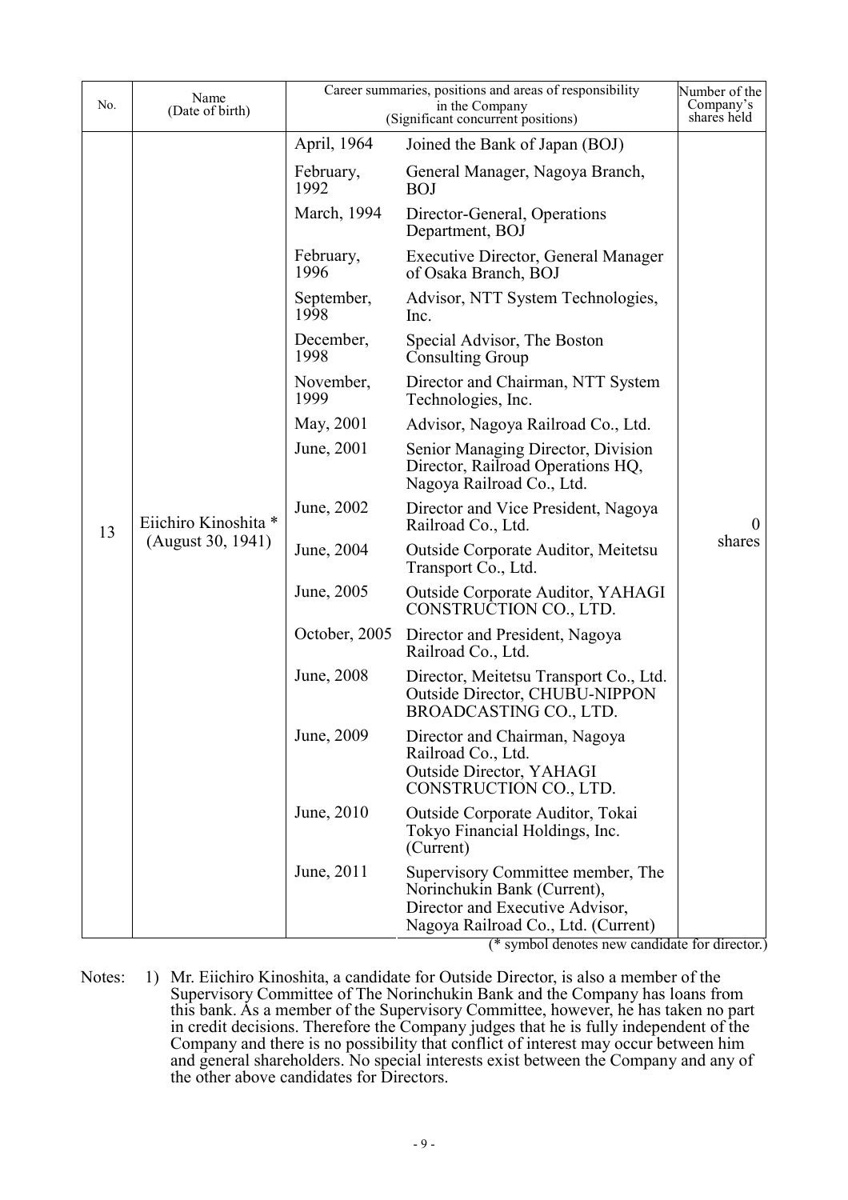| No. | Name (Date of birth) | Career summaries, positions and areas of responsibility in the Company (Significant concurrent positions) | | Number of the Company's shares held |
|---|---|---|---|---|
| 13 | Eiichiro Kinoshita * (August 30, 1941) | April, 1964 | Joined the Bank of Japan (BOJ) | 0 shares |
| | | February, 1992 | General Manager, Nagoya Branch, BOJ | |
| | | March, 1994 | Director-General, Operations Department, BOJ | |
| | | February, 1996 | Executive Director, General Manager of Osaka Branch, BOJ | |
| | | September, 1998 | Advisor, NTT System Technologies, Inc. | |
| | | December, 1998 | Special Advisor, The Boston Consulting Group | |
| | | November, 1999 | Director and Chairman, NTT System Technologies, Inc. | |
| | | May, 2001 | Advisor, Nagoya Railroad Co., Ltd. | |
| | | June, 2001 | Senior Managing Director, Division Director, Railroad Operations HQ, Nagoya Railroad Co., Ltd. | |
| | | June, 2002 | Director and Vice President, Nagoya Railroad Co., Ltd. | |
| | | June, 2004 | Outside Corporate Auditor, Meitetsu Transport Co., Ltd. | |
| | | June, 2005 | Outside Corporate Auditor, YAHAGI CONSTRUCTION CO., LTD. | |
| | | October, 2005 | Director and President, Nagoya Railroad Co., Ltd. | |
| | | June, 2008 | Director, Meitetsu Transport Co., Ltd. Outside Director, CHUBU-NIPPON BROADCASTING CO., LTD. | |
| | | June, 2009 | Director and Chairman, Nagoya Railroad Co., Ltd. Outside Director, YAHAGI CONSTRUCTION CO., LTD. | |
| | | June, 2010 | Outside Corporate Auditor, Tokai Tokyo Financial Holdings, Inc. (Current) | |
| | | June, 2011 | Supervisory Committee member, The Norinchukin Bank (Current), Director and Executive Advisor, Nagoya Railroad Co., Ltd. (Current) | |

(* symbol denotes new candidate for director.)

Notes: 1) Mr. Eiichiro Kinoshita, a candidate for Outside Director, is also a member of the Supervisory Committee of The Norinchukin Bank and the Company has loans from this bank. As a member of the Supervisory Committee, however, he has taken no part in credit decisions. Therefore the Company judges that he is fully independent of the Company and there is no possibility that conflict of interest may occur between him and general shareholders. No special interests exist between the Company and any of the other above candidates for Directors.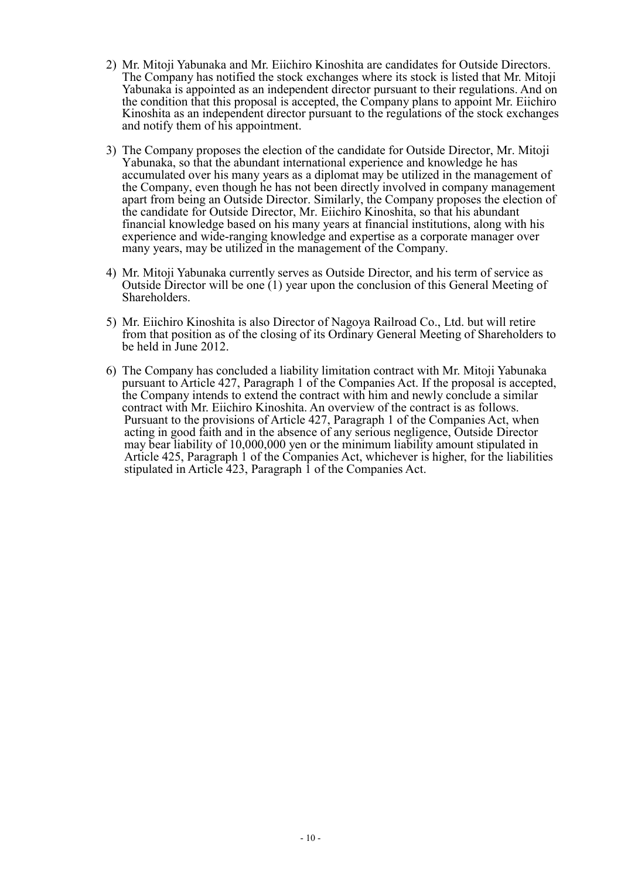2) Mr. Mitoji Yabunaka and Mr. Eiichiro Kinoshita are candidates for Outside Directors. The Company has notified the stock exchanges where its stock is listed that Mr. Mitoji Yabunaka is appointed as an independent director pursuant to their regulations. And on the condition that this proposal is accepted, the Company plans to appoint Mr. Eiichiro Kinoshita as an independent director pursuant to the regulations of the stock exchanges and notify them of his appointment.

3) The Company proposes the election of the candidate for Outside Director, Mr. Mitoji Yabunaka, so that the abundant international experience and knowledge he has accumulated over his many years as a diplomat may be utilized in the management of the Company, even though he has not been directly involved in company management apart from being an Outside Director. Similarly, the Company proposes the election of the candidate for Outside Director, Mr. Eiichiro Kinoshita, so that his abundant financial knowledge based on his many years at financial institutions, along with his experience and wide-ranging knowledge and expertise as a corporate manager over many years, may be utilized in the management of the Company.

4) Mr. Mitoji Yabunaka currently serves as Outside Director, and his term of service as Outside Director will be one (1) year upon the conclusion of this General Meeting of Shareholders.

5) Mr. Eiichiro Kinoshita is also Director of Nagoya Railroad Co., Ltd. but will retire from that position as of the closing of its Ordinary General Meeting of Shareholders to be held in June 2012.

6) The Company has concluded a liability limitation contract with Mr. Mitoji Yabunaka pursuant to Article 427, Paragraph 1 of the Companies Act. If the proposal is accepted, the Company intends to extend the contract with him and newly conclude a similar contract with Mr. Eiichiro Kinoshita. An overview of the contract is as follows.
   Pursuant to the provisions of Article 427, Paragraph 1 of the Companies Act, when acting in good faith and in the absence of any serious negligence, Outside Director may bear liability of 10,000,000 yen or the minimum liability amount stipulated in Article 425, Paragraph 1 of the Companies Act, whichever is higher, for the liabilities stipulated in Article 423, Paragraph 1 of the Companies Act.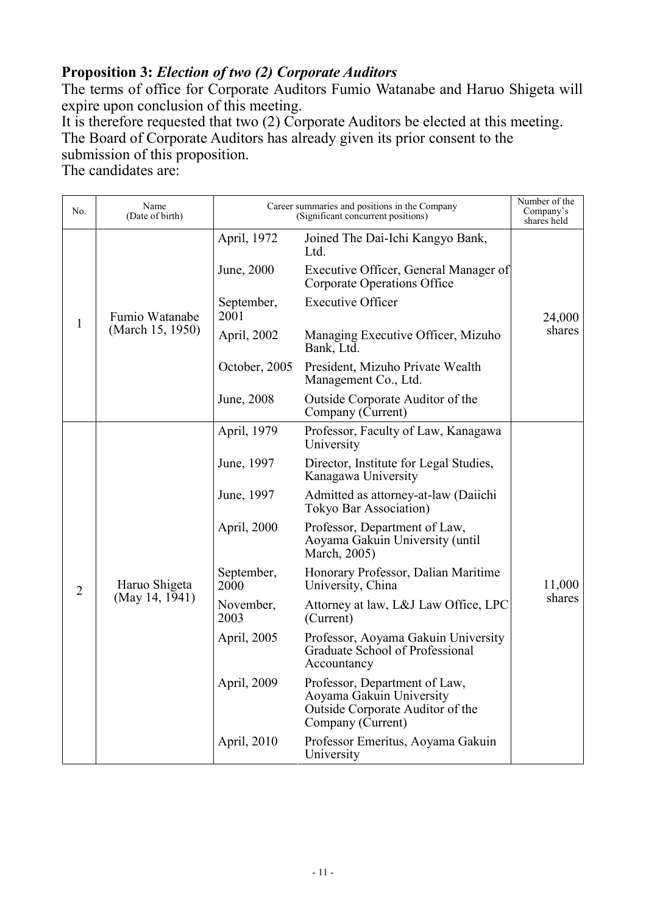**Proposition 3:** ***Election of two (2) Corporate Auditors***

The terms of office for Corporate Auditors Fumio Watanabe and Haruo Shigeta will expire upon conclusion of this meeting.

It is therefore requested that two (2) Corporate Auditors be elected at this meeting.

The Board of Corporate Auditors has already given its prior consent to the submission of this proposition.

The candidates are:

| No. | Name (Date of birth) | Career summaries and positions in the Company (Significant concurrent positions) | | Number of the Company's shares held |
|---|---|---|---|---|
| 1 | Fumio Watanabe (March 15, 1950) | April, 1972 | Joined The Dai-Ichi Kangyo Bank, Ltd. | 24,000 shares |
| | | June, 2000 | Executive Officer, General Manager of Corporate Operations Office | |
| | | September, 2001 | Executive Officer | |
| | | April, 2002 | Managing Executive Officer, Mizuho Bank, Ltd. | |
| | | October, 2005 | President, Mizuho Private Wealth Management Co., Ltd. | |
| | | June, 2008 | Outside Corporate Auditor of the Company (Current) | |
| 2 | Haruo Shigeta (May 14, 1941) | April, 1979 | Professor, Faculty of Law, Kanagawa University | 11,000 shares |
| | | June, 1997 | Director, Institute for Legal Studies, Kanagawa University | |
| | | June, 1997 | Admitted as attorney-at-law (Daiichi Tokyo Bar Association) | |
| | | April, 2000 | Professor, Department of Law, Aoyama Gakuin University (until March, 2005) | |
| | | September, 2000 | Honorary Professor, Dalian Maritime University, China | |
| | | November, 2003 | Attorney at law, L&J Law Office, LPC (Current) | |
| | | April, 2005 | Professor, Aoyama Gakuin University Graduate School of Professional Accountancy | |
| | | April, 2009 | Professor, Department of Law, Aoyama Gakuin University<br>Outside Corporate Auditor of the Company (Current) | |
| | | April, 2010 | Professor Emeritus, Aoyama Gakuin University | |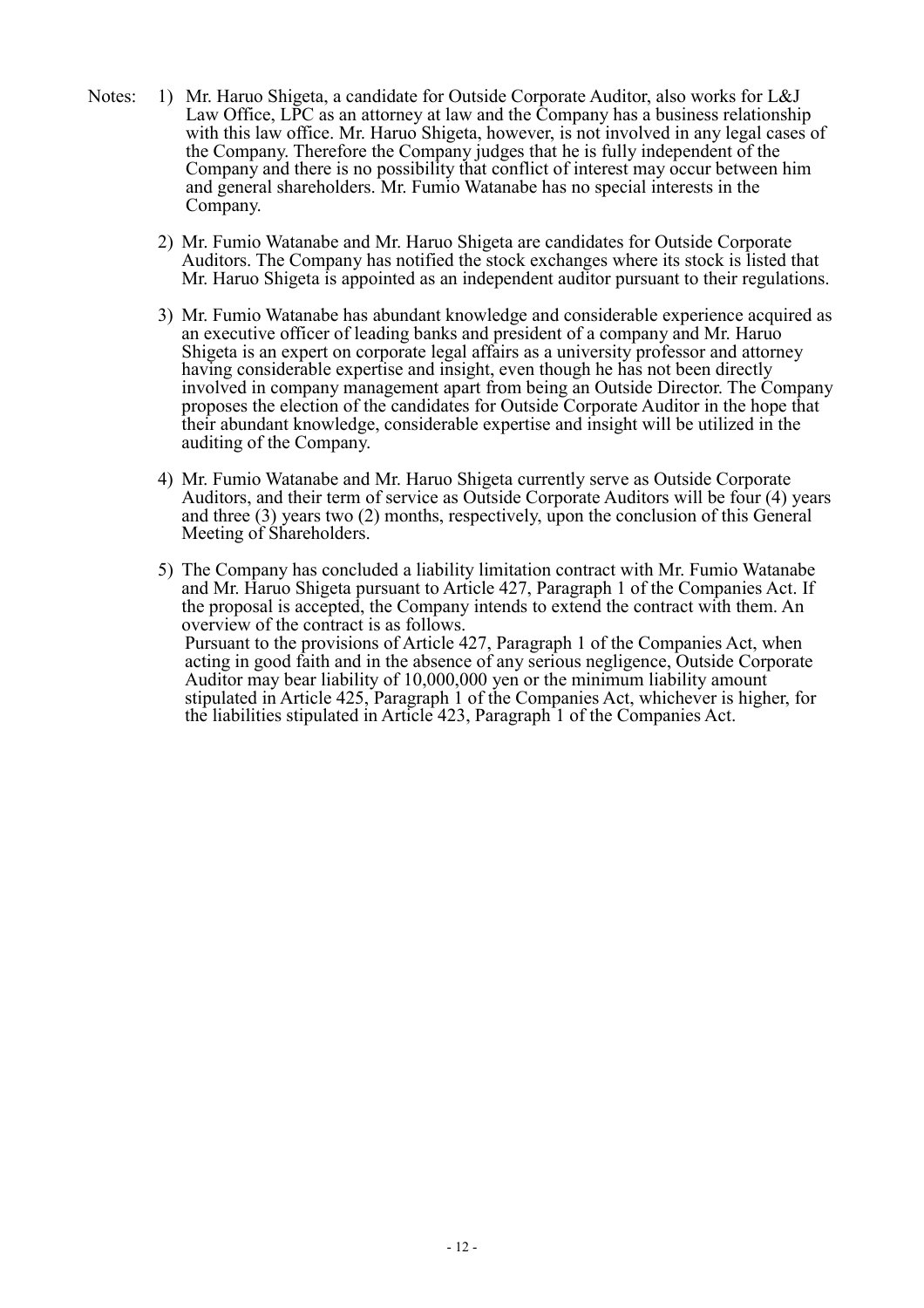Notes:

1) Mr. Haruo Shigeta, a candidate for Outside Corporate Auditor, also works for L&J Law Office, LPC as an attorney at law and the Company has a business relationship with this law office. Mr. Haruo Shigeta, however, is not involved in any legal cases of the Company. Therefore the Company judges that he is fully independent of the Company and there is no possibility that conflict of interest may occur between him and general shareholders. Mr. Fumio Watanabe has no special interests in the Company.

2) Mr. Fumio Watanabe and Mr. Haruo Shigeta are candidates for Outside Corporate Auditors. The Company has notified the stock exchanges where its stock is listed that Mr. Haruo Shigeta is appointed as an independent auditor pursuant to their regulations.

3) Mr. Fumio Watanabe has abundant knowledge and considerable experience acquired as an executive officer of leading banks and president of a company and Mr. Haruo Shigeta is an expert on corporate legal affairs as a university professor and attorney having considerable expertise and insight, even though he has not been directly involved in company management apart from being an Outside Director. The Company proposes the election of the candidates for Outside Corporate Auditor in the hope that their abundant knowledge, considerable expertise and insight will be utilized in the auditing of the Company.

4) Mr. Fumio Watanabe and Mr. Haruo Shigeta currently serve as Outside Corporate Auditors, and their term of service as Outside Corporate Auditors will be four (4) years and three (3) years two (2) months, respectively, upon the conclusion of this General Meeting of Shareholders.

5) The Company has concluded a liability limitation contract with Mr. Fumio Watanabe and Mr. Haruo Shigeta pursuant to Article 427, Paragraph 1 of the Companies Act. If the proposal is accepted, the Company intends to extend the contract with them. An overview of the contract is as follows.
   Pursuant to the provisions of Article 427, Paragraph 1 of the Companies Act, when acting in good faith and in the absence of any serious negligence, Outside Corporate Auditor may bear liability of 10,000,000 yen or the minimum liability amount stipulated in Article 425, Paragraph 1 of the Companies Act, whichever is higher, for the liabilities stipulated in Article 423, Paragraph 1 of the Companies Act.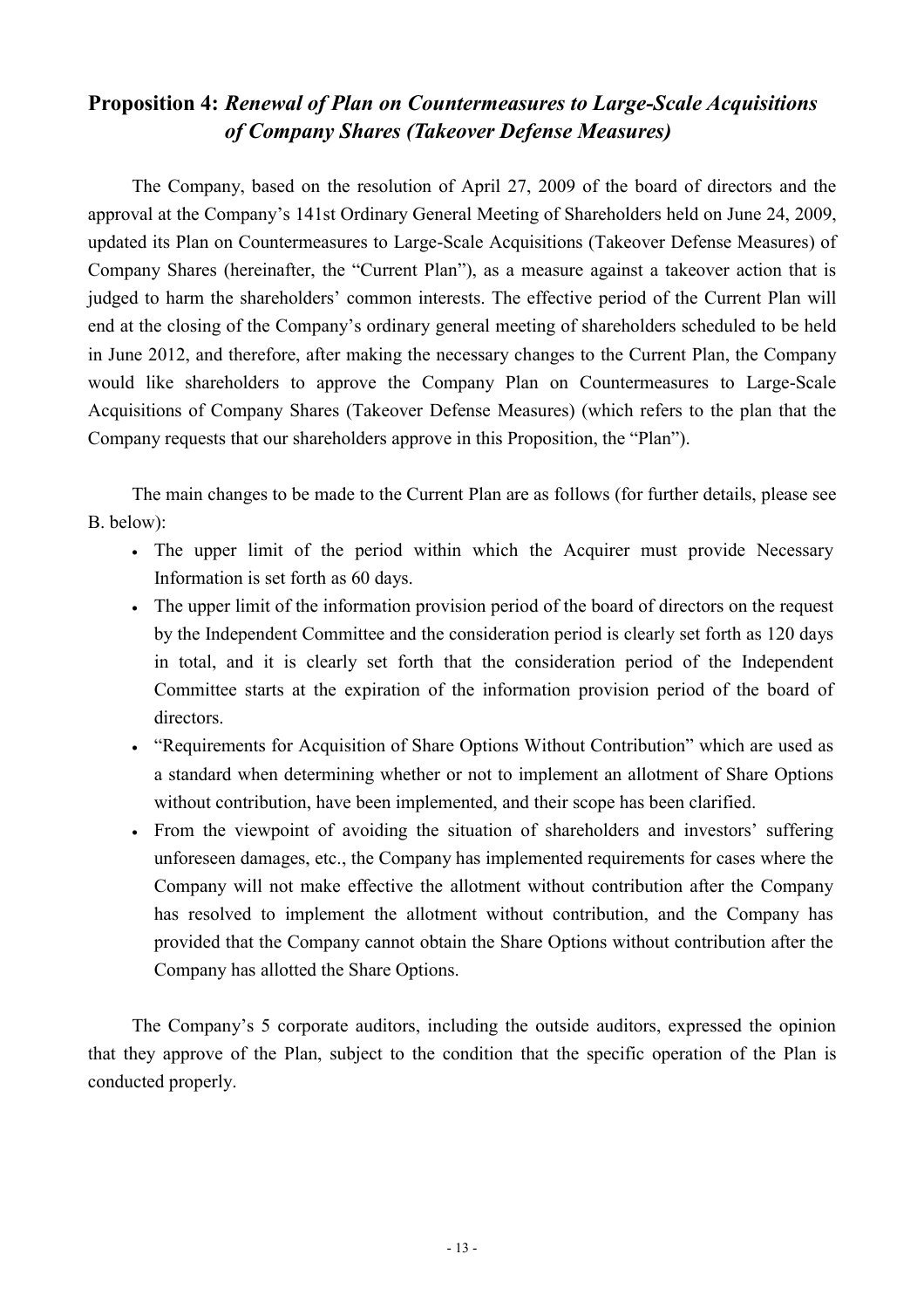## **Proposition 4:** ***Renewal of Plan on Countermeasures to Large-Scale Acquisitions of Company Shares (Takeover Defense Measures)***

The Company, based on the resolution of April 27, 2009 of the board of directors and the approval at the Company's 141st Ordinary General Meeting of Shareholders held on June 24, 2009, updated its Plan on Countermeasures to Large-Scale Acquisitions (Takeover Defense Measures) of Company Shares (hereinafter, the "Current Plan"), as a measure against a takeover action that is judged to harm the shareholders' common interests. The effective period of the Current Plan will end at the closing of the Company's ordinary general meeting of shareholders scheduled to be held in June 2012, and therefore, after making the necessary changes to the Current Plan, the Company would like shareholders to approve the Company Plan on Countermeasures to Large-Scale Acquisitions of Company Shares (Takeover Defense Measures) (which refers to the plan that the Company requests that our shareholders approve in this Proposition, the "Plan").

The main changes to be made to the Current Plan are as follows (for further details, please see B. below):

- The upper limit of the period within which the Acquirer must provide Necessary Information is set forth as 60 days.
- The upper limit of the information provision period of the board of directors on the request by the Independent Committee and the consideration period is clearly set forth as 120 days in total, and it is clearly set forth that the consideration period of the Independent Committee starts at the expiration of the information provision period of the board of directors.
- "Requirements for Acquisition of Share Options Without Contribution" which are used as a standard when determining whether or not to implement an allotment of Share Options without contribution, have been implemented, and their scope has been clarified.
- From the viewpoint of avoiding the situation of shareholders and investors' suffering unforeseen damages, etc., the Company has implemented requirements for cases where the Company will not make effective the allotment without contribution after the Company has resolved to implement the allotment without contribution, and the Company has provided that the Company cannot obtain the Share Options without contribution after the Company has allotted the Share Options.

The Company's 5 corporate auditors, including the outside auditors, expressed the opinion that they approve of the Plan, subject to the condition that the specific operation of the Plan is conducted properly.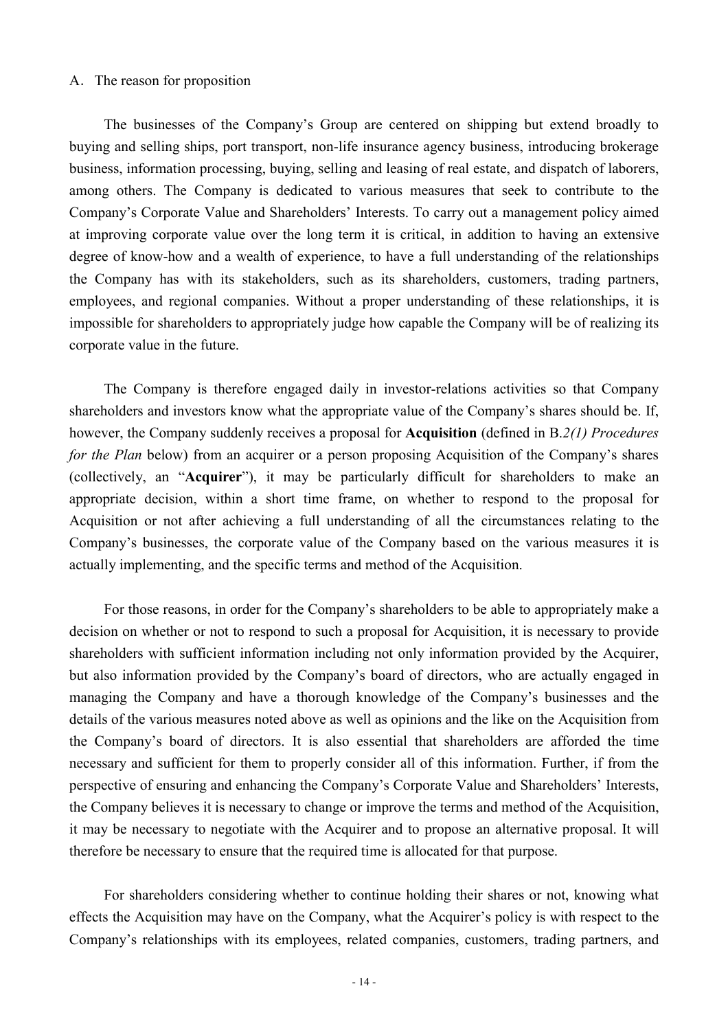A. The reason for proposition

The businesses of the Company's Group are centered on shipping but extend broadly to buying and selling ships, port transport, non-life insurance agency business, introducing brokerage business, information processing, buying, selling and leasing of real estate, and dispatch of laborers, among others. The Company is dedicated to various measures that seek to contribute to the Company's Corporate Value and Shareholders' Interests. To carry out a management policy aimed at improving corporate value over the long term it is critical, in addition to having an extensive degree of know-how and a wealth of experience, to have a full understanding of the relationships the Company has with its stakeholders, such as its shareholders, customers, trading partners, employees, and regional companies. Without a proper understanding of these relationships, it is impossible for shareholders to appropriately judge how capable the Company will be of realizing its corporate value in the future.

The Company is therefore engaged daily in investor-relations activities so that Company shareholders and investors know what the appropriate value of the Company's shares should be. If, however, the Company suddenly receives a proposal for **Acquisition** (defined in B.*2(1) Procedures for the Plan* below) from an acquirer or a person proposing Acquisition of the Company's shares (collectively, an "**Acquirer**"), it may be particularly difficult for shareholders to make an appropriate decision, within a short time frame, on whether to respond to the proposal for Acquisition or not after achieving a full understanding of all the circumstances relating to the Company's businesses, the corporate value of the Company based on the various measures it is actually implementing, and the specific terms and method of the Acquisition.

For those reasons, in order for the Company's shareholders to be able to appropriately make a decision on whether or not to respond to such a proposal for Acquisition, it is necessary to provide shareholders with sufficient information including not only information provided by the Acquirer, but also information provided by the Company's board of directors, who are actually engaged in managing the Company and have a thorough knowledge of the Company's businesses and the details of the various measures noted above as well as opinions and the like on the Acquisition from the Company's board of directors. It is also essential that shareholders are afforded the time necessary and sufficient for them to properly consider all of this information. Further, if from the perspective of ensuring and enhancing the Company's Corporate Value and Shareholders' Interests, the Company believes it is necessary to change or improve the terms and method of the Acquisition, it may be necessary to negotiate with the Acquirer and to propose an alternative proposal. It will therefore be necessary to ensure that the required time is allocated for that purpose.

For shareholders considering whether to continue holding their shares or not, knowing what effects the Acquisition may have on the Company, what the Acquirer's policy is with respect to the Company's relationships with its employees, related companies, customers, trading partners, and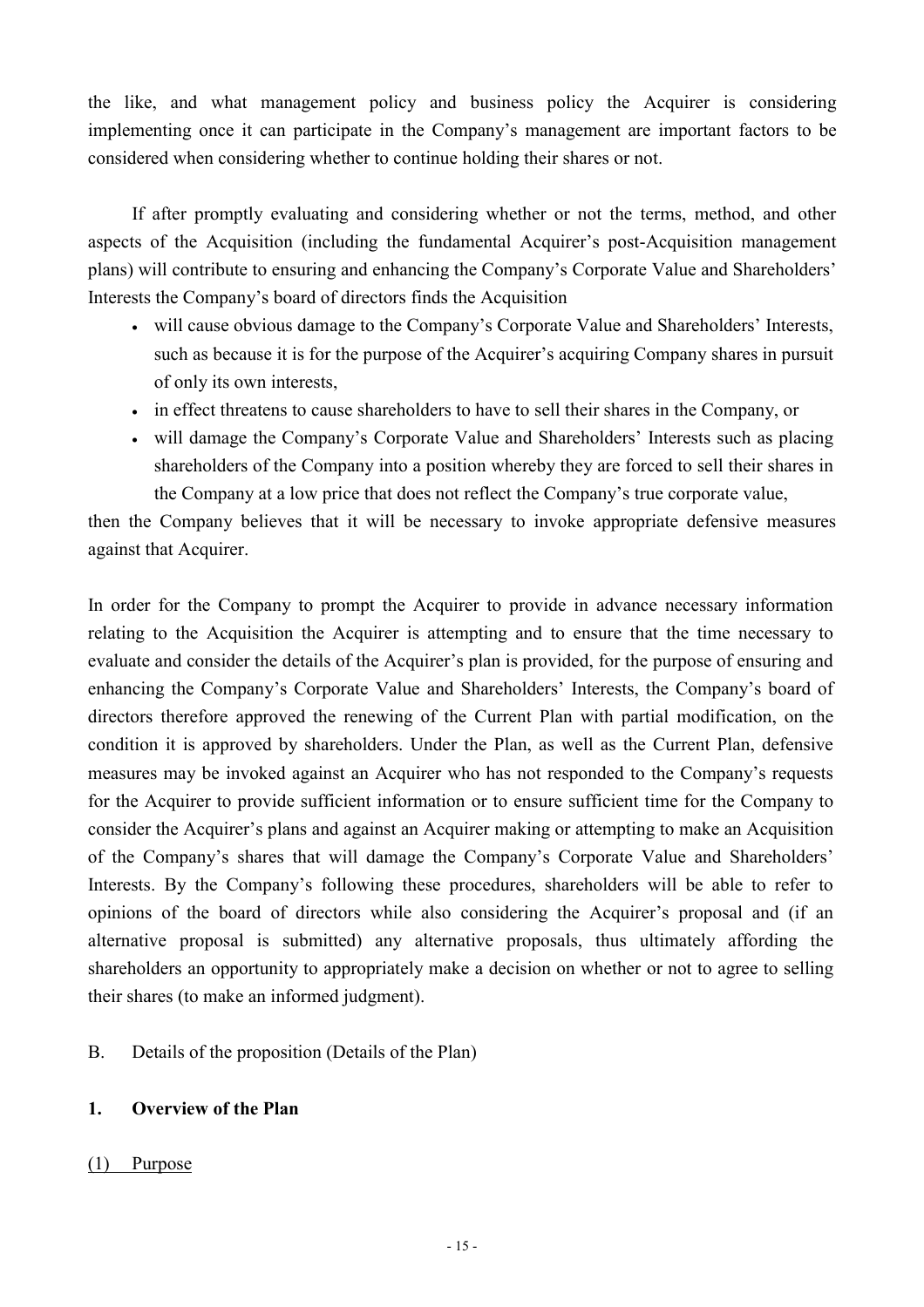the like, and what management policy and business policy the Acquirer is considering implementing once it can participate in the Company's management are important factors to be considered when considering whether to continue holding their shares or not.

If after promptly evaluating and considering whether or not the terms, method, and other aspects of the Acquisition (including the fundamental Acquirer's post-Acquisition management plans) will contribute to ensuring and enhancing the Company's Corporate Value and Shareholders' Interests the Company's board of directors finds the Acquisition

- will cause obvious damage to the Company's Corporate Value and Shareholders' Interests, such as because it is for the purpose of the Acquirer's acquiring Company shares in pursuit of only its own interests,
- in effect threatens to cause shareholders to have to sell their shares in the Company, or
- will damage the Company's Corporate Value and Shareholders' Interests such as placing shareholders of the Company into a position whereby they are forced to sell their shares in the Company at a low price that does not reflect the Company's true corporate value,

then the Company believes that it will be necessary to invoke appropriate defensive measures against that Acquirer.

In order for the Company to prompt the Acquirer to provide in advance necessary information relating to the Acquisition the Acquirer is attempting and to ensure that the time necessary to evaluate and consider the details of the Acquirer's plan is provided, for the purpose of ensuring and enhancing the Company's Corporate Value and Shareholders' Interests, the Company's board of directors therefore approved the renewing of the Current Plan with partial modification, on the condition it is approved by shareholders. Under the Plan, as well as the Current Plan, defensive measures may be invoked against an Acquirer who has not responded to the Company's requests for the Acquirer to provide sufficient information or to ensure sufficient time for the Company to consider the Acquirer's plans and against an Acquirer making or attempting to make an Acquisition of the Company's shares that will damage the Company's Corporate Value and Shareholders' Interests. By the Company's following these procedures, shareholders will be able to refer to opinions of the board of directors while also considering the Acquirer's proposal and (if an alternative proposal is submitted) any alternative proposals, thus ultimately affording the shareholders an opportunity to appropriately make a decision on whether or not to agree to selling their shares (to make an informed judgment).

B. Details of the proposition (Details of the Plan)

**1. Overview of the Plan**

(1) Purpose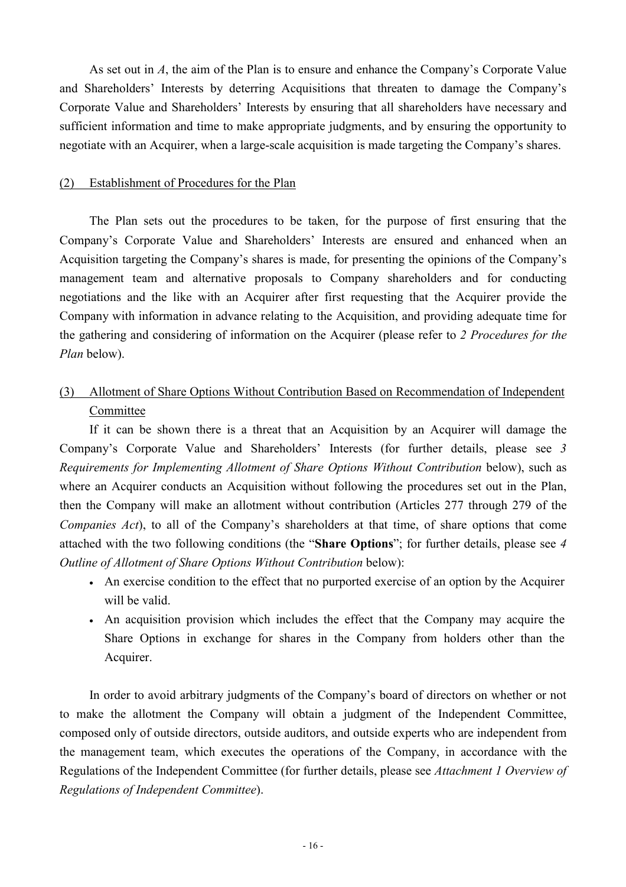As set out in *A*, the aim of the Plan is to ensure and enhance the Company's Corporate Value and Shareholders' Interests by deterring Acquisitions that threaten to damage the Company's Corporate Value and Shareholders' Interests by ensuring that all shareholders have necessary and sufficient information and time to make appropriate judgments, and by ensuring the opportunity to negotiate with an Acquirer, when a large-scale acquisition is made targeting the Company's shares.

(2) Establishment of Procedures for the Plan

The Plan sets out the procedures to be taken, for the purpose of first ensuring that the Company's Corporate Value and Shareholders' Interests are ensured and enhanced when an Acquisition targeting the Company's shares is made, for presenting the opinions of the Company's management team and alternative proposals to Company shareholders and for conducting negotiations and the like with an Acquirer after first requesting that the Acquirer provide the Company with information in advance relating to the Acquisition, and providing adequate time for the gathering and considering of information on the Acquirer (please refer to *2 Procedures for the Plan* below).

(3) Allotment of Share Options Without Contribution Based on Recommendation of Independent Committee

If it can be shown there is a threat that an Acquisition by an Acquirer will damage the Company's Corporate Value and Shareholders' Interests (for further details, please see *3 Requirements for Implementing Allotment of Share Options Without Contribution* below), such as where an Acquirer conducts an Acquisition without following the procedures set out in the Plan, then the Company will make an allotment without contribution (Articles 277 through 279 of the *Companies Act*), to all of the Company's shareholders at that time, of share options that come attached with the two following conditions (the "**Share Options**"; for further details, please see *4 Outline of Allotment of Share Options Without Contribution* below):

- An exercise condition to the effect that no purported exercise of an option by the Acquirer will be valid.
- An acquisition provision which includes the effect that the Company may acquire the Share Options in exchange for shares in the Company from holders other than the Acquirer.

In order to avoid arbitrary judgments of the Company's board of directors on whether or not to make the allotment the Company will obtain a judgment of the Independent Committee, composed only of outside directors, outside auditors, and outside experts who are independent from the management team, which executes the operations of the Company, in accordance with the Regulations of the Independent Committee (for further details, please see *Attachment 1 Overview of Regulations of Independent Committee*).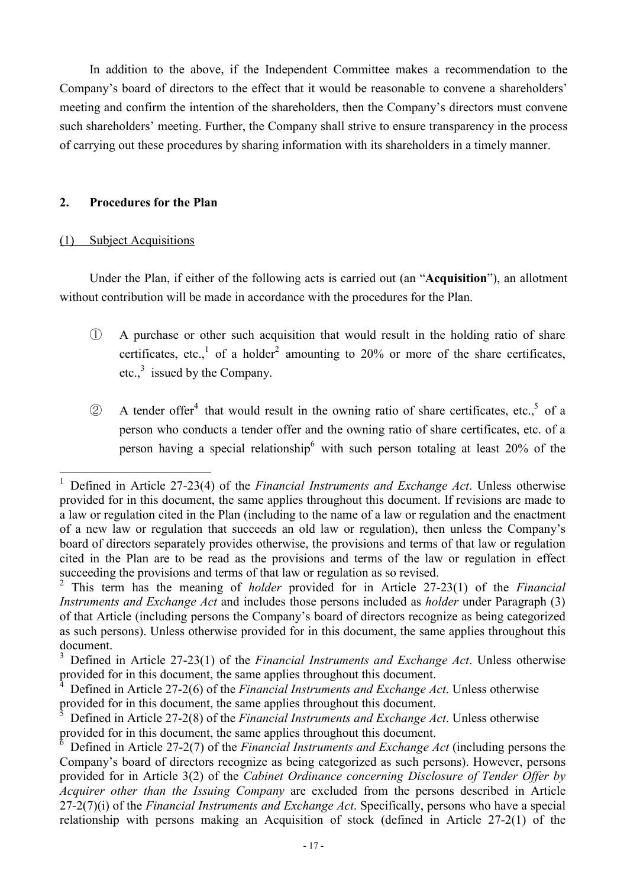In addition to the above, if the Independent Committee makes a recommendation to the Company's board of directors to the effect that it would be reasonable to convene a shareholders' meeting and confirm the intention of the shareholders, then the Company's directors must convene such shareholders' meeting. Further, the Company shall strive to ensure transparency in the process of carrying out these procedures by sharing information with its shareholders in a timely manner.

## 2. Procedures for the Plan

### (1) Subject Acquisitions

Under the Plan, if either of the following acts is carried out (an "**Acquisition**"), an allotment without contribution will be made in accordance with the procedures for the Plan.

① A purchase or other such acquisition that would result in the holding ratio of share certificates, etc.,[1] of a holder[2] amounting to 20% or more of the share certificates, etc.,[3] issued by the Company.

② A tender offer[4] that would result in the owning ratio of share certificates, etc.,[5] of a person who conducts a tender offer and the owning ratio of share certificates, etc. of a person having a special relationship[6] with such person totaling at least 20% of the

---

[1] Defined in Article 27-23(4) of the *Financial Instruments and Exchange Act*. Unless otherwise provided for in this document, the same applies throughout this document. If revisions are made to a law or regulation cited in the Plan (including to the name of a law or regulation and the enactment of a new law or regulation that succeeds an old law or regulation), then unless the Company's board of directors separately provides otherwise, the provisions and terms of that law or regulation cited in the Plan are to be read as the provisions and terms of the law or regulation in effect succeeding the provisions and terms of that law or regulation as so revised.

[2] This term has the meaning of *holder* provided for in Article 27-23(1) of the *Financial Instruments and Exchange Act* and includes those persons included as *holder* under Paragraph (3) of that Article (including persons the Company's board of directors recognize as being categorized as such persons). Unless otherwise provided for in this document, the same applies throughout this document.

[3] Defined in Article 27-23(1) of the *Financial Instruments and Exchange Act*. Unless otherwise provided for in this document, the same applies throughout this document.

[4] Defined in Article 27-2(6) of the *Financial Instruments and Exchange Act*. Unless otherwise provided for in this document, the same applies throughout this document.

[5] Defined in Article 27-2(8) of the *Financial Instruments and Exchange Act*. Unless otherwise provided for in this document, the same applies throughout this document.

[6] Defined in Article 27-2(7) of the *Financial Instruments and Exchange Act* (including persons the Company's board of directors recognize as being categorized as such persons). However, persons provided for in Article 3(2) of the *Cabinet Ordinance concerning Disclosure of Tender Offer by Acquirer other than the Issuing Company* are excluded from the persons described in Article 27-2(7)(i) of the *Financial Instruments and Exchange Act*. Specifically, persons who have a special relationship with persons making an Acquisition of stock (defined in Article 27-2(1) of the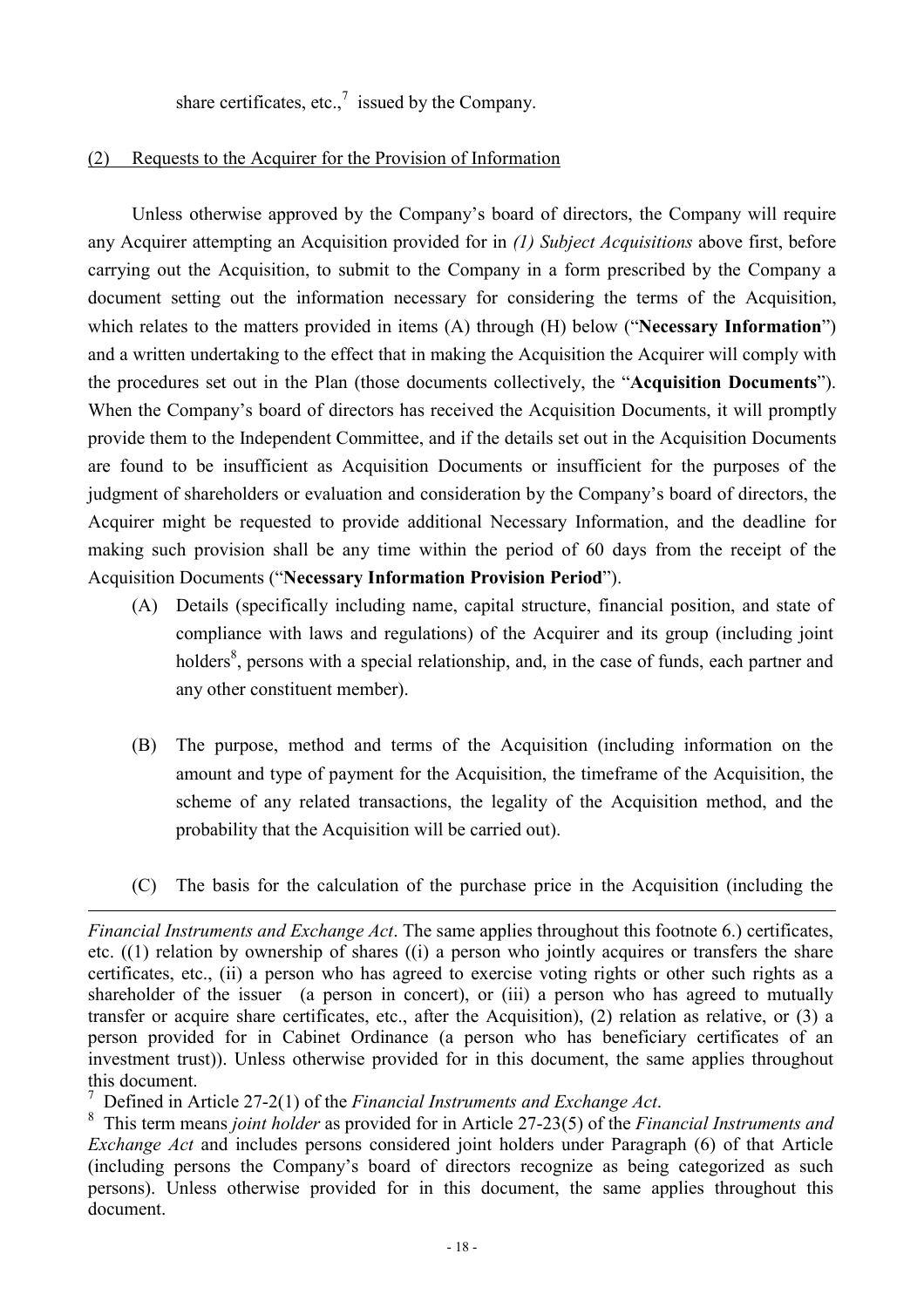share certificates, etc.,[7] issued by the Company.

(2) Requests to the Acquirer for the Provision of Information

Unless otherwise approved by the Company's board of directors, the Company will require any Acquirer attempting an Acquisition provided for in *(1) Subject Acquisitions* above first, before carrying out the Acquisition, to submit to the Company in a form prescribed by the Company a document setting out the information necessary for considering the terms of the Acquisition, which relates to the matters provided in items (A) through (H) below ("**Necessary Information**") and a written undertaking to the effect that in making the Acquisition the Acquirer will comply with the procedures set out in the Plan (those documents collectively, the "**Acquisition Documents**"). When the Company's board of directors has received the Acquisition Documents, it will promptly provide them to the Independent Committee, and if the details set out in the Acquisition Documents are found to be insufficient as Acquisition Documents or insufficient for the purposes of the judgment of shareholders or evaluation and consideration by the Company's board of directors, the Acquirer might be requested to provide additional Necessary Information, and the deadline for making such provision shall be any time within the period of 60 days from the receipt of the Acquisition Documents ("**Necessary Information Provision Period**").

(A) Details (specifically including name, capital structure, financial position, and state of compliance with laws and regulations) of the Acquirer and its group (including joint holders[8], persons with a special relationship, and, in the case of funds, each partner and any other constituent member).

(B) The purpose, method and terms of the Acquisition (including information on the amount and type of payment for the Acquisition, the timeframe of the Acquisition, the scheme of any related transactions, the legality of the Acquisition method, and the probability that the Acquisition will be carried out).

(C) The basis for the calculation of the purchase price in the Acquisition (including the

---

*Financial Instruments and Exchange Act*. The same applies throughout this footnote 6.) certificates, etc. ((1) relation by ownership of shares ((i) a person who jointly acquires or transfers the share certificates, etc., (ii) a person who has agreed to exercise voting rights or other such rights as a shareholder of the issuer (a person in concert), or (iii) a person who has agreed to mutually transfer or acquire share certificates, etc., after the Acquisition), (2) relation as relative, or (3) a person provided for in Cabinet Ordinance (a person who has beneficiary certificates of an investment trust)). Unless otherwise provided for in this document, the same applies throughout this document.

[7] Defined in Article 27-2(1) of the *Financial Instruments and Exchange Act*.

[8] This term means *joint holder* as provided for in Article 27-23(5) of the *Financial Instruments and Exchange Act* and includes persons considered joint holders under Paragraph (6) of that Article (including persons the Company's board of directors recognize as being categorized as such persons). Unless otherwise provided for in this document, the same applies throughout this document.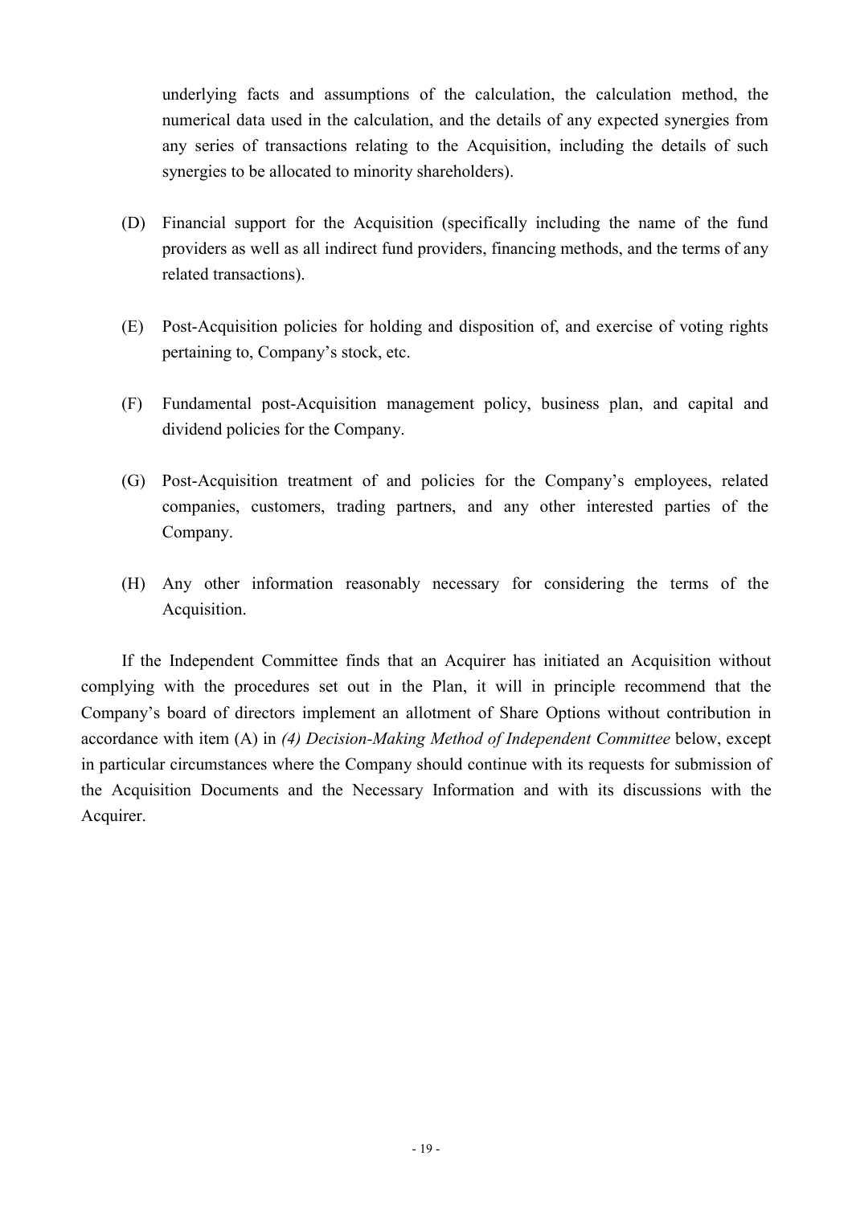underlying facts and assumptions of the calculation, the calculation method, the numerical data used in the calculation, and the details of any expected synergies from any series of transactions relating to the Acquisition, including the details of such synergies to be allocated to minority shareholders).

(D) Financial support for the Acquisition (specifically including the name of the fund providers as well as all indirect fund providers, financing methods, and the terms of any related transactions).

(E) Post-Acquisition policies for holding and disposition of, and exercise of voting rights pertaining to, Company's stock, etc.

(F) Fundamental post-Acquisition management policy, business plan, and capital and dividend policies for the Company.

(G) Post-Acquisition treatment of and policies for the Company's employees, related companies, customers, trading partners, and any other interested parties of the Company.

(H) Any other information reasonably necessary for considering the terms of the Acquisition.

If the Independent Committee finds that an Acquirer has initiated an Acquisition without complying with the procedures set out in the Plan, it will in principle recommend that the Company's board of directors implement an allotment of Share Options without contribution in accordance with item (A) in *(4) Decision-Making Method of Independent Committee* below, except in particular circumstances where the Company should continue with its requests for submission of the Acquisition Documents and the Necessary Information and with its discussions with the Acquirer.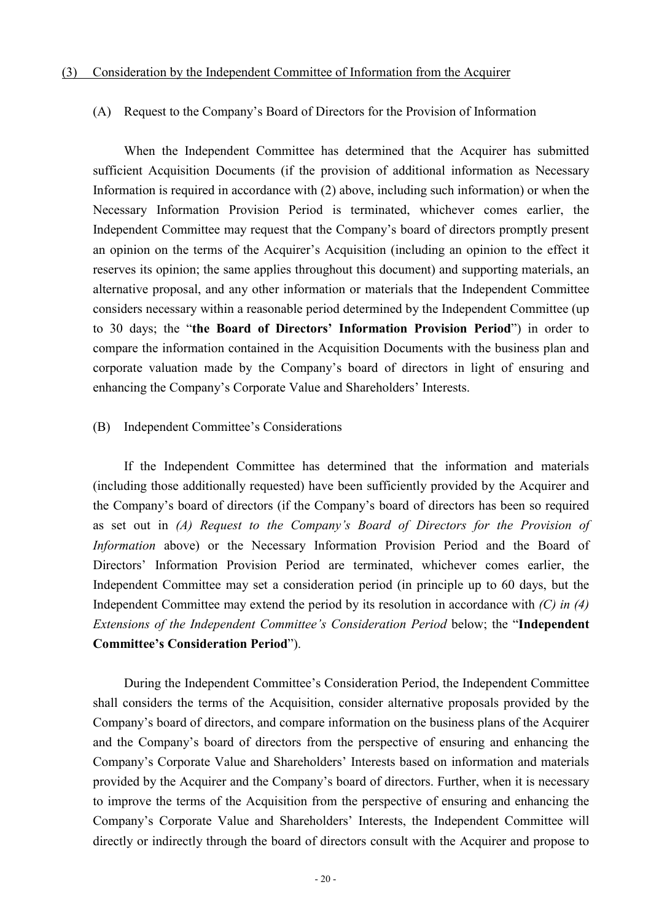### (3) Consideration by the Independent Committee of Information from the Acquirer

#### (A) Request to the Company's Board of Directors for the Provision of Information

When the Independent Committee has determined that the Acquirer has submitted sufficient Acquisition Documents (if the provision of additional information as Necessary Information is required in accordance with (2) above, including such information) or when the Necessary Information Provision Period is terminated, whichever comes earlier, the Independent Committee may request that the Company's board of directors promptly present an opinion on the terms of the Acquirer's Acquisition (including an opinion to the effect it reserves its opinion; the same applies throughout this document) and supporting materials, an alternative proposal, and any other information or materials that the Independent Committee considers necessary within a reasonable period determined by the Independent Committee (up to 30 days; the "**the Board of Directors' Information Provision Period**") in order to compare the information contained in the Acquisition Documents with the business plan and corporate valuation made by the Company's board of directors in light of ensuring and enhancing the Company's Corporate Value and Shareholders' Interests.

#### (B) Independent Committee's Considerations

If the Independent Committee has determined that the information and materials (including those additionally requested) have been sufficiently provided by the Acquirer and the Company's board of directors (if the Company's board of directors has been so required as set out in *(A) Request to the Company's Board of Directors for the Provision of Information* above) or the Necessary Information Provision Period and the Board of Directors' Information Provision Period are terminated, whichever comes earlier, the Independent Committee may set a consideration period (in principle up to 60 days, but the Independent Committee may extend the period by its resolution in accordance with *(C) in (4) Extensions of the Independent Committee's Consideration Period* below; the "**Independent Committee's Consideration Period**").

During the Independent Committee's Consideration Period, the Independent Committee shall considers the terms of the Acquisition, consider alternative proposals provided by the Company's board of directors, and compare information on the business plans of the Acquirer and the Company's board of directors from the perspective of ensuring and enhancing the Company's Corporate Value and Shareholders' Interests based on information and materials provided by the Acquirer and the Company's board of directors. Further, when it is necessary to improve the terms of the Acquisition from the perspective of ensuring and enhancing the Company's Corporate Value and Shareholders' Interests, the Independent Committee will directly or indirectly through the board of directors consult with the Acquirer and propose to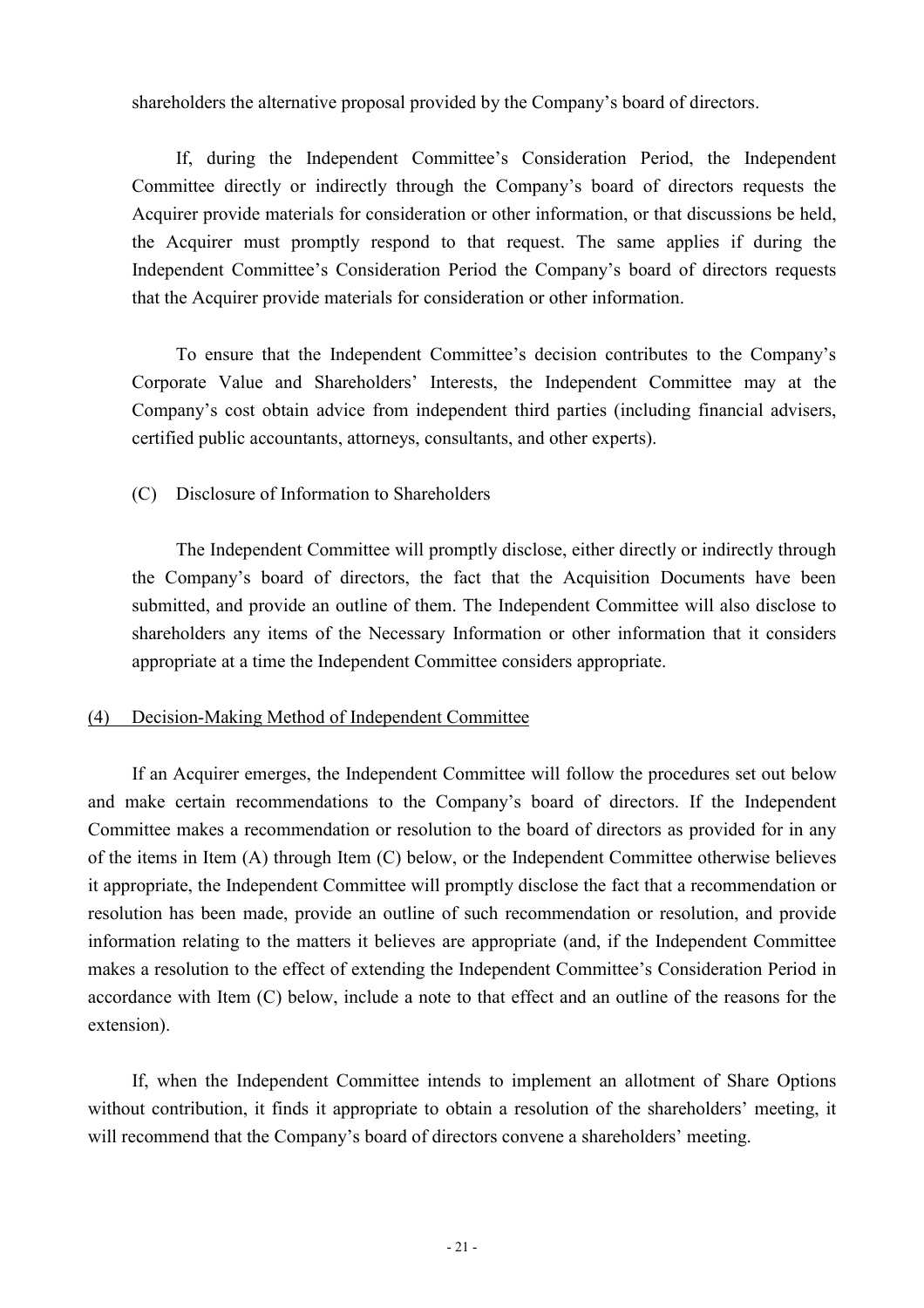shareholders the alternative proposal provided by the Company's board of directors.

If, during the Independent Committee's Consideration Period, the Independent Committee directly or indirectly through the Company's board of directors requests the Acquirer provide materials for consideration or other information, or that discussions be held, the Acquirer must promptly respond to that request. The same applies if during the Independent Committee's Consideration Period the Company's board of directors requests that the Acquirer provide materials for consideration or other information.

To ensure that the Independent Committee's decision contributes to the Company's Corporate Value and Shareholders' Interests, the Independent Committee may at the Company's cost obtain advice from independent third parties (including financial advisers, certified public accountants, attorneys, consultants, and other experts).

(C) Disclosure of Information to Shareholders

The Independent Committee will promptly disclose, either directly or indirectly through the Company's board of directors, the fact that the Acquisition Documents have been submitted, and provide an outline of them. The Independent Committee will also disclose to shareholders any items of the Necessary Information or other information that it considers appropriate at a time the Independent Committee considers appropriate.

(4) Decision-Making Method of Independent Committee

If an Acquirer emerges, the Independent Committee will follow the procedures set out below and make certain recommendations to the Company's board of directors. If the Independent Committee makes a recommendation or resolution to the board of directors as provided for in any of the items in Item (A) through Item (C) below, or the Independent Committee otherwise believes it appropriate, the Independent Committee will promptly disclose the fact that a recommendation or resolution has been made, provide an outline of such recommendation or resolution, and provide information relating to the matters it believes are appropriate (and, if the Independent Committee makes a resolution to the effect of extending the Independent Committee's Consideration Period in accordance with Item (C) below, include a note to that effect and an outline of the reasons for the extension).

If, when the Independent Committee intends to implement an allotment of Share Options without contribution, it finds it appropriate to obtain a resolution of the shareholders' meeting, it will recommend that the Company's board of directors convene a shareholders' meeting.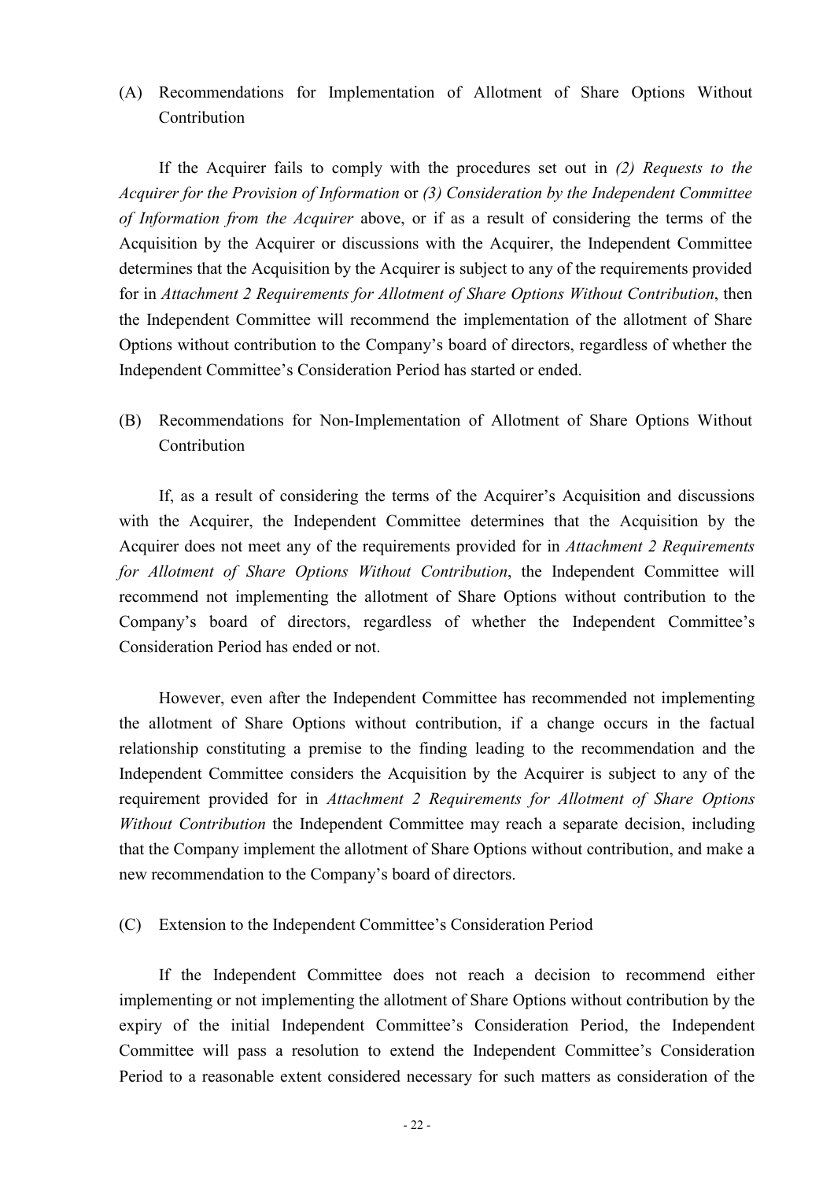(A) Recommendations for Implementation of Allotment of Share Options Without Contribution

If the Acquirer fails to comply with the procedures set out in *(2) Requests to the Acquirer for the Provision of Information* or *(3) Consideration by the Independent Committee of Information from the Acquirer* above, or if as a result of considering the terms of the Acquisition by the Acquirer or discussions with the Acquirer, the Independent Committee determines that the Acquisition by the Acquirer is subject to any of the requirements provided for in *Attachment 2 Requirements for Allotment of Share Options Without Contribution*, then the Independent Committee will recommend the implementation of the allotment of Share Options without contribution to the Company's board of directors, regardless of whether the Independent Committee's Consideration Period has started or ended.

(B) Recommendations for Non-Implementation of Allotment of Share Options Without Contribution

If, as a result of considering the terms of the Acquirer's Acquisition and discussions with the Acquirer, the Independent Committee determines that the Acquisition by the Acquirer does not meet any of the requirements provided for in *Attachment 2 Requirements for Allotment of Share Options Without Contribution*, the Independent Committee will recommend not implementing the allotment of Share Options without contribution to the Company's board of directors, regardless of whether the Independent Committee's Consideration Period has ended or not.

However, even after the Independent Committee has recommended not implementing the allotment of Share Options without contribution, if a change occurs in the factual relationship constituting a premise to the finding leading to the recommendation and the Independent Committee considers the Acquisition by the Acquirer is subject to any of the requirement provided for in *Attachment 2 Requirements for Allotment of Share Options Without Contribution* the Independent Committee may reach a separate decision, including that the Company implement the allotment of Share Options without contribution, and make a new recommendation to the Company's board of directors.

(C) Extension to the Independent Committee's Consideration Period

If the Independent Committee does not reach a decision to recommend either implementing or not implementing the allotment of Share Options without contribution by the expiry of the initial Independent Committee's Consideration Period, the Independent Committee will pass a resolution to extend the Independent Committee's Consideration Period to a reasonable extent considered necessary for such matters as consideration of the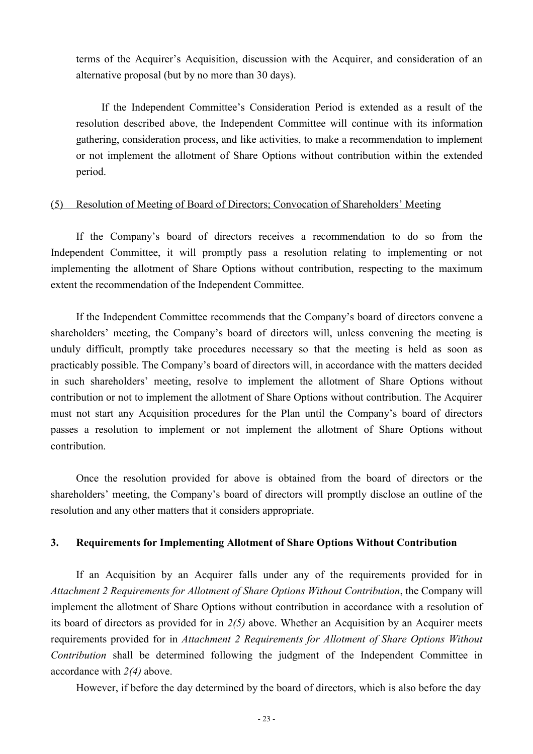terms of the Acquirer's Acquisition, discussion with the Acquirer, and consideration of an alternative proposal (but by no more than 30 days).

If the Independent Committee's Consideration Period is extended as a result of the resolution described above, the Independent Committee will continue with its information gathering, consideration process, and like activities, to make a recommendation to implement or not implement the allotment of Share Options without contribution within the extended period.

(5) Resolution of Meeting of Board of Directors; Convocation of Shareholders' Meeting

If the Company's board of directors receives a recommendation to do so from the Independent Committee, it will promptly pass a resolution relating to implementing or not implementing the allotment of Share Options without contribution, respecting to the maximum extent the recommendation of the Independent Committee.

If the Independent Committee recommends that the Company's board of directors convene a shareholders' meeting, the Company's board of directors will, unless convening the meeting is unduly difficult, promptly take procedures necessary so that the meeting is held as soon as practicably possible. The Company's board of directors will, in accordance with the matters decided in such shareholders' meeting, resolve to implement the allotment of Share Options without contribution or not to implement the allotment of Share Options without contribution. The Acquirer must not start any Acquisition procedures for the Plan until the Company's board of directors passes a resolution to implement or not implement the allotment of Share Options without contribution.

Once the resolution provided for above is obtained from the board of directors or the shareholders' meeting, the Company's board of directors will promptly disclose an outline of the resolution and any other matters that it considers appropriate.

### 3. Requirements for Implementing Allotment of Share Options Without Contribution

If an Acquisition by an Acquirer falls under any of the requirements provided for in *Attachment 2 Requirements for Allotment of Share Options Without Contribution*, the Company will implement the allotment of Share Options without contribution in accordance with a resolution of its board of directors as provided for in *2(5)* above. Whether an Acquisition by an Acquirer meets requirements provided for in *Attachment 2 Requirements for Allotment of Share Options Without Contribution* shall be determined following the judgment of the Independent Committee in accordance with *2(4)* above.

However, if before the day determined by the board of directors, which is also before the day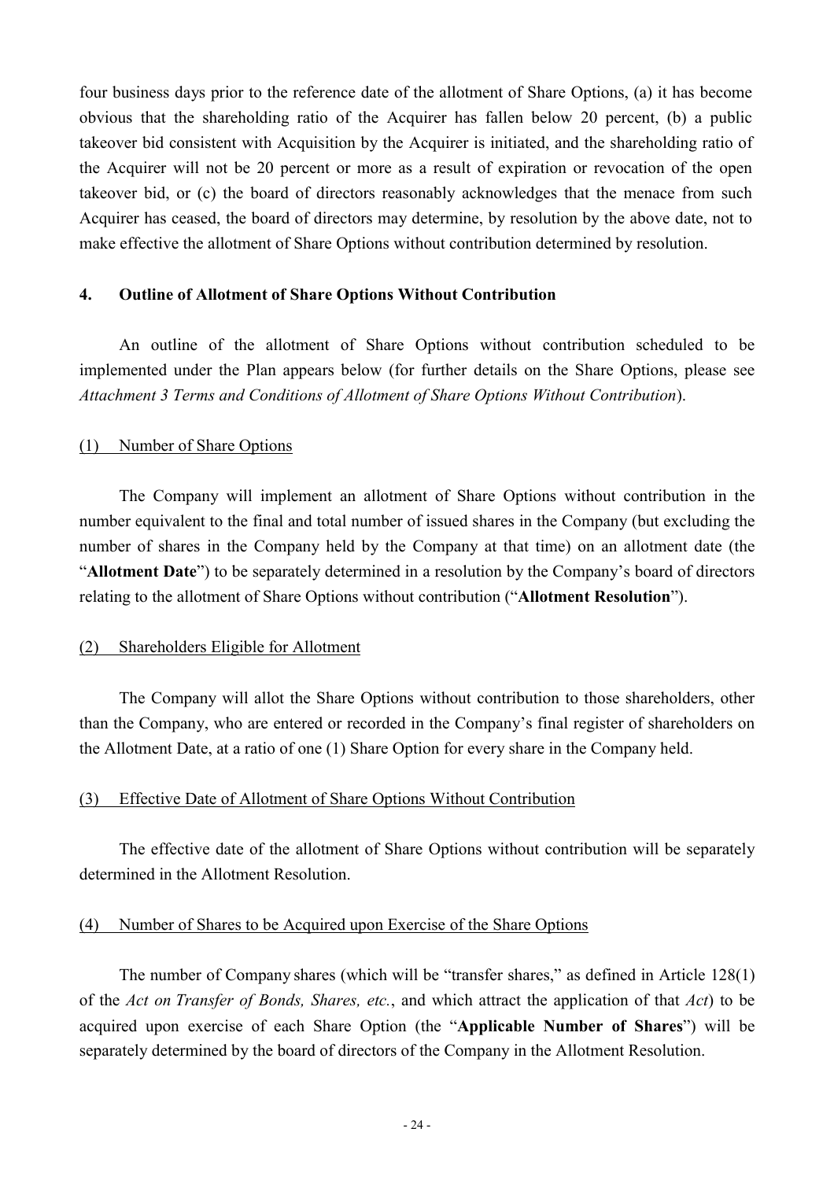four business days prior to the reference date of the allotment of Share Options, (a) it has become obvious that the shareholding ratio of the Acquirer has fallen below 20 percent, (b) a public takeover bid consistent with Acquisition by the Acquirer is initiated, and the shareholding ratio of the Acquirer will not be 20 percent or more as a result of expiration or revocation of the open takeover bid, or (c) the board of directors reasonably acknowledges that the menace from such Acquirer has ceased, the board of directors may determine, by resolution by the above date, not to make effective the allotment of Share Options without contribution determined by resolution.

## 4. Outline of Allotment of Share Options Without Contribution

An outline of the allotment of Share Options without contribution scheduled to be implemented under the Plan appears below (for further details on the Share Options, please see *Attachment 3 Terms and Conditions of Allotment of Share Options Without Contribution*).

### (1) Number of Share Options

The Company will implement an allotment of Share Options without contribution in the number equivalent to the final and total number of issued shares in the Company (but excluding the number of shares in the Company held by the Company at that time) on an allotment date (the "**Allotment Date**") to be separately determined in a resolution by the Company's board of directors relating to the allotment of Share Options without contribution ("**Allotment Resolution**").

### (2) Shareholders Eligible for Allotment

The Company will allot the Share Options without contribution to those shareholders, other than the Company, who are entered or recorded in the Company's final register of shareholders on the Allotment Date, at a ratio of one (1) Share Option for every share in the Company held.

### (3) Effective Date of Allotment of Share Options Without Contribution

The effective date of the allotment of Share Options without contribution will be separately determined in the Allotment Resolution.

### (4) Number of Shares to be Acquired upon Exercise of the Share Options

The number of Company shares (which will be "transfer shares," as defined in Article 128(1) of the *Act on Transfer of Bonds, Shares, etc.*, and which attract the application of that *Act*) to be acquired upon exercise of each Share Option (the "**Applicable Number of Shares**") will be separately determined by the board of directors of the Company in the Allotment Resolution.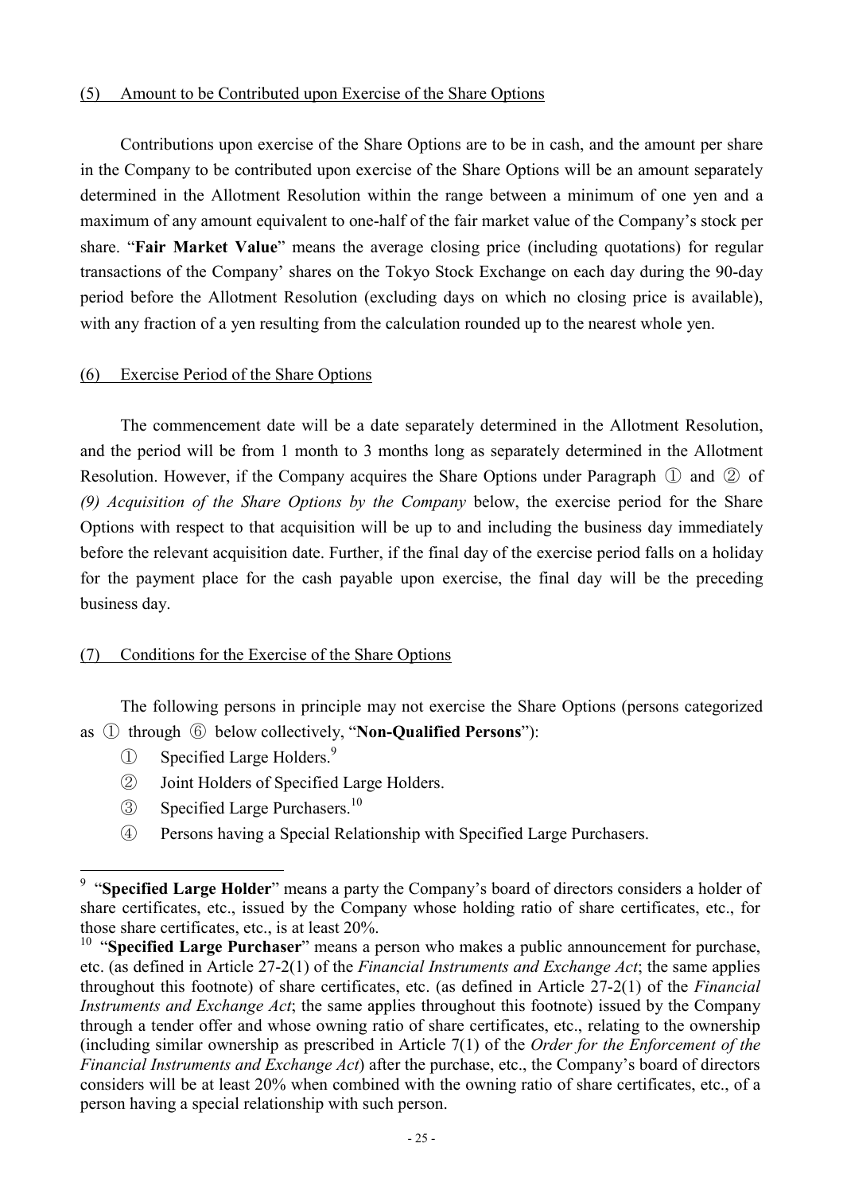(5) Amount to be Contributed upon Exercise of the Share Options

Contributions upon exercise of the Share Options are to be in cash, and the amount per share in the Company to be contributed upon exercise of the Share Options will be an amount separately determined in the Allotment Resolution within the range between a minimum of one yen and a maximum of any amount equivalent to one-half of the fair market value of the Company's stock per share. "**Fair Market Value**" means the average closing price (including quotations) for regular transactions of the Company' shares on the Tokyo Stock Exchange on each day during the 90-day period before the Allotment Resolution (excluding days on which no closing price is available), with any fraction of a yen resulting from the calculation rounded up to the nearest whole yen.

(6) Exercise Period of the Share Options

The commencement date will be a date separately determined in the Allotment Resolution, and the period will be from 1 month to 3 months long as separately determined in the Allotment Resolution. However, if the Company acquires the Share Options under Paragraph ① and ② of *(9) Acquisition of the Share Options by the Company* below, the exercise period for the Share Options with respect to that acquisition will be up to and including the business day immediately before the relevant acquisition date. Further, if the final day of the exercise period falls on a holiday for the payment place for the cash payable upon exercise, the final day will be the preceding business day.

(7) Conditions for the Exercise of the Share Options

The following persons in principle may not exercise the Share Options (persons categorized as ① through ⑥ below collectively, "**Non-Qualified Persons**"):

① Specified Large Holders.[9]

② Joint Holders of Specified Large Holders.

③ Specified Large Purchasers.[10]

④ Persons having a Special Relationship with Specified Large Purchasers.

---

[9] "**Specified Large Holder**" means a party the Company's board of directors considers a holder of share certificates, etc., issued by the Company whose holding ratio of share certificates, etc., for those share certificates, etc., is at least 20%.

[10] "**Specified Large Purchaser**" means a person who makes a public announcement for purchase, etc. (as defined in Article 27-2(1) of the *Financial Instruments and Exchange Act*; the same applies throughout this footnote) of share certificates, etc. (as defined in Article 27-2(1) of the *Financial Instruments and Exchange Act*; the same applies throughout this footnote) issued by the Company through a tender offer and whose owning ratio of share certificates, etc., relating to the ownership (including similar ownership as prescribed in Article 7(1) of the *Order for the Enforcement of the Financial Instruments and Exchange Act*) after the purchase, etc., the Company's board of directors considers will be at least 20% when combined with the owning ratio of share certificates, etc., of a person having a special relationship with such person.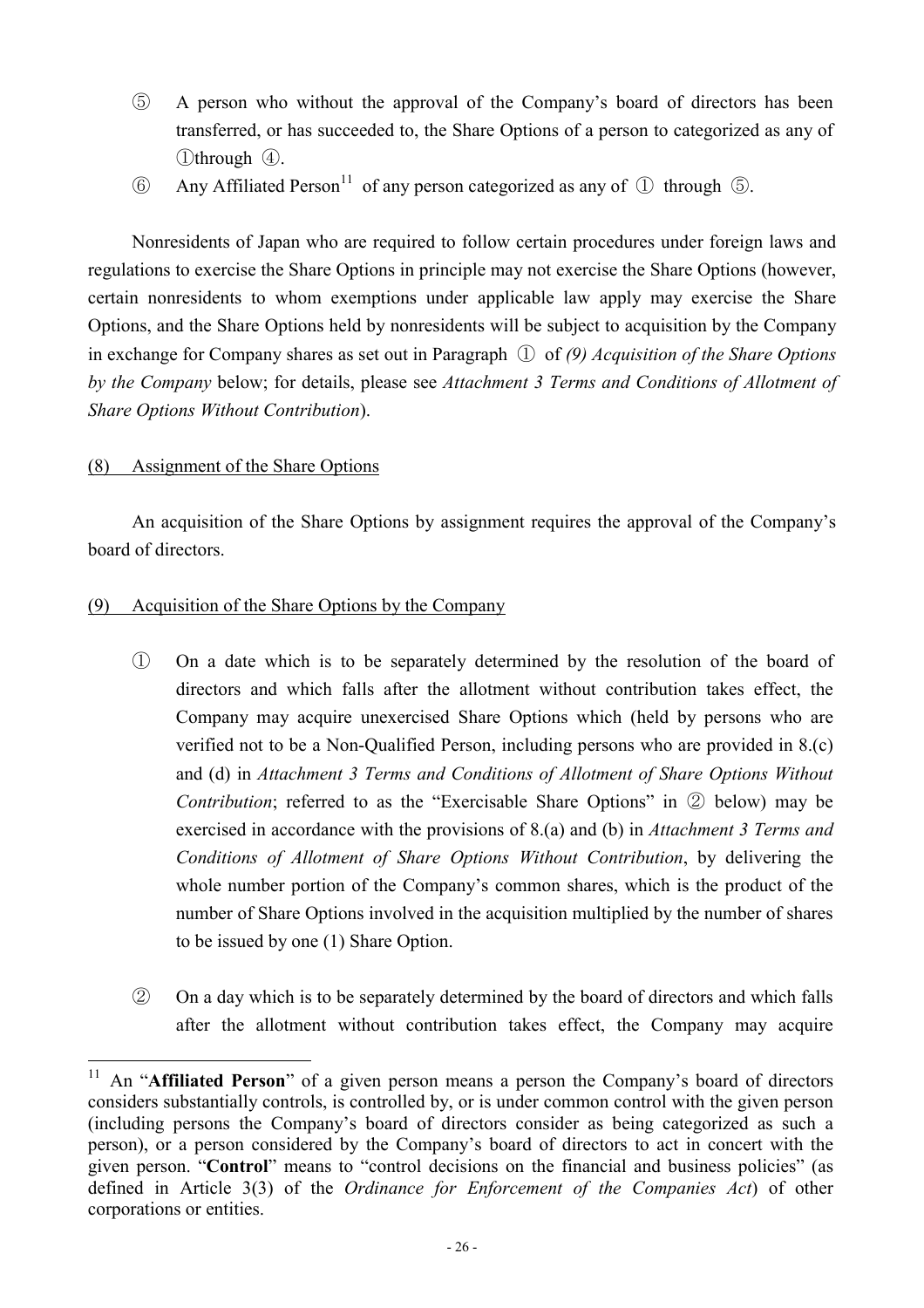⑤ A person who without the approval of the Company's board of directors has been transferred, or has succeeded to, the Share Options of a person to categorized as any of ①through ④.

⑥ Any Affiliated Person[11] of any person categorized as any of ① through ⑤.

Nonresidents of Japan who are required to follow certain procedures under foreign laws and regulations to exercise the Share Options in principle may not exercise the Share Options (however, certain nonresidents to whom exemptions under applicable law apply may exercise the Share Options, and the Share Options held by nonresidents will be subject to acquisition by the Company in exchange for Company shares as set out in Paragraph ① of *(9) Acquisition of the Share Options by the Company* below; for details, please see *Attachment 3 Terms and Conditions of Allotment of Share Options Without Contribution*).

(8) Assignment of the Share Options

An acquisition of the Share Options by assignment requires the approval of the Company's board of directors.

(9) Acquisition of the Share Options by the Company

① On a date which is to be separately determined by the resolution of the board of directors and which falls after the allotment without contribution takes effect, the Company may acquire unexercised Share Options which (held by persons who are verified not to be a Non-Qualified Person, including persons who are provided in 8.(c) and (d) in *Attachment 3 Terms and Conditions of Allotment of Share Options Without Contribution*; referred to as the "Exercisable Share Options" in ② below) may be exercised in accordance with the provisions of 8.(a) and (b) in *Attachment 3 Terms and Conditions of Allotment of Share Options Without Contribution*, by delivering the whole number portion of the Company's common shares, which is the product of the number of Share Options involved in the acquisition multiplied by the number of shares to be issued by one (1) Share Option.

② On a day which is to be separately determined by the board of directors and which falls after the allotment without contribution takes effect, the Company may acquire

---

[11] An "**Affiliated Person**" of a given person means a person the Company's board of directors considers substantially controls, is controlled by, or is under common control with the given person (including persons the Company's board of directors consider as being categorized as such a person), or a person considered by the Company's board of directors to act in concert with the given person. "**Control**" means to "control decisions on the financial and business policies" (as defined in Article 3(3) of the *Ordinance for Enforcement of the Companies Act*) of other corporations or entities.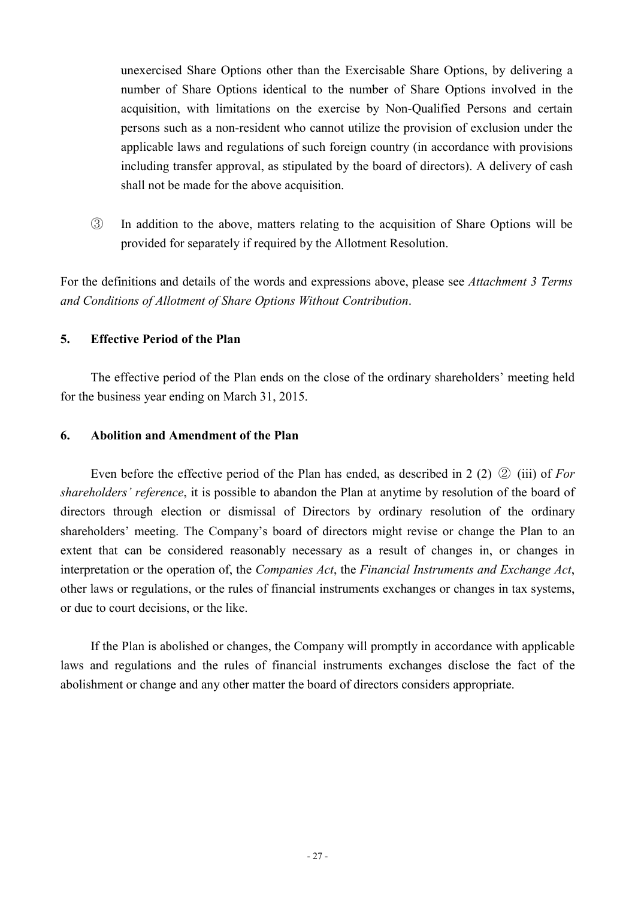unexercised Share Options other than the Exercisable Share Options, by delivering a number of Share Options identical to the number of Share Options involved in the acquisition, with limitations on the exercise by Non-Qualified Persons and certain persons such as a non-resident who cannot utilize the provision of exclusion under the applicable laws and regulations of such foreign country (in accordance with provisions including transfer approval, as stipulated by the board of directors). A delivery of cash shall not be made for the above acquisition.

③ In addition to the above, matters relating to the acquisition of Share Options will be provided for separately if required by the Allotment Resolution.

For the definitions and details of the words and expressions above, please see *Attachment 3 Terms and Conditions of Allotment of Share Options Without Contribution*.

## 5. Effective Period of the Plan

The effective period of the Plan ends on the close of the ordinary shareholders' meeting held for the business year ending on March 31, 2015.

## 6. Abolition and Amendment of the Plan

Even before the effective period of the Plan has ended, as described in 2 (2) ② (iii) of *For shareholders' reference*, it is possible to abandon the Plan at anytime by resolution of the board of directors through election or dismissal of Directors by ordinary resolution of the ordinary shareholders' meeting. The Company's board of directors might revise or change the Plan to an extent that can be considered reasonably necessary as a result of changes in, or changes in interpretation or the operation of, the *Companies Act*, the *Financial Instruments and Exchange Act*, other laws or regulations, or the rules of financial instruments exchanges or changes in tax systems, or due to court decisions, or the like.

If the Plan is abolished or changes, the Company will promptly in accordance with applicable laws and regulations and the rules of financial instruments exchanges disclose the fact of the abolishment or change and any other matter the board of directors considers appropriate.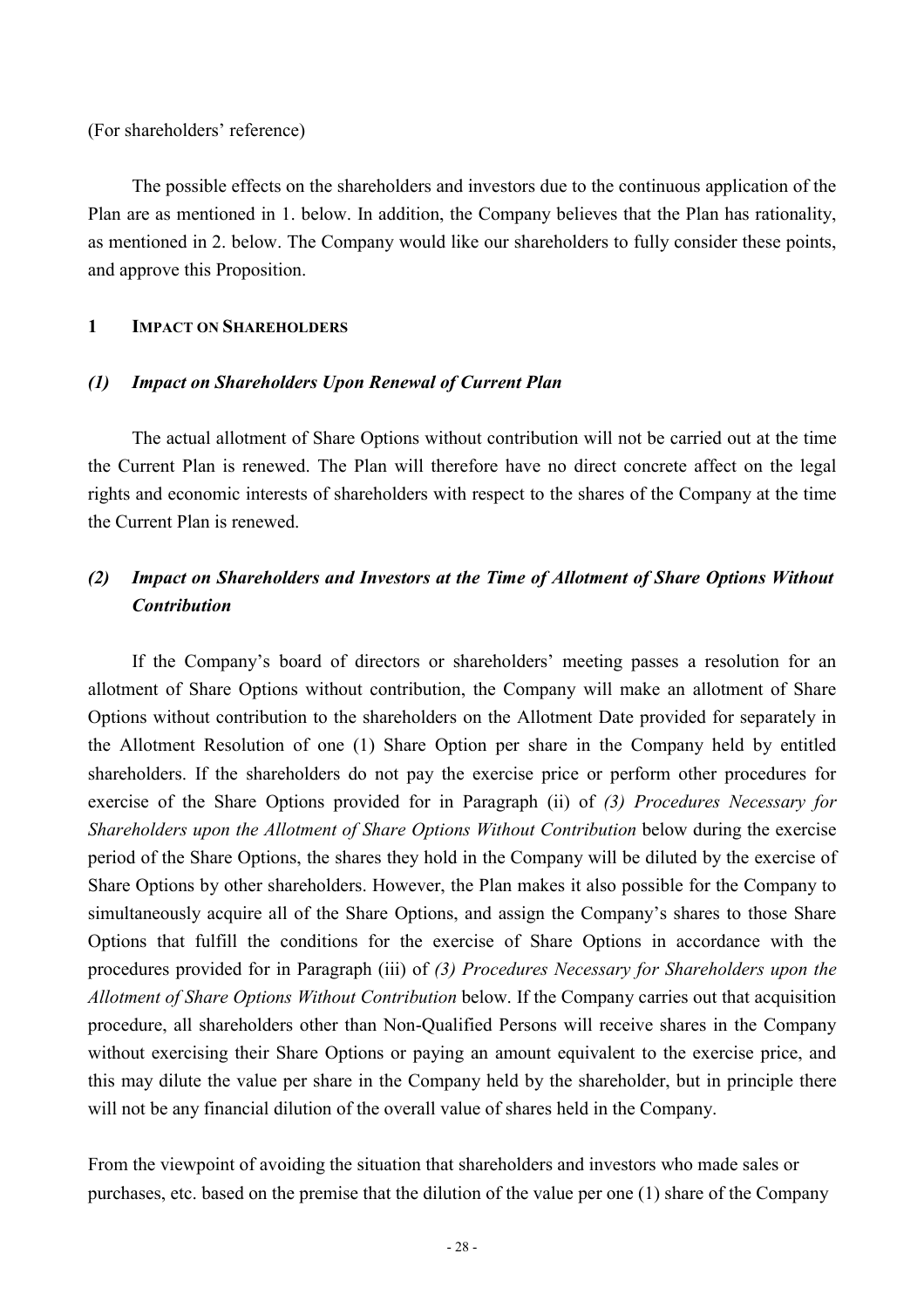(For shareholders' reference)

The possible effects on the shareholders and investors due to the continuous application of the Plan are as mentioned in 1. below. In addition, the Company believes that the Plan has rationality, as mentioned in 2. below. The Company would like our shareholders to fully consider these points, and approve this Proposition.

## 1 IMPACT ON SHAREHOLDERS

### *(1) Impact on Shareholders Upon Renewal of Current Plan*

The actual allotment of Share Options without contribution will not be carried out at the time the Current Plan is renewed. The Plan will therefore have no direct concrete affect on the legal rights and economic interests of shareholders with respect to the shares of the Company at the time the Current Plan is renewed.

### *(2) Impact on Shareholders and Investors at the Time of Allotment of Share Options Without Contribution*

If the Company's board of directors or shareholders' meeting passes a resolution for an allotment of Share Options without contribution, the Company will make an allotment of Share Options without contribution to the shareholders on the Allotment Date provided for separately in the Allotment Resolution of one (1) Share Option per share in the Company held by entitled shareholders. If the shareholders do not pay the exercise price or perform other procedures for exercise of the Share Options provided for in Paragraph (ii) of *(3) Procedures Necessary for Shareholders upon the Allotment of Share Options Without Contribution* below during the exercise period of the Share Options, the shares they hold in the Company will be diluted by the exercise of Share Options by other shareholders. However, the Plan makes it also possible for the Company to simultaneously acquire all of the Share Options, and assign the Company's shares to those Share Options that fulfill the conditions for the exercise of Share Options in accordance with the procedures provided for in Paragraph (iii) of *(3) Procedures Necessary for Shareholders upon the Allotment of Share Options Without Contribution* below. If the Company carries out that acquisition procedure, all shareholders other than Non-Qualified Persons will receive shares in the Company without exercising their Share Options or paying an amount equivalent to the exercise price, and this may dilute the value per share in the Company held by the shareholder, but in principle there will not be any financial dilution of the overall value of shares held in the Company.

From the viewpoint of avoiding the situation that shareholders and investors who made sales or purchases, etc. based on the premise that the dilution of the value per one (1) share of the Company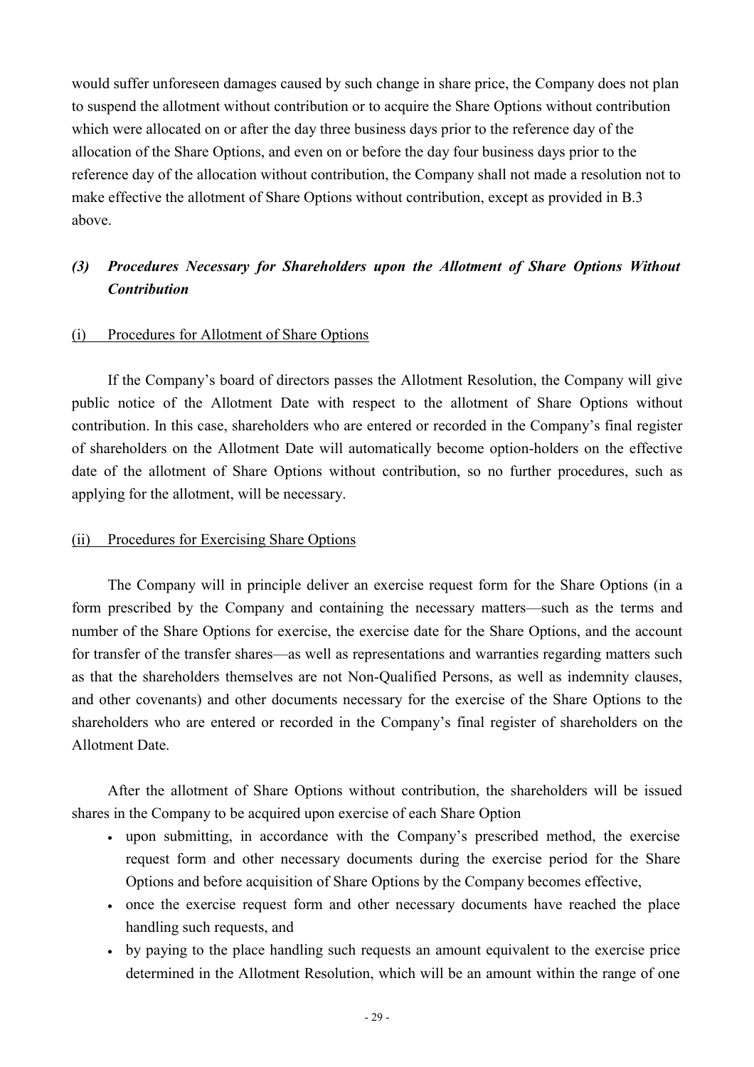would suffer unforeseen damages caused by such change in share price, the Company does not plan to suspend the allotment without contribution or to acquire the Share Options without contribution which were allocated on or after the day three business days prior to the reference day of the allocation of the Share Options, and even on or before the day four business days prior to the reference day of the allocation without contribution, the Company shall not made a resolution not to make effective the allotment of Share Options without contribution, except as provided in B.3 above.

### *(3) Procedures Necessary for Shareholders upon the Allotment of Share Options Without Contribution*

(i) Procedures for Allotment of Share Options

If the Company's board of directors passes the Allotment Resolution, the Company will give public notice of the Allotment Date with respect to the allotment of Share Options without contribution. In this case, shareholders who are entered or recorded in the Company's final register of shareholders on the Allotment Date will automatically become option-holders on the effective date of the allotment of Share Options without contribution, so no further procedures, such as applying for the allotment, will be necessary.

(ii) Procedures for Exercising Share Options

The Company will in principle deliver an exercise request form for the Share Options (in a form prescribed by the Company and containing the necessary matters—such as the terms and number of the Share Options for exercise, the exercise date for the Share Options, and the account for transfer of the transfer shares—as well as representations and warranties regarding matters such as that the shareholders themselves are not Non-Qualified Persons, as well as indemnity clauses, and other covenants) and other documents necessary for the exercise of the Share Options to the shareholders who are entered or recorded in the Company's final register of shareholders on the Allotment Date.

After the allotment of Share Options without contribution, the shareholders will be issued shares in the Company to be acquired upon exercise of each Share Option

- upon submitting, in accordance with the Company's prescribed method, the exercise request form and other necessary documents during the exercise period for the Share Options and before acquisition of Share Options by the Company becomes effective,
- once the exercise request form and other necessary documents have reached the place handling such requests, and
- by paying to the place handling such requests an amount equivalent to the exercise price determined in the Allotment Resolution, which will be an amount within the range of one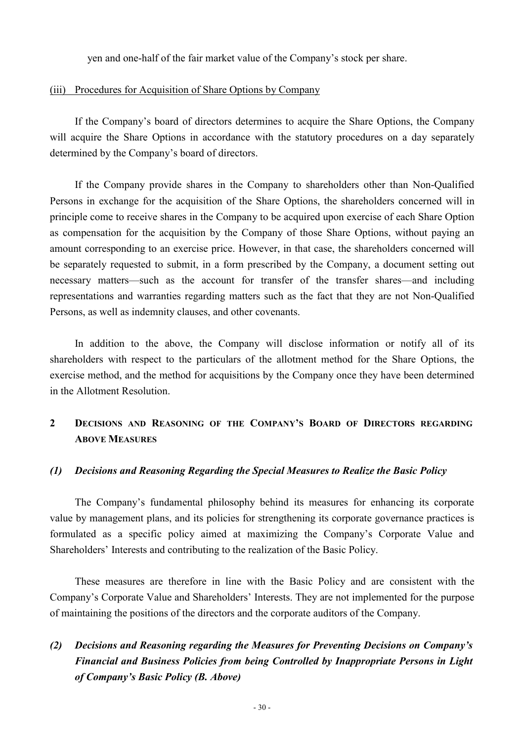yen and one-half of the fair market value of the Company's stock per share.

(iii) Procedures for Acquisition of Share Options by Company

If the Company's board of directors determines to acquire the Share Options, the Company will acquire the Share Options in accordance with the statutory procedures on a day separately determined by the Company's board of directors.

If the Company provide shares in the Company to shareholders other than Non-Qualified Persons in exchange for the acquisition of the Share Options, the shareholders concerned will in principle come to receive shares in the Company to be acquired upon exercise of each Share Option as compensation for the acquisition by the Company of those Share Options, without paying an amount corresponding to an exercise price. However, in that case, the shareholders concerned will be separately requested to submit, in a form prescribed by the Company, a document setting out necessary matters—such as the account for transfer of the transfer shares—and including representations and warranties regarding matters such as the fact that they are not Non-Qualified Persons, as well as indemnity clauses, and other covenants.

In addition to the above, the Company will disclose information or notify all of its shareholders with respect to the particulars of the allotment method for the Share Options, the exercise method, and the method for acquisitions by the Company once they have been determined in the Allotment Resolution.

## 2 Decisions and Reasoning of the Company's Board of Directors regarding Above Measures

### *(1) Decisions and Reasoning Regarding the Special Measures to Realize the Basic Policy*

The Company's fundamental philosophy behind its measures for enhancing its corporate value by management plans, and its policies for strengthening its corporate governance practices is formulated as a specific policy aimed at maximizing the Company's Corporate Value and Shareholders' Interests and contributing to the realization of the Basic Policy.

These measures are therefore in line with the Basic Policy and are consistent with the Company's Corporate Value and Shareholders' Interests. They are not implemented for the purpose of maintaining the positions of the directors and the corporate auditors of the Company.

### *(2) Decisions and Reasoning regarding the Measures for Preventing Decisions on Company's Financial and Business Policies from being Controlled by Inappropriate Persons in Light of Company's Basic Policy (B. Above)*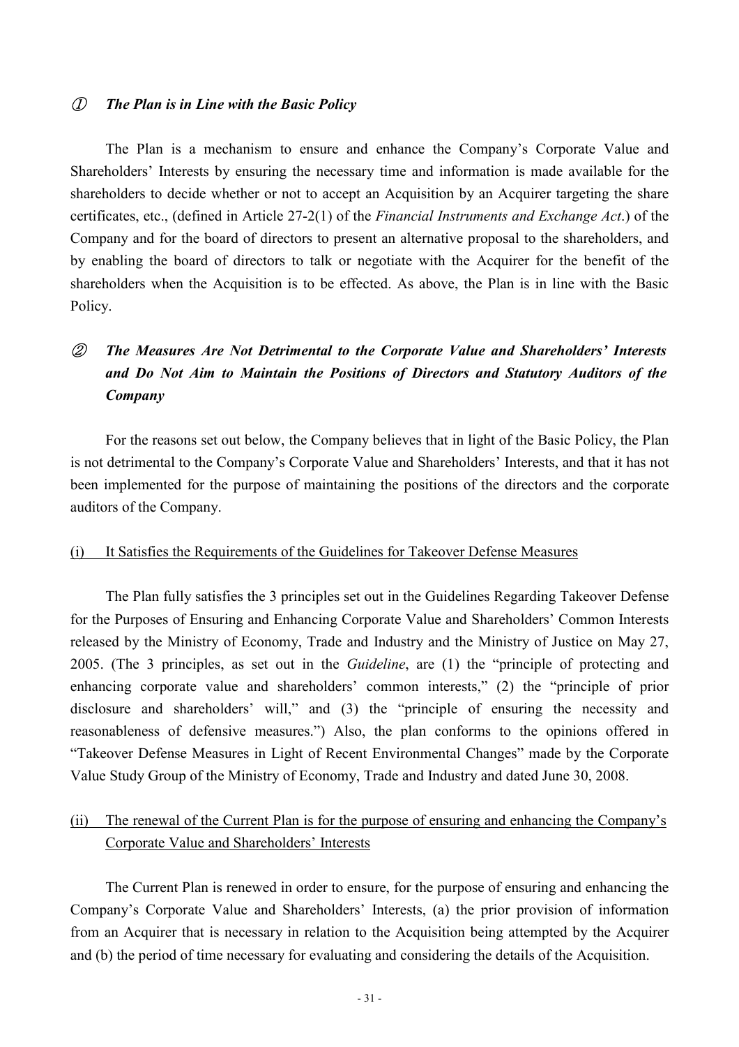### ① *The Plan is in Line with the Basic Policy*

The Plan is a mechanism to ensure and enhance the Company's Corporate Value and Shareholders' Interests by ensuring the necessary time and information is made available for the shareholders to decide whether or not to accept an Acquisition by an Acquirer targeting the share certificates, etc., (defined in Article 27-2(1) of the *Financial Instruments and Exchange Act*.) of the Company and for the board of directors to present an alternative proposal to the shareholders, and by enabling the board of directors to talk or negotiate with the Acquirer for the benefit of the shareholders when the Acquisition is to be effected. As above, the Plan is in line with the Basic Policy.

### ② *The Measures Are Not Detrimental to the Corporate Value and Shareholders' Interests and Do Not Aim to Maintain the Positions of Directors and Statutory Auditors of the Company*

For the reasons set out below, the Company believes that in light of the Basic Policy, the Plan is not detrimental to the Company's Corporate Value and Shareholders' Interests, and that it has not been implemented for the purpose of maintaining the positions of the directors and the corporate auditors of the Company.

(i) It Satisfies the Requirements of the Guidelines for Takeover Defense Measures

The Plan fully satisfies the 3 principles set out in the Guidelines Regarding Takeover Defense for the Purposes of Ensuring and Enhancing Corporate Value and Shareholders' Common Interests released by the Ministry of Economy, Trade and Industry and the Ministry of Justice on May 27, 2005. (The 3 principles, as set out in the *Guideline*, are (1) the "principle of protecting and enhancing corporate value and shareholders' common interests," (2) the "principle of prior disclosure and shareholders' will," and (3) the "principle of ensuring the necessity and reasonableness of defensive measures.") Also, the plan conforms to the opinions offered in "Takeover Defense Measures in Light of Recent Environmental Changes" made by the Corporate Value Study Group of the Ministry of Economy, Trade and Industry and dated June 30, 2008.

(ii) The renewal of the Current Plan is for the purpose of ensuring and enhancing the Company's Corporate Value and Shareholders' Interests

The Current Plan is renewed in order to ensure, for the purpose of ensuring and enhancing the Company's Corporate Value and Shareholders' Interests, (a) the prior provision of information from an Acquirer that is necessary in relation to the Acquisition being attempted by the Acquirer and (b) the period of time necessary for evaluating and considering the details of the Acquisition.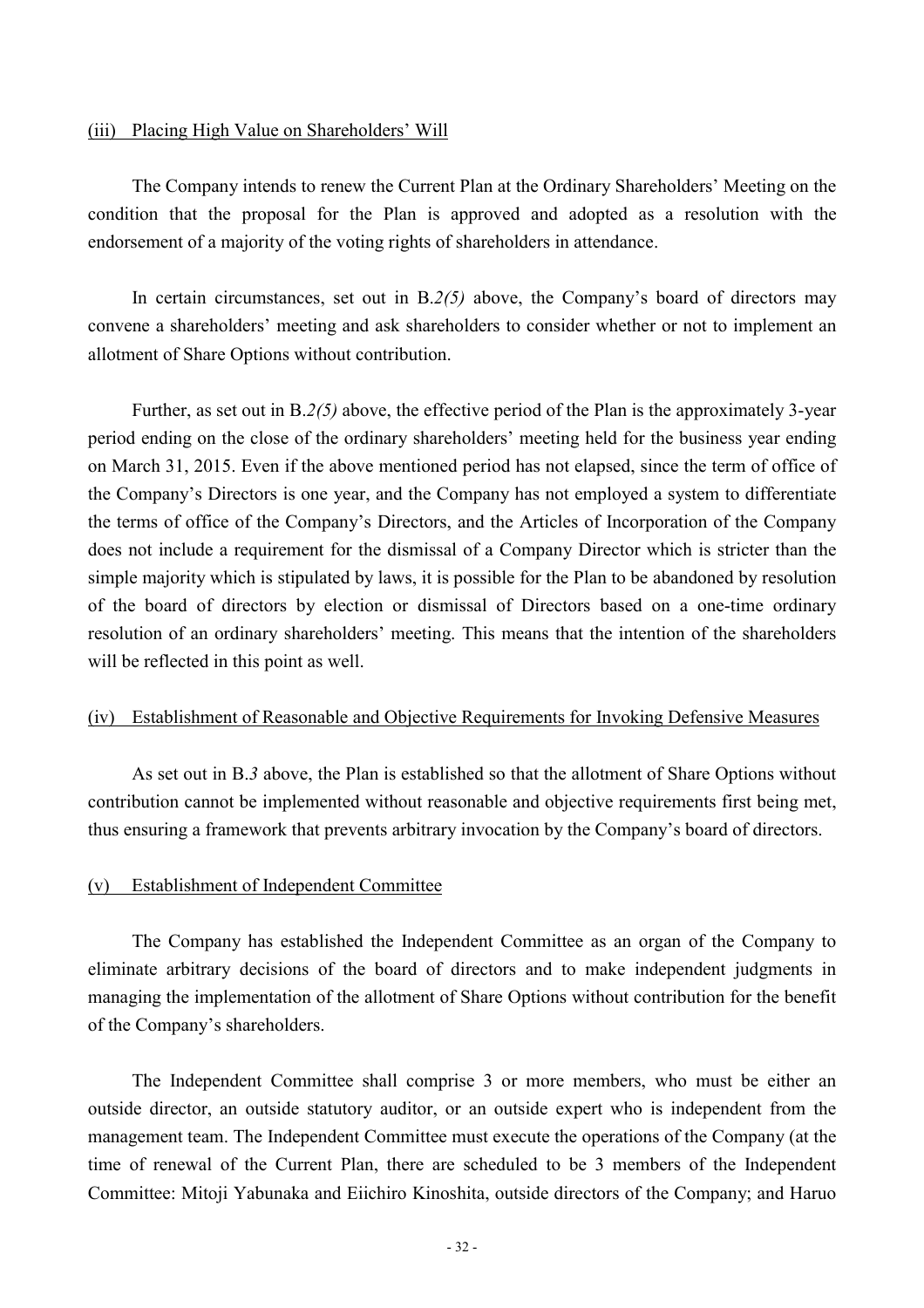(iii) Placing High Value on Shareholders' Will

The Company intends to renew the Current Plan at the Ordinary Shareholders' Meeting on the condition that the proposal for the Plan is approved and adopted as a resolution with the endorsement of a majority of the voting rights of shareholders in attendance.

In certain circumstances, set out in B.*2(5)* above, the Company's board of directors may convene a shareholders' meeting and ask shareholders to consider whether or not to implement an allotment of Share Options without contribution.

Further, as set out in B.*2(5)* above, the effective period of the Plan is the approximately 3-year period ending on the close of the ordinary shareholders' meeting held for the business year ending on March 31, 2015. Even if the above mentioned period has not elapsed, since the term of office of the Company's Directors is one year, and the Company has not employed a system to differentiate the terms of office of the Company's Directors, and the Articles of Incorporation of the Company does not include a requirement for the dismissal of a Company Director which is stricter than the simple majority which is stipulated by laws, it is possible for the Plan to be abandoned by resolution of the board of directors by election or dismissal of Directors based on a one-time ordinary resolution of an ordinary shareholders' meeting. This means that the intention of the shareholders will be reflected in this point as well.

(iv) Establishment of Reasonable and Objective Requirements for Invoking Defensive Measures

As set out in B.*3* above, the Plan is established so that the allotment of Share Options without contribution cannot be implemented without reasonable and objective requirements first being met, thus ensuring a framework that prevents arbitrary invocation by the Company's board of directors.

(v) Establishment of Independent Committee

The Company has established the Independent Committee as an organ of the Company to eliminate arbitrary decisions of the board of directors and to make independent judgments in managing the implementation of the allotment of Share Options without contribution for the benefit of the Company's shareholders.

The Independent Committee shall comprise 3 or more members, who must be either an outside director, an outside statutory auditor, or an outside expert who is independent from the management team. The Independent Committee must execute the operations of the Company (at the time of renewal of the Current Plan, there are scheduled to be 3 members of the Independent Committee: Mitoji Yabunaka and Eiichiro Kinoshita, outside directors of the Company; and Haruo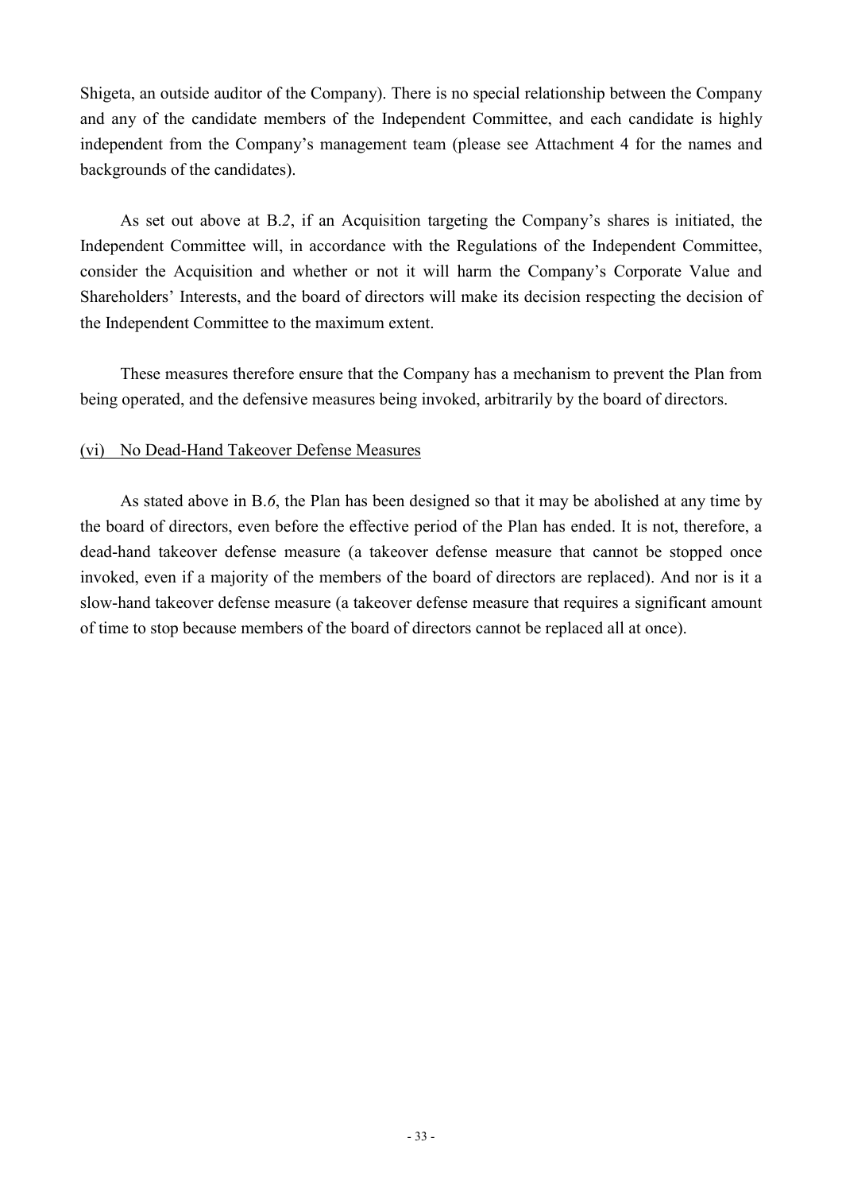Shigeta, an outside auditor of the Company). There is no special relationship between the Company and any of the candidate members of the Independent Committee, and each candidate is highly independent from the Company's management team (please see Attachment 4 for the names and backgrounds of the candidates).

As set out above at B.*2*, if an Acquisition targeting the Company's shares is initiated, the Independent Committee will, in accordance with the Regulations of the Independent Committee, consider the Acquisition and whether or not it will harm the Company's Corporate Value and Shareholders' Interests, and the board of directors will make its decision respecting the decision of the Independent Committee to the maximum extent.

These measures therefore ensure that the Company has a mechanism to prevent the Plan from being operated, and the defensive measures being invoked, arbitrarily by the board of directors.

<u>(vi) No Dead-Hand Takeover Defense Measures</u>

As stated above in B.*6*, the Plan has been designed so that it may be abolished at any time by the board of directors, even before the effective period of the Plan has ended. It is not, therefore, a dead-hand takeover defense measure (a takeover defense measure that cannot be stopped once invoked, even if a majority of the members of the board of directors are replaced). And nor is it a slow-hand takeover defense measure (a takeover defense measure that requires a significant amount of time to stop because members of the board of directors cannot be replaced all at once).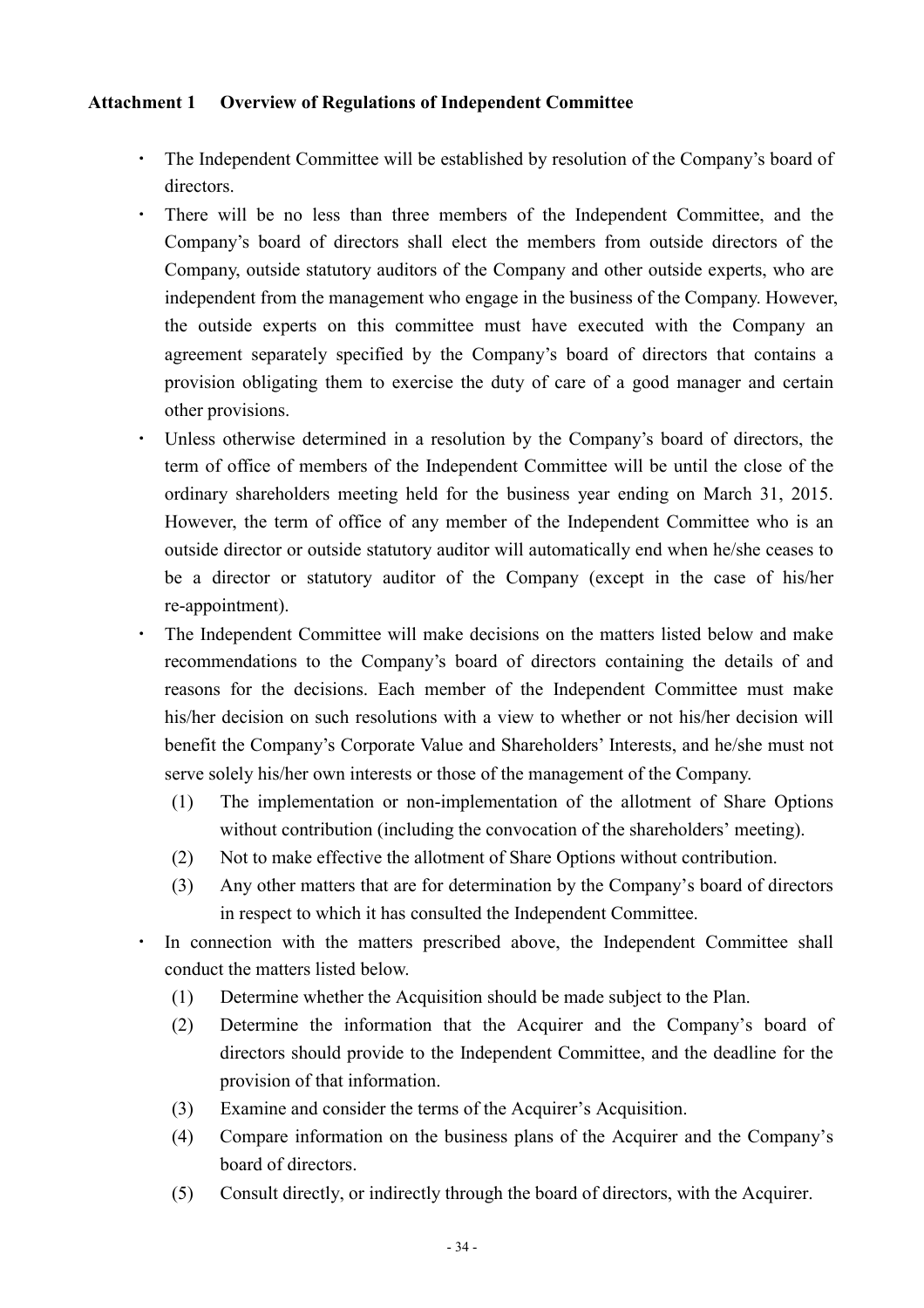### Attachment 1 Overview of Regulations of Independent Committee

- The Independent Committee will be established by resolution of the Company's board of directors.
- There will be no less than three members of the Independent Committee, and the Company's board of directors shall elect the members from outside directors of the Company, outside statutory auditors of the Company and other outside experts, who are independent from the management who engage in the business of the Company. However, the outside experts on this committee must have executed with the Company an agreement separately specified by the Company's board of directors that contains a provision obligating them to exercise the duty of care of a good manager and certain other provisions.
- Unless otherwise determined in a resolution by the Company's board of directors, the term of office of members of the Independent Committee will be until the close of the ordinary shareholders meeting held for the business year ending on March 31, 2015. However, the term of office of any member of the Independent Committee who is an outside director or outside statutory auditor will automatically end when he/she ceases to be a director or statutory auditor of the Company (except in the case of his/her re-appointment).
- The Independent Committee will make decisions on the matters listed below and make recommendations to the Company's board of directors containing the details of and reasons for the decisions. Each member of the Independent Committee must make his/her decision on such resolutions with a view to whether or not his/her decision will benefit the Company's Corporate Value and Shareholders' Interests, and he/she must not serve solely his/her own interests or those of the management of the Company.
  (1) The implementation or non-implementation of the allotment of Share Options without contribution (including the convocation of the shareholders' meeting).
  (2) Not to make effective the allotment of Share Options without contribution.
  (3) Any other matters that are for determination by the Company's board of directors in respect to which it has consulted the Independent Committee.
- In connection with the matters prescribed above, the Independent Committee shall conduct the matters listed below.
  (1) Determine whether the Acquisition should be made subject to the Plan.
  (2) Determine the information that the Acquirer and the Company's board of directors should provide to the Independent Committee, and the deadline for the provision of that information.
  (3) Examine and consider the terms of the Acquirer's Acquisition.
  (4) Compare information on the business plans of the Acquirer and the Company's board of directors.
  (5) Consult directly, or indirectly through the board of directors, with the Acquirer.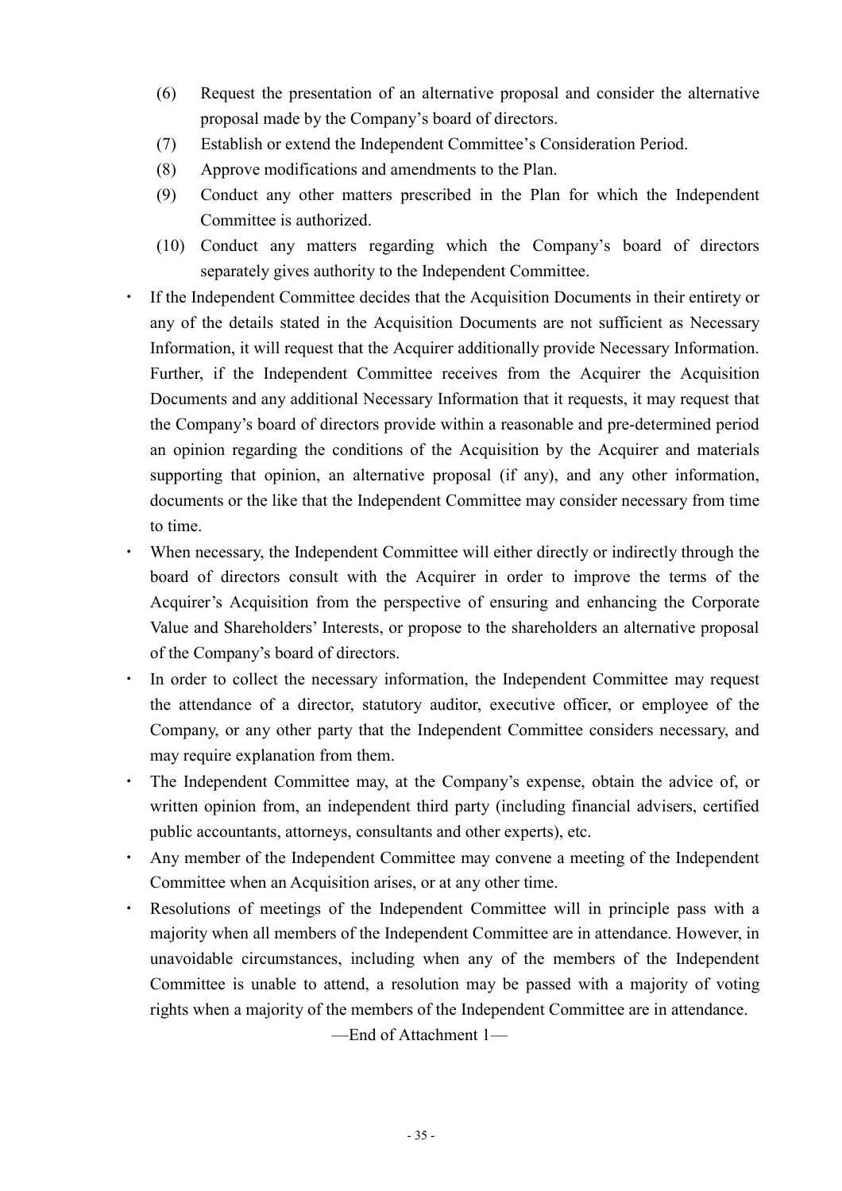(6) Request the presentation of an alternative proposal and consider the alternative proposal made by the Company's board of directors.

(7) Establish or extend the Independent Committee's Consideration Period.

(8) Approve modifications and amendments to the Plan.

(9) Conduct any other matters prescribed in the Plan for which the Independent Committee is authorized.

(10) Conduct any matters regarding which the Company's board of directors separately gives authority to the Independent Committee.

- If the Independent Committee decides that the Acquisition Documents in their entirety or any of the details stated in the Acquisition Documents are not sufficient as Necessary Information, it will request that the Acquirer additionally provide Necessary Information. Further, if the Independent Committee receives from the Acquirer the Acquisition Documents and any additional Necessary Information that it requests, it may request that the Company's board of directors provide within a reasonable and pre-determined period an opinion regarding the conditions of the Acquisition by the Acquirer and materials supporting that opinion, an alternative proposal (if any), and any other information, documents or the like that the Independent Committee may consider necessary from time to time.
- When necessary, the Independent Committee will either directly or indirectly through the board of directors consult with the Acquirer in order to improve the terms of the Acquirer's Acquisition from the perspective of ensuring and enhancing the Corporate Value and Shareholders' Interests, or propose to the shareholders an alternative proposal of the Company's board of directors.
- In order to collect the necessary information, the Independent Committee may request the attendance of a director, statutory auditor, executive officer, or employee of the Company, or any other party that the Independent Committee considers necessary, and may require explanation from them.
- The Independent Committee may, at the Company's expense, obtain the advice of, or written opinion from, an independent third party (including financial advisers, certified public accountants, attorneys, consultants and other experts), etc.
- Any member of the Independent Committee may convene a meeting of the Independent Committee when an Acquisition arises, or at any other time.
- Resolutions of meetings of the Independent Committee will in principle pass with a majority when all members of the Independent Committee are in attendance. However, in unavoidable circumstances, including when any of the members of the Independent Committee is unable to attend, a resolution may be passed with a majority of voting rights when a majority of the members of the Independent Committee are in attendance.

—End of Attachment 1—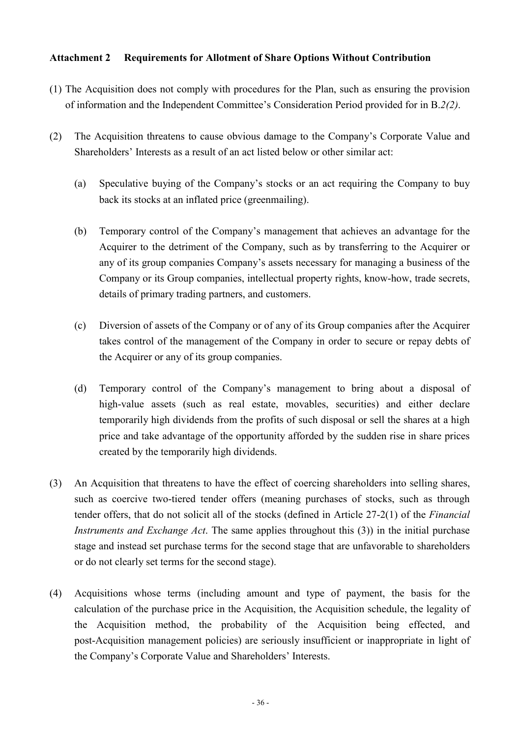**Attachment 2 Requirements for Allotment of Share Options Without Contribution**

(1) The Acquisition does not comply with procedures for the Plan, such as ensuring the provision of information and the Independent Committee's Consideration Period provided for in B.*2(2)*.

(2) The Acquisition threatens to cause obvious damage to the Company's Corporate Value and Shareholders' Interests as a result of an act listed below or other similar act:

   (a) Speculative buying of the Company's stocks or an act requiring the Company to buy back its stocks at an inflated price (greenmailing).

   (b) Temporary control of the Company's management that achieves an advantage for the Acquirer to the detriment of the Company, such as by transferring to the Acquirer or any of its group companies Company's assets necessary for managing a business of the Company or its Group companies, intellectual property rights, know-how, trade secrets, details of primary trading partners, and customers.

   (c) Diversion of assets of the Company or of any of its Group companies after the Acquirer takes control of the management of the Company in order to secure or repay debts of the Acquirer or any of its group companies.

   (d) Temporary control of the Company's management to bring about a disposal of high-value assets (such as real estate, movables, securities) and either declare temporarily high dividends from the profits of such disposal or sell the shares at a high price and take advantage of the opportunity afforded by the sudden rise in share prices created by the temporarily high dividends.

(3) An Acquisition that threatens to have the effect of coercing shareholders into selling shares, such as coercive two-tiered tender offers (meaning purchases of stocks, such as through tender offers, that do not solicit all of the stocks (defined in Article 27-2(1) of the *Financial Instruments and Exchange Act*. The same applies throughout this (3)) in the initial purchase stage and instead set purchase terms for the second stage that are unfavorable to shareholders or do not clearly set terms for the second stage).

(4) Acquisitions whose terms (including amount and type of payment, the basis for the calculation of the purchase price in the Acquisition, the Acquisition schedule, the legality of the Acquisition method, the probability of the Acquisition being effected, and post-Acquisition management policies) are seriously insufficient or inappropriate in light of the Company's Corporate Value and Shareholders' Interests.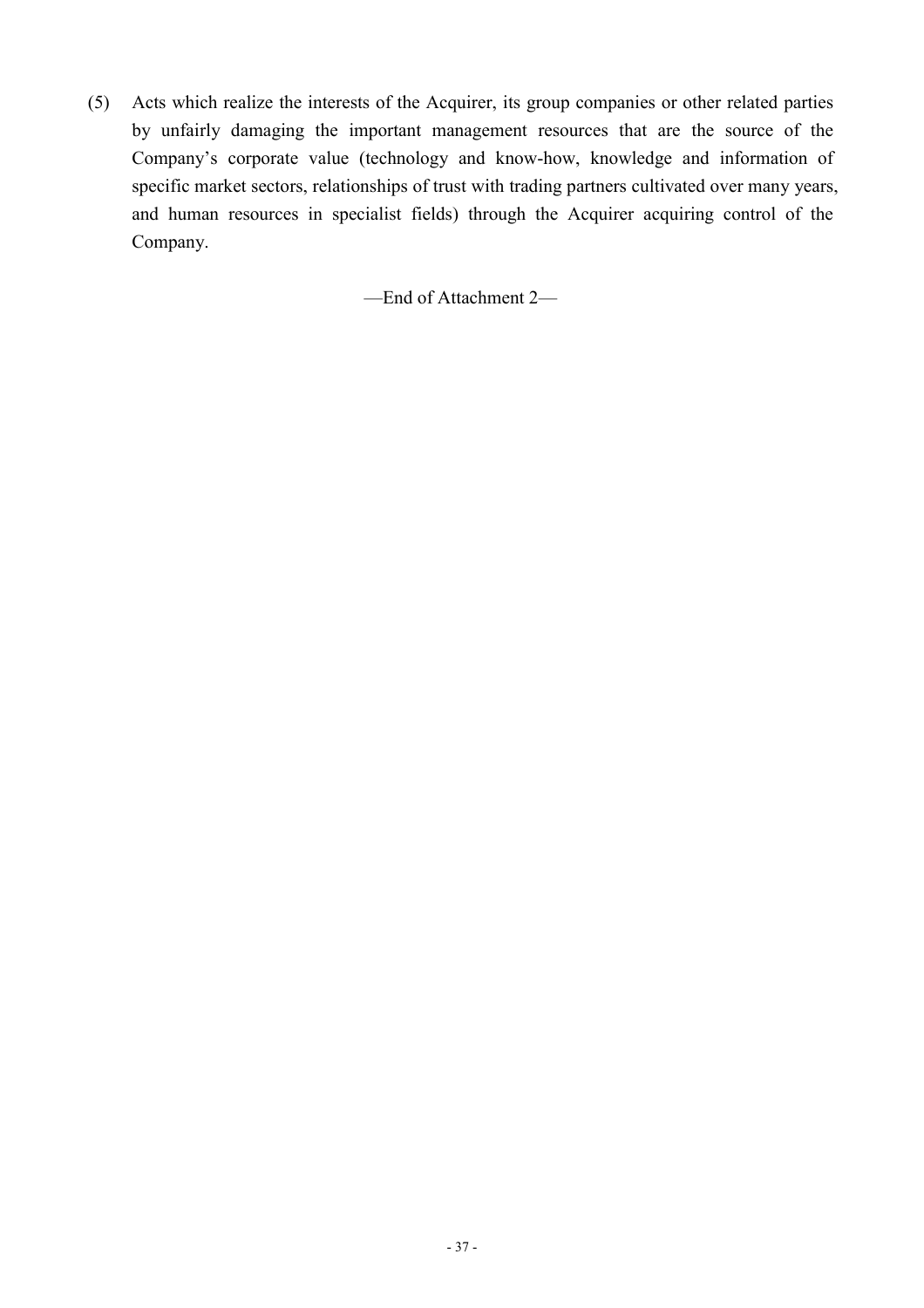(5) Acts which realize the interests of the Acquirer, its group companies or other related parties by unfairly damaging the important management resources that are the source of the Company's corporate value (technology and know-how, knowledge and information of specific market sectors, relationships of trust with trading partners cultivated over many years, and human resources in specialist fields) through the Acquirer acquiring control of the Company.

—End of Attachment 2—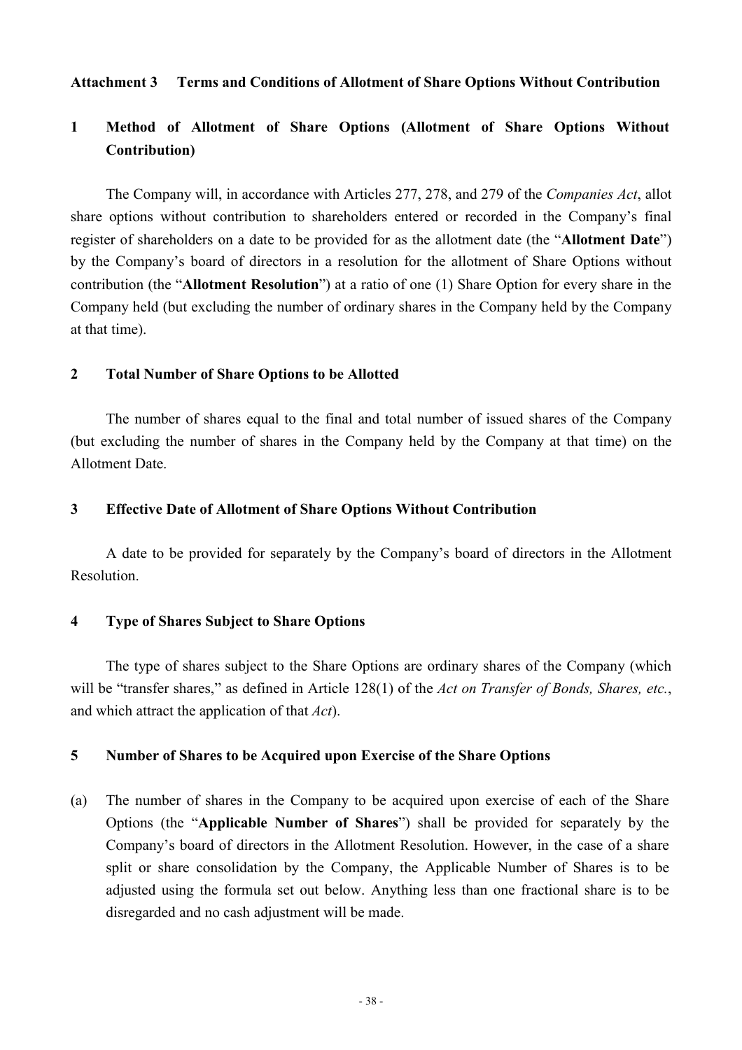**Attachment 3 Terms and Conditions of Allotment of Share Options Without Contribution**

## 1 Method of Allotment of Share Options (Allotment of Share Options Without Contribution)

The Company will, in accordance with Articles 277, 278, and 279 of the *Companies Act*, allot share options without contribution to shareholders entered or recorded in the Company's final register of shareholders on a date to be provided for as the allotment date (the "**Allotment Date**") by the Company's board of directors in a resolution for the allotment of Share Options without contribution (the "**Allotment Resolution**") at a ratio of one (1) Share Option for every share in the Company held (but excluding the number of ordinary shares in the Company held by the Company at that time).

## 2 Total Number of Share Options to be Allotted

The number of shares equal to the final and total number of issued shares of the Company (but excluding the number of shares in the Company held by the Company at that time) on the Allotment Date.

## 3 Effective Date of Allotment of Share Options Without Contribution

A date to be provided for separately by the Company's board of directors in the Allotment Resolution.

## 4 Type of Shares Subject to Share Options

The type of shares subject to the Share Options are ordinary shares of the Company (which will be "transfer shares," as defined in Article 128(1) of the *Act on Transfer of Bonds, Shares, etc.*, and which attract the application of that *Act*).

## 5 Number of Shares to be Acquired upon Exercise of the Share Options

(a) The number of shares in the Company to be acquired upon exercise of each of the Share Options (the "**Applicable Number of Shares**") shall be provided for separately by the Company's board of directors in the Allotment Resolution. However, in the case of a share split or share consolidation by the Company, the Applicable Number of Shares is to be adjusted using the formula set out below. Anything less than one fractional share is to be disregarded and no cash adjustment will be made.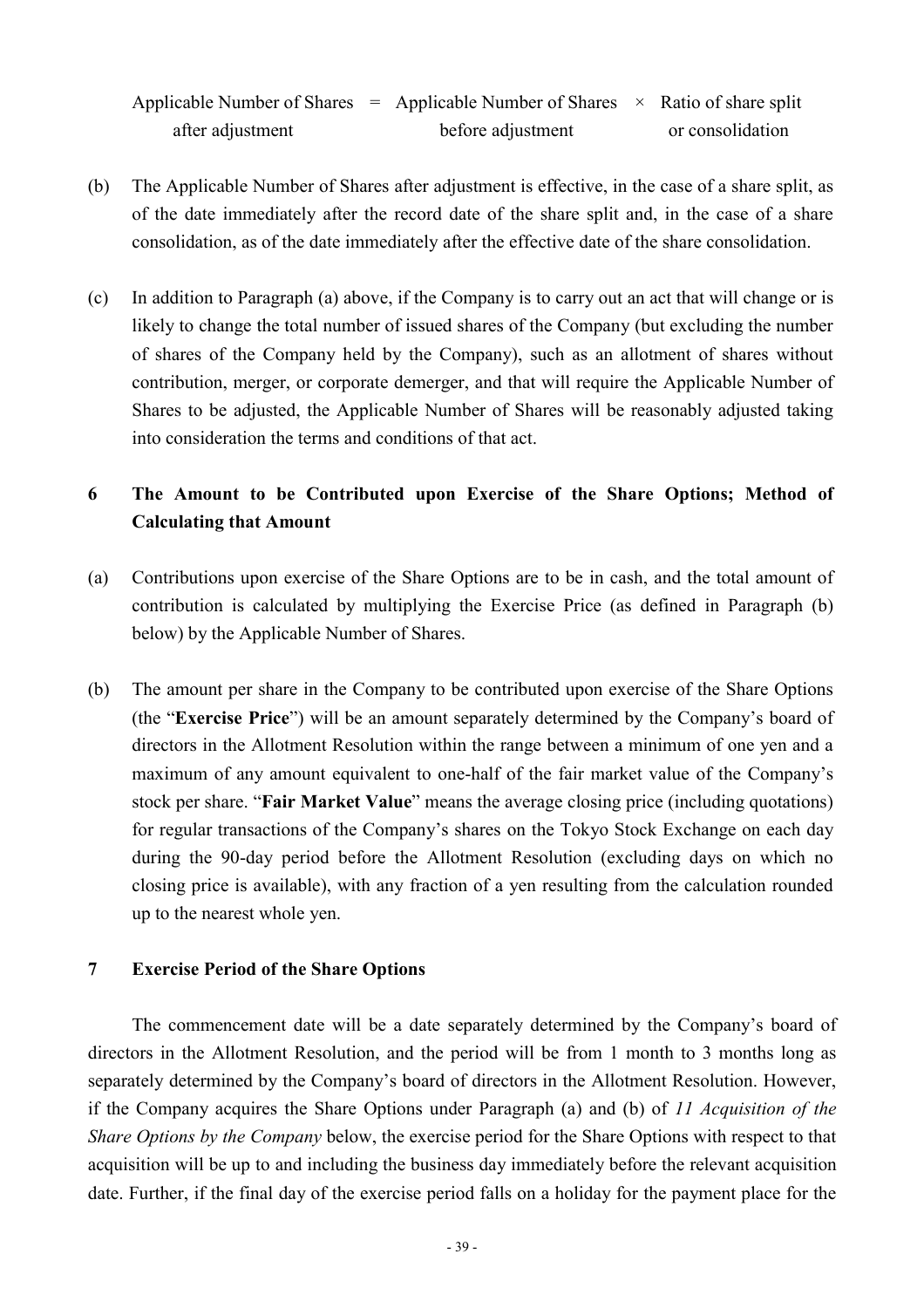$$\text{Applicable Number of Shares after adjustment} = \text{Applicable Number of Shares before adjustment} \times \text{Ratio of share split or consolidation}$$

(b) The Applicable Number of Shares after adjustment is effective, in the case of a share split, as of the date immediately after the record date of the share split and, in the case of a share consolidation, as of the date immediately after the effective date of the share consolidation.

(c) In addition to Paragraph (a) above, if the Company is to carry out an act that will change or is likely to change the total number of issued shares of the Company (but excluding the number of shares of the Company held by the Company), such as an allotment of shares without contribution, merger, or corporate demerger, and that will require the Applicable Number of Shares to be adjusted, the Applicable Number of Shares will be reasonably adjusted taking into consideration the terms and conditions of that act.

## 6 The Amount to be Contributed upon Exercise of the Share Options; Method of Calculating that Amount

(a) Contributions upon exercise of the Share Options are to be in cash, and the total amount of contribution is calculated by multiplying the Exercise Price (as defined in Paragraph (b) below) by the Applicable Number of Shares.

(b) The amount per share in the Company to be contributed upon exercise of the Share Options (the "**Exercise Price**") will be an amount separately determined by the Company's board of directors in the Allotment Resolution within the range between a minimum of one yen and a maximum of any amount equivalent to one-half of the fair market value of the Company's stock per share. "**Fair Market Value**" means the average closing price (including quotations) for regular transactions of the Company's shares on the Tokyo Stock Exchange on each day during the 90-day period before the Allotment Resolution (excluding days on which no closing price is available), with any fraction of a yen resulting from the calculation rounded up to the nearest whole yen.

## 7 Exercise Period of the Share Options

The commencement date will be a date separately determined by the Company's board of directors in the Allotment Resolution, and the period will be from 1 month to 3 months long as separately determined by the Company's board of directors in the Allotment Resolution. However, if the Company acquires the Share Options under Paragraph (a) and (b) of *11 Acquisition of the Share Options by the Company* below, the exercise period for the Share Options with respect to that acquisition will be up to and including the business day immediately before the relevant acquisition date. Further, if the final day of the exercise period falls on a holiday for the payment place for the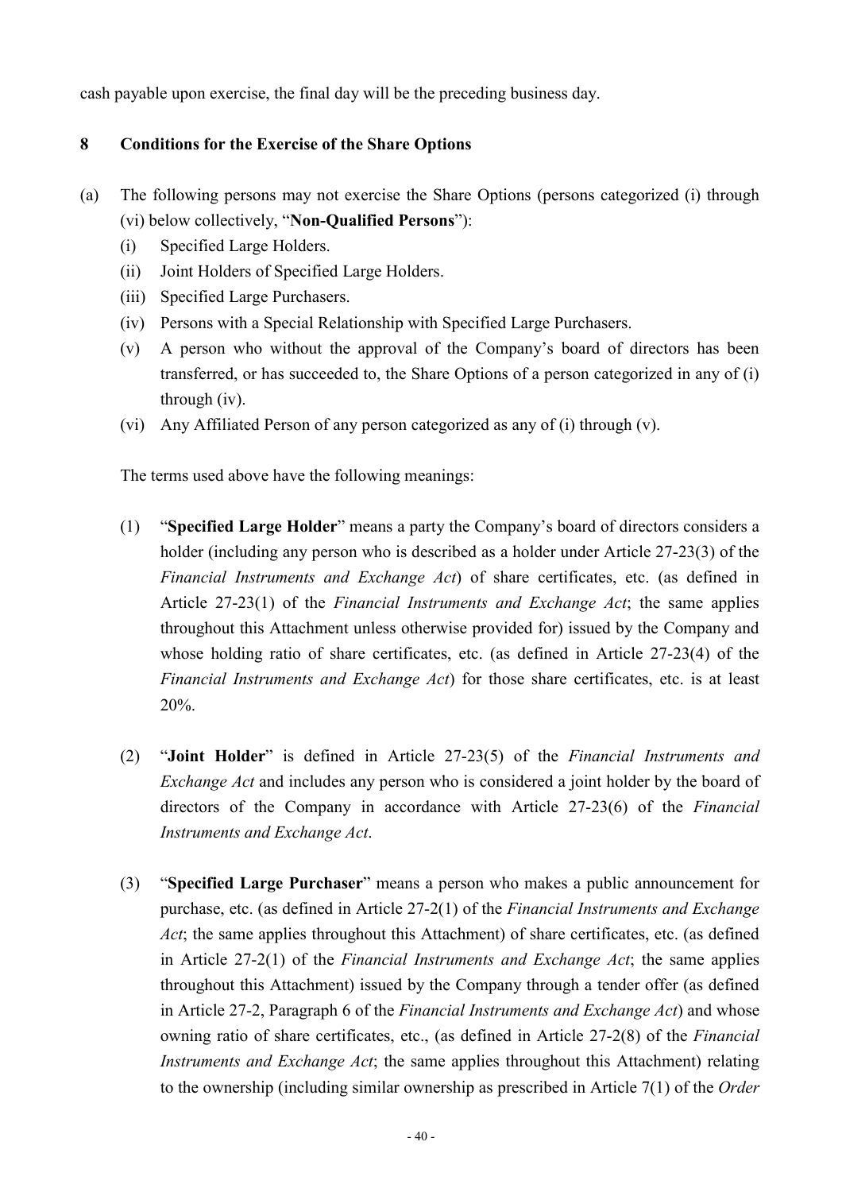cash payable upon exercise, the final day will be the preceding business day.

## 8 Conditions for the Exercise of the Share Options

(a) The following persons may not exercise the Share Options (persons categorized (i) through (vi) below collectively, "**Non-Qualified Persons**"):

  (i) Specified Large Holders.

  (ii) Joint Holders of Specified Large Holders.

  (iii) Specified Large Purchasers.

  (iv) Persons with a Special Relationship with Specified Large Purchasers.

  (v) A person who without the approval of the Company's board of directors has been transferred, or has succeeded to, the Share Options of a person categorized in any of (i) through (iv).

  (vi) Any Affiliated Person of any person categorized as any of (i) through (v).

  The terms used above have the following meanings:

  (1) "**Specified Large Holder**" means a party the Company's board of directors considers a holder (including any person who is described as a holder under Article 27-23(3) of the *Financial Instruments and Exchange Act*) of share certificates, etc. (as defined in Article 27-23(1) of the *Financial Instruments and Exchange Act*; the same applies throughout this Attachment unless otherwise provided for) issued by the Company and whose holding ratio of share certificates, etc. (as defined in Article 27-23(4) of the *Financial Instruments and Exchange Act*) for those share certificates, etc. is at least 20%.

  (2) "**Joint Holder**" is defined in Article 27-23(5) of the *Financial Instruments and Exchange Act* and includes any person who is considered a joint holder by the board of directors of the Company in accordance with Article 27-23(6) of the *Financial Instruments and Exchange Act*.

  (3) "**Specified Large Purchaser**" means a person who makes a public announcement for purchase, etc. (as defined in Article 27-2(1) of the *Financial Instruments and Exchange Act*; the same applies throughout this Attachment) of share certificates, etc. (as defined in Article 27-2(1) of the *Financial Instruments and Exchange Act*; the same applies throughout this Attachment) issued by the Company through a tender offer (as defined in Article 27-2, Paragraph 6 of the *Financial Instruments and Exchange Act*) and whose owning ratio of share certificates, etc., (as defined in Article 27-2(8) of the *Financial Instruments and Exchange Act*; the same applies throughout this Attachment) relating to the ownership (including similar ownership as prescribed in Article 7(1) of the *Order*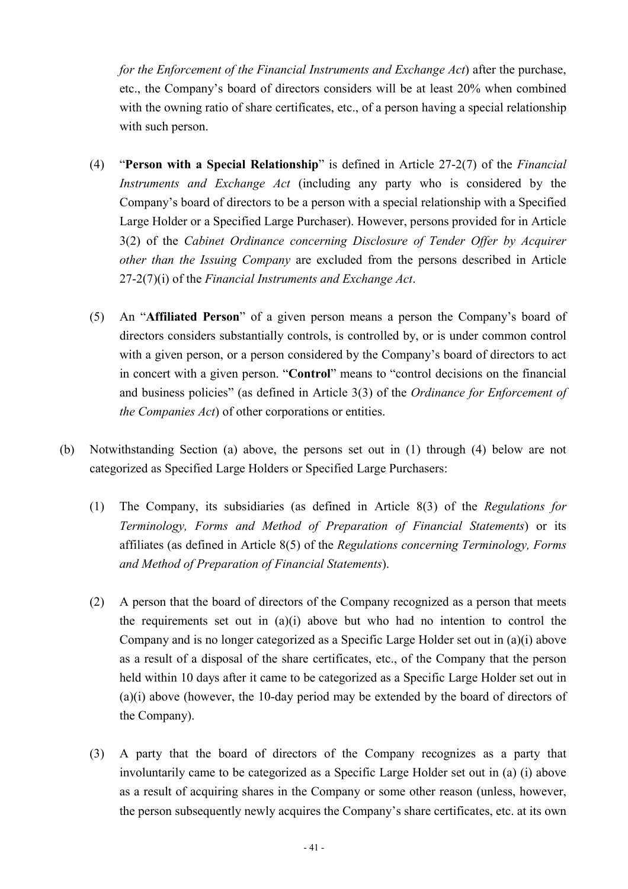*for the Enforcement of the Financial Instruments and Exchange Act*) after the purchase, etc., the Company's board of directors considers will be at least 20% when combined with the owning ratio of share certificates, etc., of a person having a special relationship with such person.

(4) "**Person with a Special Relationship**" is defined in Article 27-2(7) of the *Financial Instruments and Exchange Act* (including any party who is considered by the Company's board of directors to be a person with a special relationship with a Specified Large Holder or a Specified Large Purchaser). However, persons provided for in Article 3(2) of the *Cabinet Ordinance concerning Disclosure of Tender Offer by Acquirer other than the Issuing Company* are excluded from the persons described in Article 27-2(7)(i) of the *Financial Instruments and Exchange Act*.

(5) An "**Affiliated Person**" of a given person means a person the Company's board of directors considers substantially controls, is controlled by, or is under common control with a given person, or a person considered by the Company's board of directors to act in concert with a given person. "**Control**" means to "control decisions on the financial and business policies" (as defined in Article 3(3) of the *Ordinance for Enforcement of the Companies Act*) of other corporations or entities.

(b) Notwithstanding Section (a) above, the persons set out in (1) through (4) below are not categorized as Specified Large Holders or Specified Large Purchasers:

(1) The Company, its subsidiaries (as defined in Article 8(3) of the *Regulations for Terminology, Forms and Method of Preparation of Financial Statements*) or its affiliates (as defined in Article 8(5) of the *Regulations concerning Terminology, Forms and Method of Preparation of Financial Statements*).

(2) A person that the board of directors of the Company recognized as a person that meets the requirements set out in (a)(i) above but who had no intention to control the Company and is no longer categorized as a Specific Large Holder set out in (a)(i) above as a result of a disposal of the share certificates, etc., of the Company that the person held within 10 days after it came to be categorized as a Specific Large Holder set out in (a)(i) above (however, the 10-day period may be extended by the board of directors of the Company).

(3) A party that the board of directors of the Company recognizes as a party that involuntarily came to be categorized as a Specific Large Holder set out in (a) (i) above as a result of acquiring shares in the Company or some other reason (unless, however, the person subsequently newly acquires the Company's share certificates, etc. at its own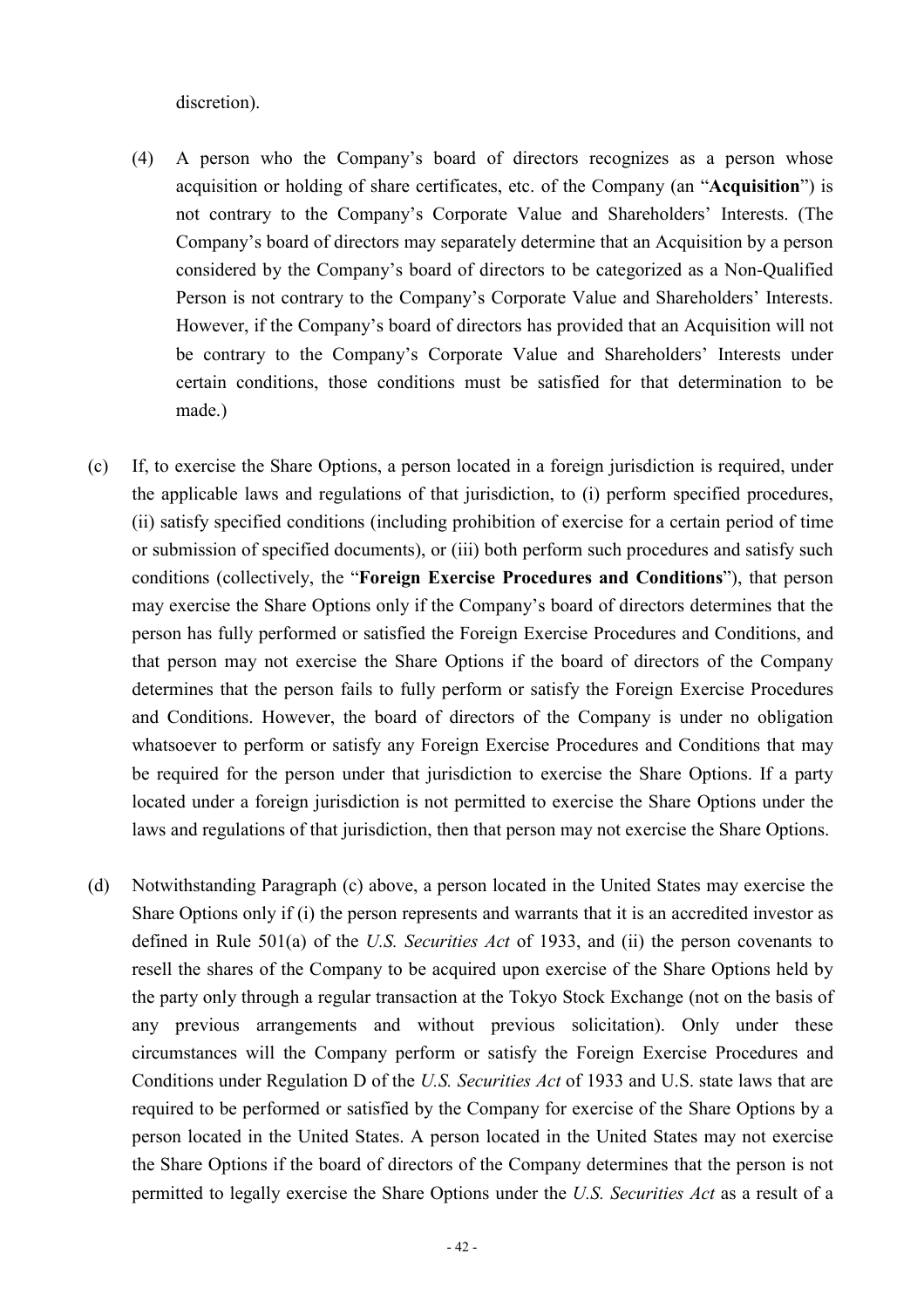discretion).

(4) A person who the Company's board of directors recognizes as a person whose acquisition or holding of share certificates, etc. of the Company (an "**Acquisition**") is not contrary to the Company's Corporate Value and Shareholders' Interests. (The Company's board of directors may separately determine that an Acquisition by a person considered by the Company's board of directors to be categorized as a Non-Qualified Person is not contrary to the Company's Corporate Value and Shareholders' Interests. However, if the Company's board of directors has provided that an Acquisition will not be contrary to the Company's Corporate Value and Shareholders' Interests under certain conditions, those conditions must be satisfied for that determination to be made.)

(c) If, to exercise the Share Options, a person located in a foreign jurisdiction is required, under the applicable laws and regulations of that jurisdiction, to (i) perform specified procedures, (ii) satisfy specified conditions (including prohibition of exercise for a certain period of time or submission of specified documents), or (iii) both perform such procedures and satisfy such conditions (collectively, the "**Foreign Exercise Procedures and Conditions**"), that person may exercise the Share Options only if the Company's board of directors determines that the person has fully performed or satisfied the Foreign Exercise Procedures and Conditions, and that person may not exercise the Share Options if the board of directors of the Company determines that the person fails to fully perform or satisfy the Foreign Exercise Procedures and Conditions. However, the board of directors of the Company is under no obligation whatsoever to perform or satisfy any Foreign Exercise Procedures and Conditions that may be required for the person under that jurisdiction to exercise the Share Options. If a party located under a foreign jurisdiction is not permitted to exercise the Share Options under the laws and regulations of that jurisdiction, then that person may not exercise the Share Options.

(d) Notwithstanding Paragraph (c) above, a person located in the United States may exercise the Share Options only if (i) the person represents and warrants that it is an accredited investor as defined in Rule 501(a) of the *U.S. Securities Act* of 1933, and (ii) the person covenants to resell the shares of the Company to be acquired upon exercise of the Share Options held by the party only through a regular transaction at the Tokyo Stock Exchange (not on the basis of any previous arrangements and without previous solicitation). Only under these circumstances will the Company perform or satisfy the Foreign Exercise Procedures and Conditions under Regulation D of the *U.S. Securities Act* of 1933 and U.S. state laws that are required to be performed or satisfied by the Company for exercise of the Share Options by a person located in the United States. A person located in the United States may not exercise the Share Options if the board of directors of the Company determines that the person is not permitted to legally exercise the Share Options under the *U.S. Securities Act* as a result of a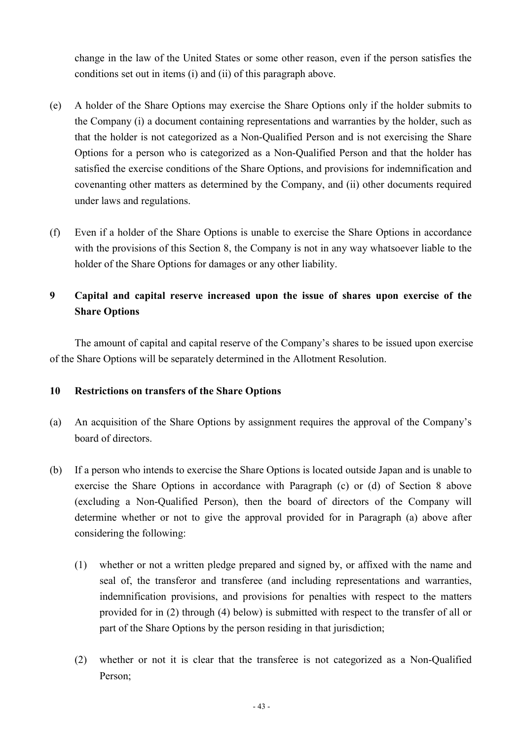change in the law of the United States or some other reason, even if the person satisfies the conditions set out in items (i) and (ii) of this paragraph above.

(e) A holder of the Share Options may exercise the Share Options only if the holder submits to the Company (i) a document containing representations and warranties by the holder, such as that the holder is not categorized as a Non-Qualified Person and is not exercising the Share Options for a person who is categorized as a Non-Qualified Person and that the holder has satisfied the exercise conditions of the Share Options, and provisions for indemnification and covenanting other matters as determined by the Company, and (ii) other documents required under laws and regulations.

(f) Even if a holder of the Share Options is unable to exercise the Share Options in accordance with the provisions of this Section 8, the Company is not in any way whatsoever liable to the holder of the Share Options for damages or any other liability.

## 9 Capital and capital reserve increased upon the issue of shares upon exercise of the Share Options

The amount of capital and capital reserve of the Company's shares to be issued upon exercise of the Share Options will be separately determined in the Allotment Resolution.

## 10 Restrictions on transfers of the Share Options

(a) An acquisition of the Share Options by assignment requires the approval of the Company's board of directors.

(b) If a person who intends to exercise the Share Options is located outside Japan and is unable to exercise the Share Options in accordance with Paragraph (c) or (d) of Section 8 above (excluding a Non-Qualified Person), then the board of directors of the Company will determine whether or not to give the approval provided for in Paragraph (a) above after considering the following:

(1) whether or not a written pledge prepared and signed by, or affixed with the name and seal of, the transferor and transferee (and including representations and warranties, indemnification provisions, and provisions for penalties with respect to the matters provided for in (2) through (4) below) is submitted with respect to the transfer of all or part of the Share Options by the person residing in that jurisdiction;

(2) whether or not it is clear that the transferee is not categorized as a Non-Qualified Person;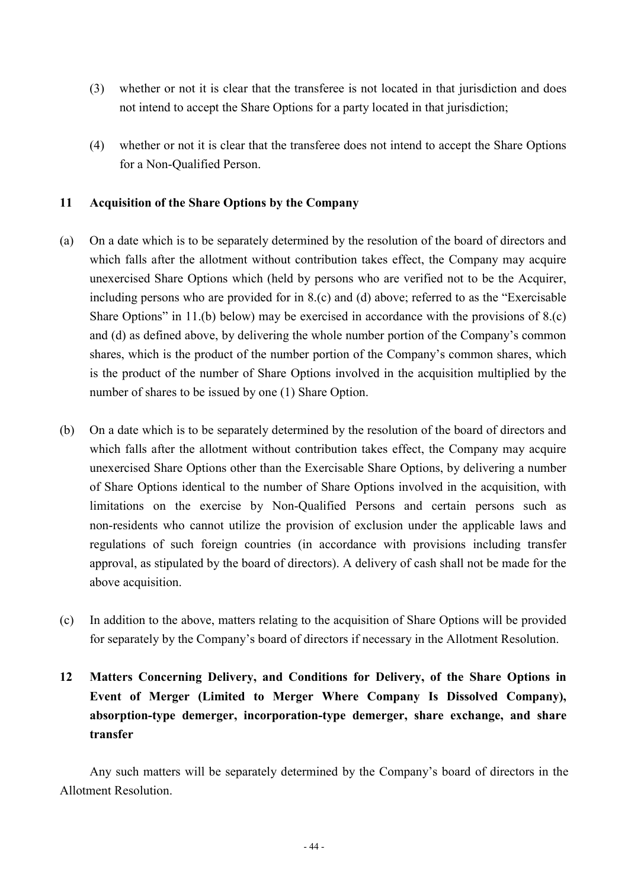(3) whether or not it is clear that the transferee is not located in that jurisdiction and does not intend to accept the Share Options for a party located in that jurisdiction;

(4) whether or not it is clear that the transferee does not intend to accept the Share Options for a Non-Qualified Person.

## 11 Acquisition of the Share Options by the Company

(a) On a date which is to be separately determined by the resolution of the board of directors and which falls after the allotment without contribution takes effect, the Company may acquire unexercised Share Options which (held by persons who are verified not to be the Acquirer, including persons who are provided for in 8.(c) and (d) above; referred to as the "Exercisable Share Options" in 11.(b) below) may be exercised in accordance with the provisions of 8.(c) and (d) as defined above, by delivering the whole number portion of the Company's common shares, which is the product of the number portion of the Company's common shares, which is the product of the number of Share Options involved in the acquisition multiplied by the number of shares to be issued by one (1) Share Option.

(b) On a date which is to be separately determined by the resolution of the board of directors and which falls after the allotment without contribution takes effect, the Company may acquire unexercised Share Options other than the Exercisable Share Options, by delivering a number of Share Options identical to the number of Share Options involved in the acquisition, with limitations on the exercise by Non-Qualified Persons and certain persons such as non-residents who cannot utilize the provision of exclusion under the applicable laws and regulations of such foreign countries (in accordance with provisions including transfer approval, as stipulated by the board of directors). A delivery of cash shall not be made for the above acquisition.

(c) In addition to the above, matters relating to the acquisition of Share Options will be provided for separately by the Company's board of directors if necessary in the Allotment Resolution.

## 12 Matters Concerning Delivery, and Conditions for Delivery, of the Share Options in Event of Merger (Limited to Merger Where Company Is Dissolved Company), absorption-type demerger, incorporation-type demerger, share exchange, and share transfer

Any such matters will be separately determined by the Company's board of directors in the Allotment Resolution.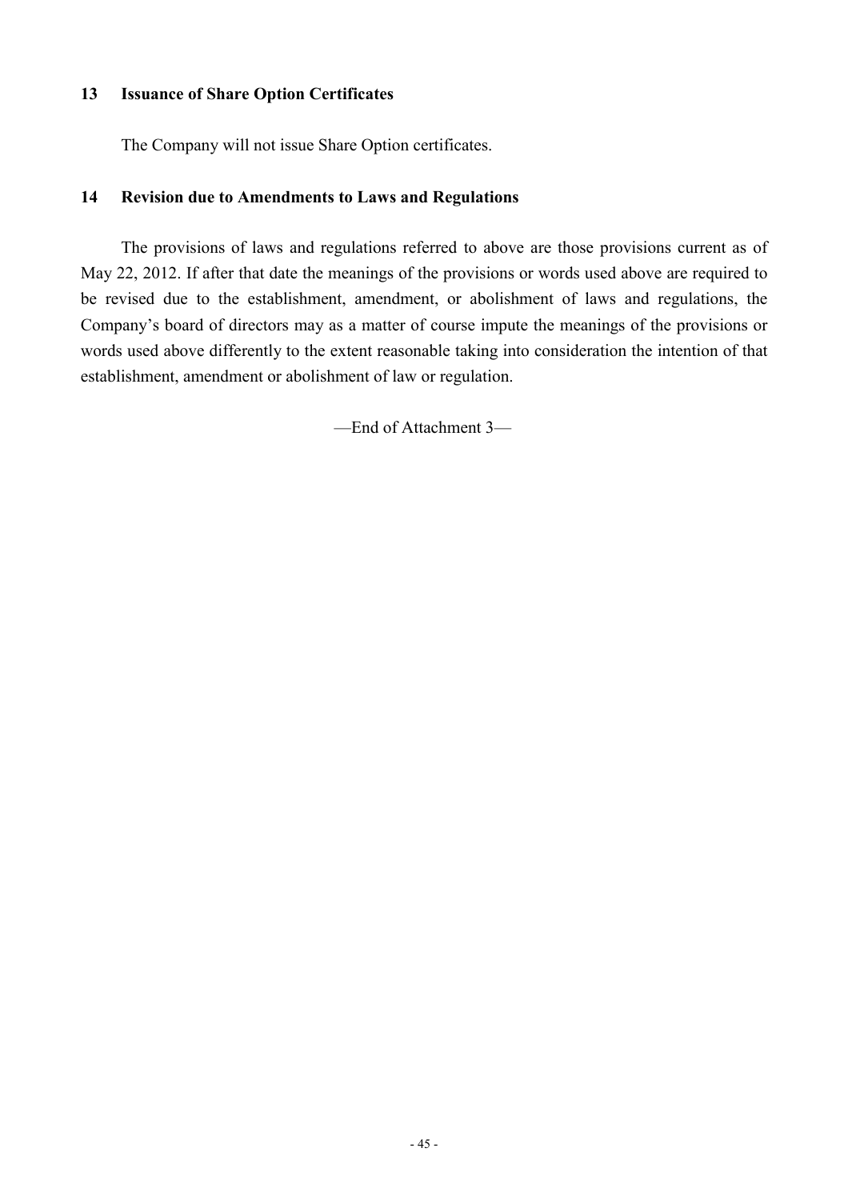## 13 Issuance of Share Option Certificates

The Company will not issue Share Option certificates.

## 14 Revision due to Amendments to Laws and Regulations

The provisions of laws and regulations referred to above are those provisions current as of May 22, 2012. If after that date the meanings of the provisions or words used above are required to be revised due to the establishment, amendment, or abolishment of laws and regulations, the Company's board of directors may as a matter of course impute the meanings of the provisions or words used above differently to the extent reasonable taking into consideration the intention of that establishment, amendment or abolishment of law or regulation.

—End of Attachment 3—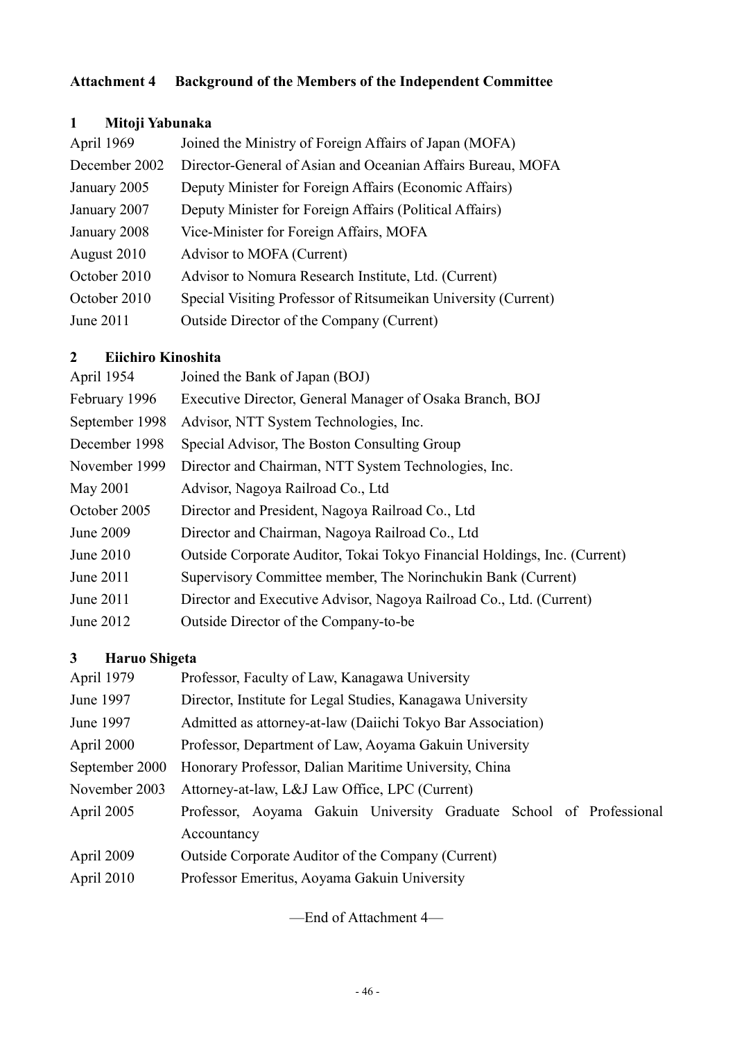**Attachment 4 Background of the Members of the Independent Committee**

**1 Mitoji Yabunaka**

| | |
|---|---|
| April 1969 | Joined the Ministry of Foreign Affairs of Japan (MOFA) |
| December 2002 | Director-General of Asian and Oceanian Affairs Bureau, MOFA |
| January 2005 | Deputy Minister for Foreign Affairs (Economic Affairs) |
| January 2007 | Deputy Minister for Foreign Affairs (Political Affairs) |
| January 2008 | Vice-Minister for Foreign Affairs, MOFA |
| August 2010 | Advisor to MOFA (Current) |
| October 2010 | Advisor to Nomura Research Institute, Ltd. (Current) |
| October 2010 | Special Visiting Professor of Ritsumeikan University (Current) |
| June 2011 | Outside Director of the Company (Current) |

**2 Eiichiro Kinoshita**

| | |
|---|---|
| April 1954 | Joined the Bank of Japan (BOJ) |
| February 1996 | Executive Director, General Manager of Osaka Branch, BOJ |
| September 1998 | Advisor, NTT System Technologies, Inc. |
| December 1998 | Special Advisor, The Boston Consulting Group |
| November 1999 | Director and Chairman, NTT System Technologies, Inc. |
| May 2001 | Advisor, Nagoya Railroad Co., Ltd |
| October 2005 | Director and President, Nagoya Railroad Co., Ltd |
| June 2009 | Director and Chairman, Nagoya Railroad Co., Ltd |
| June 2010 | Outside Corporate Auditor, Tokai Tokyo Financial Holdings, Inc. (Current) |
| June 2011 | Supervisory Committee member, The Norinchukin Bank (Current) |
| June 2011 | Director and Executive Advisor, Nagoya Railroad Co., Ltd. (Current) |
| June 2012 | Outside Director of the Company-to-be |

**3 Haruo Shigeta**

| | |
|---|---|
| April 1979 | Professor, Faculty of Law, Kanagawa University |
| June 1997 | Director, Institute for Legal Studies, Kanagawa University |
| June 1997 | Admitted as attorney-at-law (Daiichi Tokyo Bar Association) |
| April 2000 | Professor, Department of Law, Aoyama Gakuin University |
| September 2000 | Honorary Professor, Dalian Maritime University, China |
| November 2003 | Attorney-at-law, L&J Law Office, LPC (Current) |
| April 2005 | Professor, Aoyama Gakuin University Graduate School of Professional Accountancy |
| April 2009 | Outside Corporate Auditor of the Company (Current) |
| April 2010 | Professor Emeritus, Aoyama Gakuin University |

—End of Attachment 4—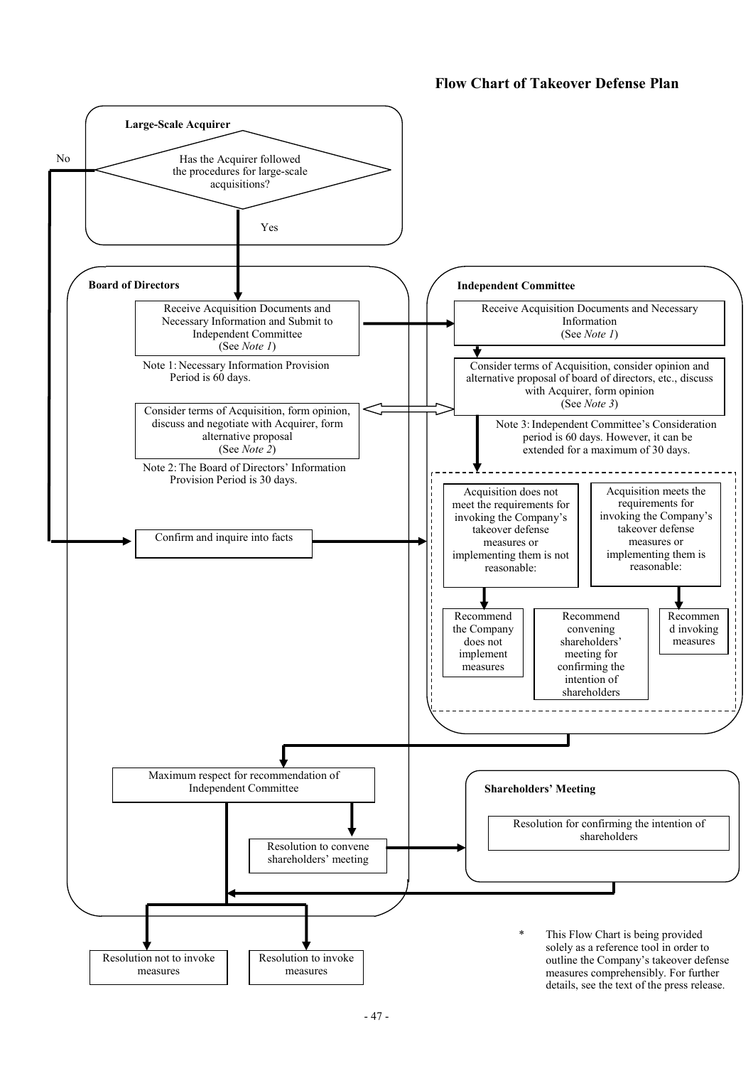## Flow Chart of Takeover Defense Plan

**Large-Scale Acquirer**

Has the Acquirer followed the procedures for large-scale acquisitions?

- Yes
- No

**Board of Directors**

Receive Acquisition Documents and Necessary Information and Submit to Independent Committee (See *Note 1*)

Note 1: Necessary Information Provision Period is 60 days.

Consider terms of Acquisition, form opinion, discuss and negotiate with Acquirer, form alternative proposal (See *Note 2*)

Note 2: The Board of Directors' Information Provision Period is 30 days.

Confirm and inquire into facts

**Independent Committee**

Receive Acquisition Documents and Necessary Information (See *Note 1*)

Consider terms of Acquisition, consider opinion and alternative proposal of board of directors, etc., discuss with Acquirer, form opinion (See *Note 3*)

Note 3: Independent Committee's Consideration period is 60 days. However, it can be extended for a maximum of 30 days.

Acquisition does not meet the requirements for invoking the Company's takeover defense measures or implementing them is not reasonable:

Acquisition meets the requirements for invoking the Company's takeover defense measures or implementing them is reasonable:

Recommend the Company does not implement measures

Recommend convening shareholders' meeting for confirming the intention of shareholders

Recommend invoking measures

Maximum respect for recommendation of Independent Committee

Resolution to convene shareholders' meeting

**Shareholders' Meeting**

Resolution for confirming the intention of shareholders

Resolution not to invoke measures

Resolution to invoke measures

\* This Flow Chart is being provided solely as a reference tool in order to outline the Company's takeover defense measures comprehensibly. For further details, see the text of the press release.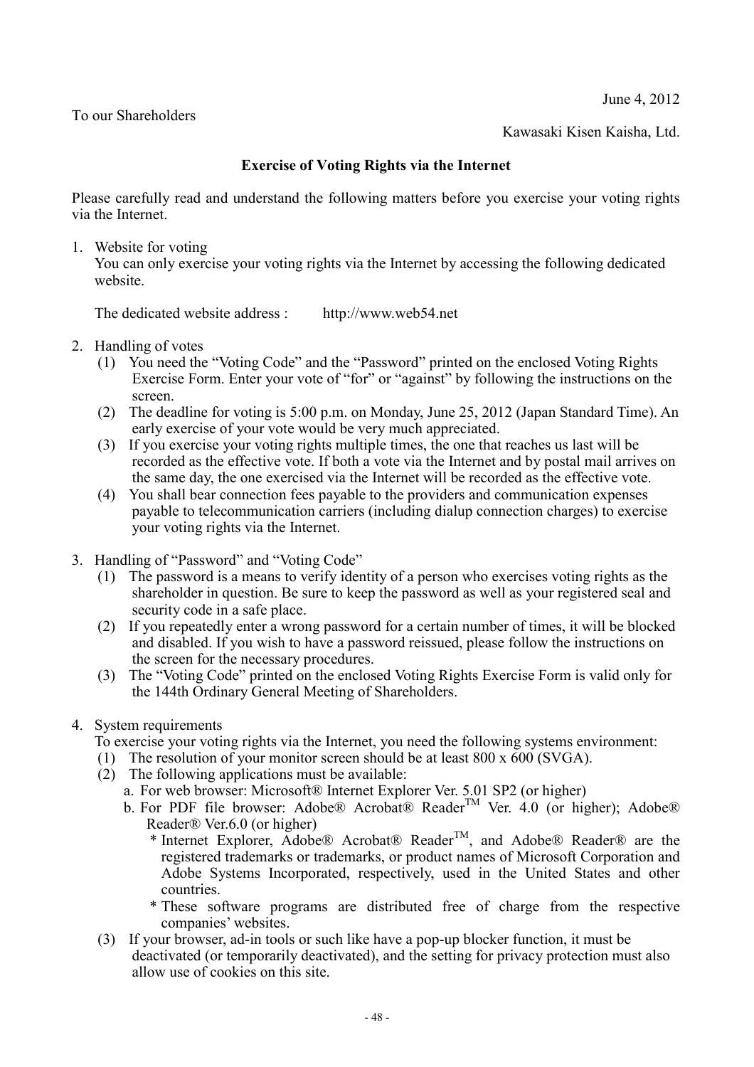June 4, 2012

To our Shareholders

Kawasaki Kisen Kaisha, Ltd.

**Exercise of Voting Rights via the Internet**

Please carefully read and understand the following matters before you exercise your voting rights via the Internet.

1. Website for voting

   You can only exercise your voting rights via the Internet by accessing the following dedicated website.

   The dedicated website address : http://www.web54.net

2. Handling of votes
   (1) You need the "Voting Code" and the "Password" printed on the enclosed Voting Rights Exercise Form. Enter your vote of "for" or "against" by following the instructions on the screen.
   (2) The deadline for voting is 5:00 p.m. on Monday, June 25, 2012 (Japan Standard Time). An early exercise of your vote would be very much appreciated.
   (3) If you exercise your voting rights multiple times, the one that reaches us last will be recorded as the effective vote. If both a vote via the Internet and by postal mail arrives on the same day, the one exercised via the Internet will be recorded as the effective vote.
   (4) You shall bear connection fees payable to the providers and communication expenses payable to telecommunication carriers (including dialup connection charges) to exercise your voting rights via the Internet.

3. Handling of "Password" and "Voting Code"
   (1) The password is a means to verify identity of a person who exercises voting rights as the shareholder in question. Be sure to keep the password as well as your registered seal and security code in a safe place.
   (2) If you repeatedly enter a wrong password for a certain number of times, it will be blocked and disabled. If you wish to have a password reissued, please follow the instructions on the screen for the necessary procedures.
   (3) The "Voting Code" printed on the enclosed Voting Rights Exercise Form is valid only for the 144th Ordinary General Meeting of Shareholders.

4. System requirements

   To exercise your voting rights via the Internet, you need the following systems environment:
   (1) The resolution of your monitor screen should be at least 800 x 600 (SVGA).
   (2) The following applications must be available:
      a. For web browser: Microsoft® Internet Explorer Ver. 5.01 SP2 (or higher)
      b. For PDF file browser: Adobe® Acrobat® Reader™ Ver. 4.0 (or higher); Adobe® Reader® Ver.6.0 (or higher)
         * Internet Explorer, Adobe® Acrobat® Reader™, and Adobe® Reader® are the registered trademarks or trademarks, or product names of Microsoft Corporation and Adobe Systems Incorporated, respectively, used in the United States and other countries.
         * These software programs are distributed free of charge from the respective companies' websites.
   (3) If your browser, ad-in tools or such like have a pop-up blocker function, it must be deactivated (or temporarily deactivated), and the setting for privacy protection must also allow use of cookies on this site.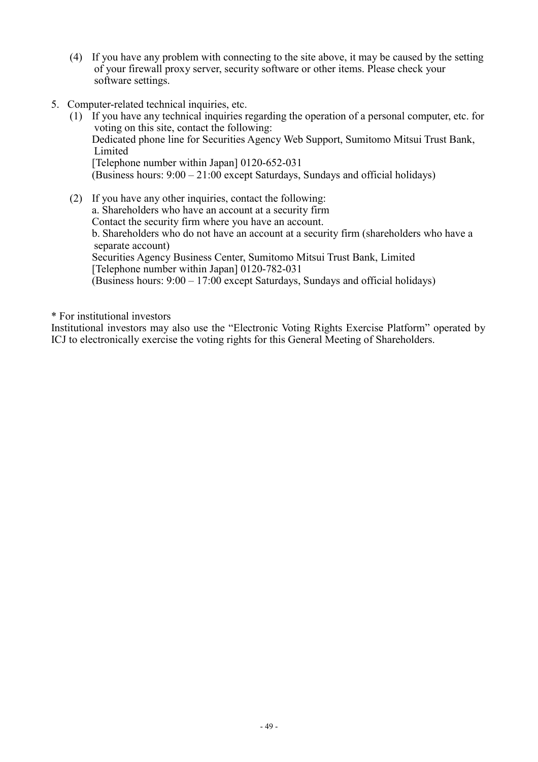(4) If you have any problem with connecting to the site above, it may be caused by the setting of your firewall proxy server, security software or other items. Please check your software settings.

5. Computer-related technical inquiries, etc.

   (1) If you have any technical inquiries regarding the operation of a personal computer, etc. for voting on this site, contact the following:
   Dedicated phone line for Securities Agency Web Support, Sumitomo Mitsui Trust Bank, Limited
   [Telephone number within Japan] 0120-652-031
   (Business hours: 9:00 – 21:00 except Saturdays, Sundays and official holidays)

   (2) If you have any other inquiries, contact the following:
   a. Shareholders who have an account at a security firm
   Contact the security firm where you have an account.
   b. Shareholders who do not have an account at a security firm (shareholders who have a separate account)
   Securities Agency Business Center, Sumitomo Mitsui Trust Bank, Limited
   [Telephone number within Japan] 0120-782-031
   (Business hours: 9:00 – 17:00 except Saturdays, Sundays and official holidays)

* For institutional investors

Institutional investors may also use the “Electronic Voting Rights Exercise Platform” operated by ICJ to electronically exercise the voting rights for this General Meeting of Shareholders.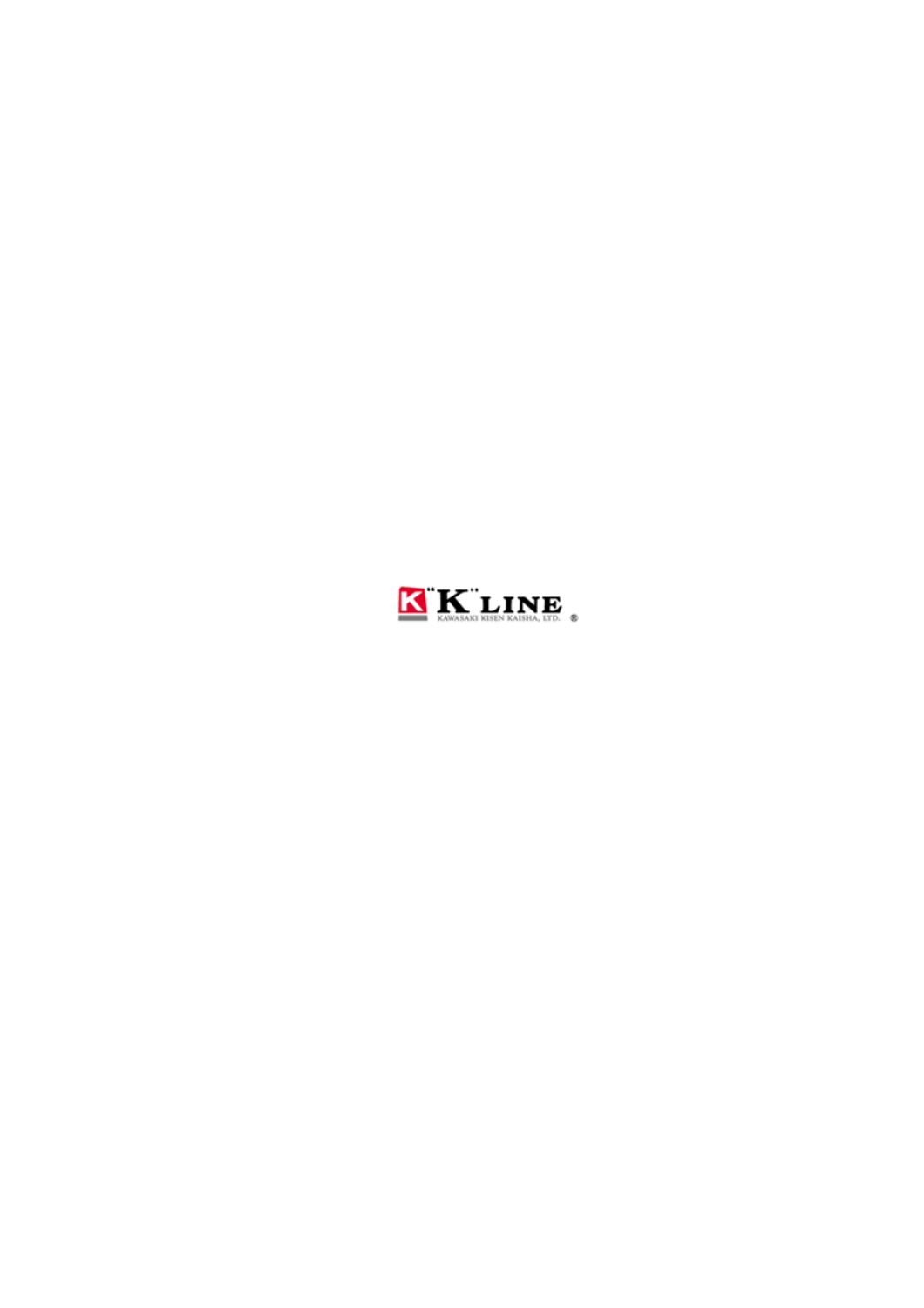"K" LINE

KAWASAKI KISEN KAISHA, LTD. ®